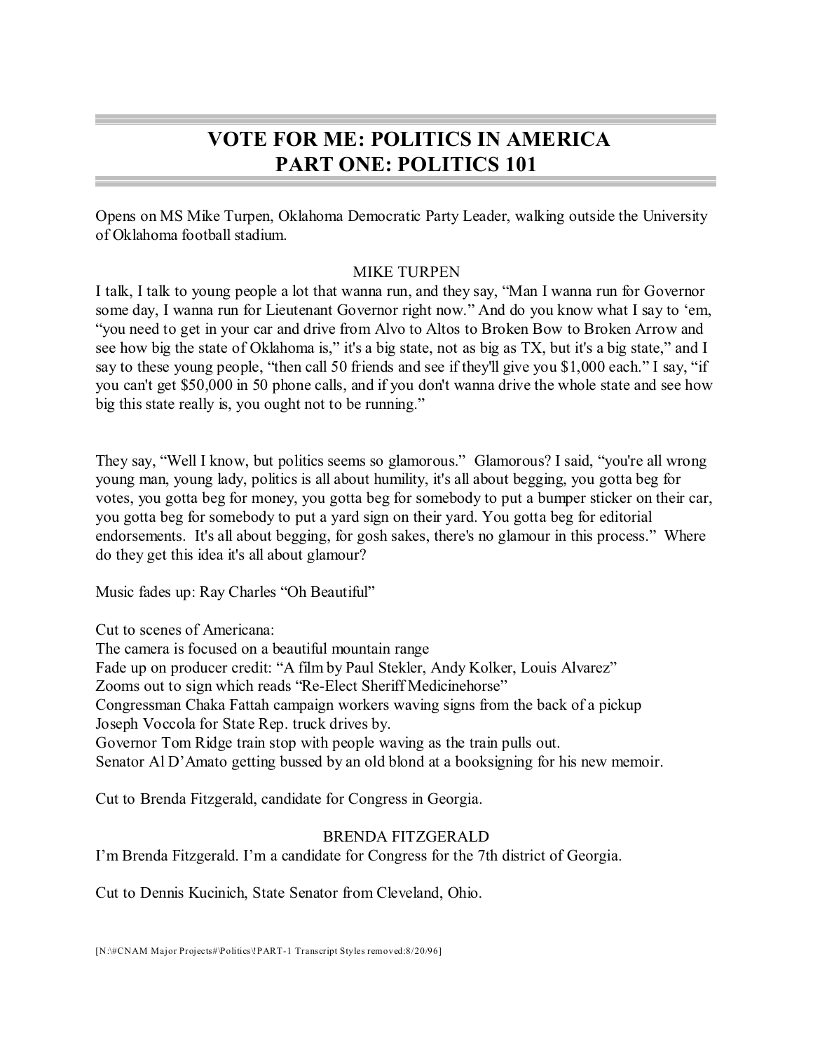# VOTE FOR ME: POLITICS IN AMERICA
# PART ONE: POLITICS 101

Opens on MS Mike Turpen, Oklahoma Democratic Party Leader, walking outside the University of Oklahoma football stadium.

MIKE TURPEN

I talk, I talk to young people a lot that wanna run, and they say, "Man I wanna run for Governor some day, I wanna run for Lieutenant Governor right now." And do you know what I say to 'em, "you need to get in your car and drive from Alvo to Altos to Broken Bow to Broken Arrow and see how big the state of Oklahoma is," it's a big state, not as big as TX, but it's a big state," and I say to these young people, "then call 50 friends and see if they'll give you $1,000 each." I say, "if you can't get $50,000 in 50 phone calls, and if you don't wanna drive the whole state and see how big this state really is, you ought not to be running."

They say, "Well I know, but politics seems so glamorous." Glamorous? I said, "you're all wrong young man, young lady, politics is all about humility, it's all about begging, you gotta beg for votes, you gotta beg for money, you gotta beg for somebody to put a bumper sticker on their car, you gotta beg for somebody to put a yard sign on their yard. You gotta beg for editorial endorsements. It's all about begging, for gosh sakes, there's no glamour in this process." Where do they get this idea it's all about glamour?

Music fades up: Ray Charles "Oh Beautiful"

Cut to scenes of Americana:
The camera is focused on a beautiful mountain range
Fade up on producer credit: "A film by Paul Stekler, Andy Kolker, Louis Alvarez"
Zooms out to sign which reads "Re-Elect Sheriff Medicinehorse"
Congressman Chaka Fattah campaign workers waving signs from the back of a pickup
Joseph Voccola for State Rep. truck drives by.
Governor Tom Ridge train stop with people waving as the train pulls out.
Senator Al D'Amato getting bussed by an old blond at a booksigning for his new memoir.

Cut to Brenda Fitzgerald, candidate for Congress in Georgia.

BRENDA FITZGERALD

I'm Brenda Fitzgerald. I'm a candidate for Congress for the 7th district of Georgia.

Cut to Dennis Kucinich, State Senator from Cleveland, Ohio.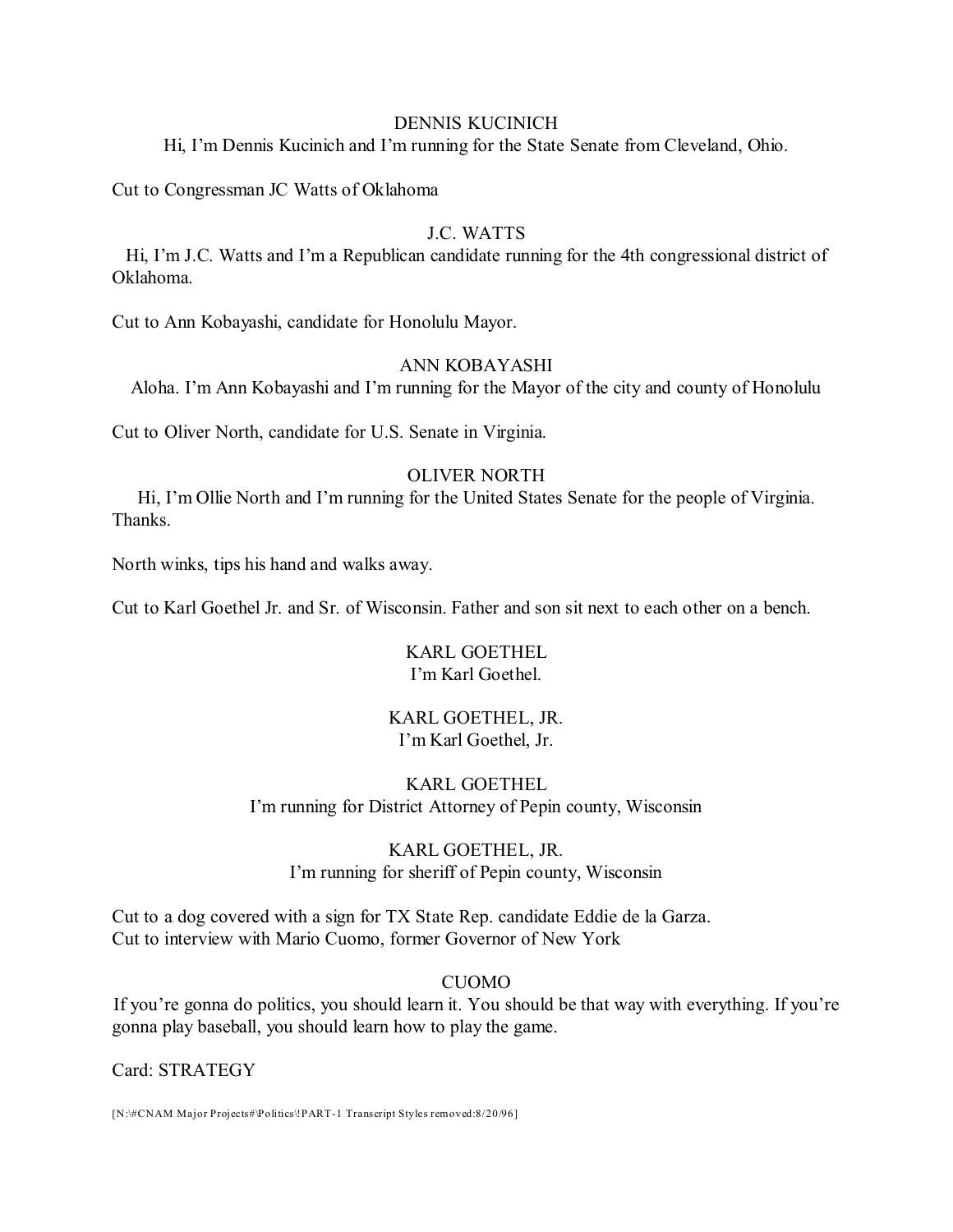DENNIS KUCINICH

Hi, I'm Dennis Kucinich and I'm running for the State Senate from Cleveland, Ohio.

Cut to Congressman JC Watts of Oklahoma

J.C. WATTS

Hi, I'm J.C. Watts and I'm a Republican candidate running for the 4th congressional district of Oklahoma.

Cut to Ann Kobayashi, candidate for Honolulu Mayor.

ANN KOBAYASHI

Aloha. I'm Ann Kobayashi and I'm running for the Mayor of the city and county of Honolulu

Cut to Oliver North, candidate for U.S. Senate in Virginia.

OLIVER NORTH

Hi, I'm Ollie North and I'm running for the United States Senate for the people of Virginia. Thanks.

North winks, tips his hand and walks away.

Cut to Karl Goethel Jr. and Sr. of Wisconsin. Father and son sit next to each other on a bench.

KARL GOETHEL

I'm Karl Goethel.

KARL GOETHEL, JR.

I'm Karl Goethel, Jr.

KARL GOETHEL

I'm running for District Attorney of Pepin county, Wisconsin

KARL GOETHEL, JR.

I'm running for sheriff of Pepin county, Wisconsin

Cut to a dog covered with a sign for TX State Rep. candidate Eddie de la Garza.
Cut to interview with Mario Cuomo, former Governor of New York

CUOMO

If you're gonna do politics, you should learn it. You should be that way with everything. If you're gonna play baseball, you should learn how to play the game.

Card: STRATEGY

[N:\#CNAM Major Projects#\Politics\!PART-1 Transcript Styles removed:8/20/96]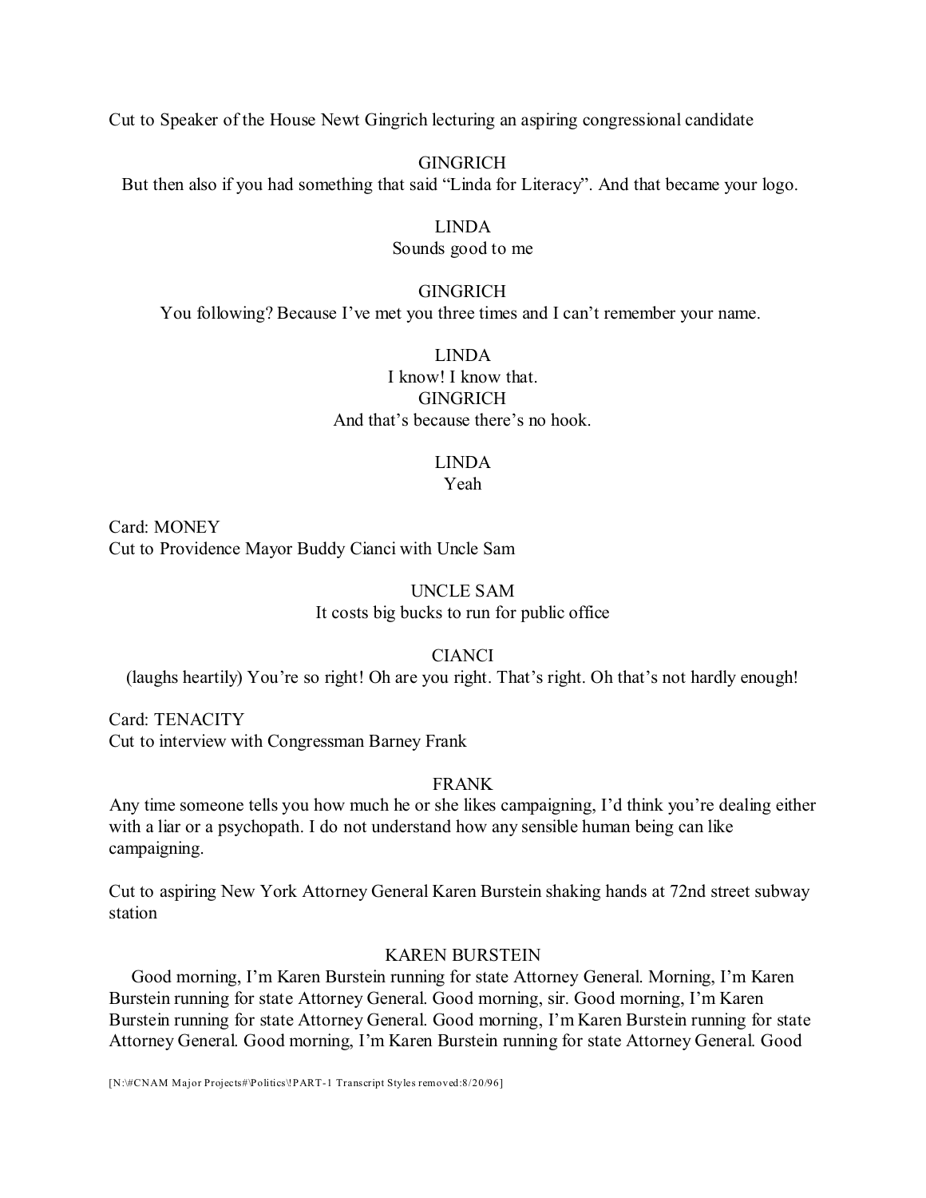Cut to Speaker of the House Newt Gingrich lecturing an aspiring congressional candidate

GINGRICH

But then also if you had something that said "Linda for Literacy". And that became your logo.

LINDA

Sounds good to me

GINGRICH

You following? Because I've met you three times and I can't remember your name.

LINDA

I know! I know that.

GINGRICH

And that's because there's no hook.

LINDA

Yeah

Card: MONEY

Cut to Providence Mayor Buddy Cianci with Uncle Sam

UNCLE SAM

It costs big bucks to run for public office

CIANCI

(laughs heartily) You're so right! Oh are you right. That's right. Oh that's not hardly enough!

Card: TENACITY

Cut to interview with Congressman Barney Frank

FRANK

Any time someone tells you how much he or she likes campaigning, I'd think you're dealing either with a liar or a psychopath. I do not understand how any sensible human being can like campaigning.

Cut to aspiring New York Attorney General Karen Burstein shaking hands at 72nd street subway station

KAREN BURSTEIN

Good morning, I'm Karen Burstein running for state Attorney General. Morning, I'm Karen Burstein running for state Attorney General. Good morning, sir. Good morning, I'm Karen Burstein running for state Attorney General. Good morning, I'm Karen Burstein running for state Attorney General. Good morning, I'm Karen Burstein running for state Attorney General. Good

[N:\#CNAM Major Projects#\Politics\!PART-1 Transcript Styles removed:8/20/96]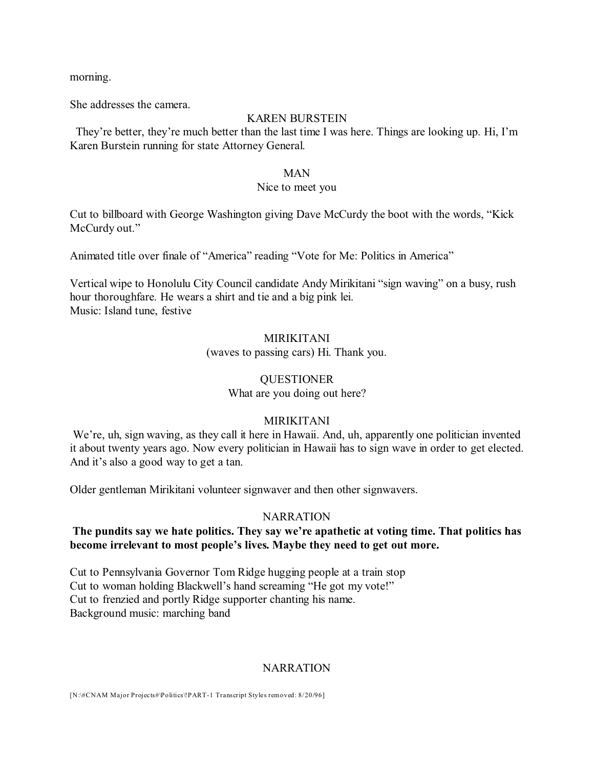morning.

She addresses the camera.

KAREN BURSTEIN

They're better, they're much better than the last time I was here. Things are looking up. Hi, I'm Karen Burstein running for state Attorney General.

MAN

Nice to meet you

Cut to billboard with George Washington giving Dave McCurdy the boot with the words, "Kick McCurdy out."

Animated title over finale of "America" reading "Vote for Me: Politics in America"

Vertical wipe to Honolulu City Council candidate Andy Mirikitani "sign waving" on a busy, rush hour thoroughfare. He wears a shirt and tie and a big pink lei.
Music: Island tune, festive

MIRIKITANI

(waves to passing cars) Hi. Thank you.

QUESTIONER

What are you doing out here?

MIRIKITANI

We're, uh, sign waving, as they call it here in Hawaii. And, uh, apparently one politician invented it about twenty years ago. Now every politician in Hawaii has to sign wave in order to get elected. And it's also a good way to get a tan.

Older gentleman Mirikitani volunteer signwaver and then other signwavers.

NARRATION

**The pundits say we hate politics. They say we're apathetic at voting time. That politics has become irrelevant to most people's lives. Maybe they need to get out more.**

Cut to Pennsylvania Governor Tom Ridge hugging people at a train stop
Cut to woman holding Blackwell's hand screaming "He got my vote!"
Cut to frenzied and portly Ridge supporter chanting his name.
Background music: marching band

NARRATION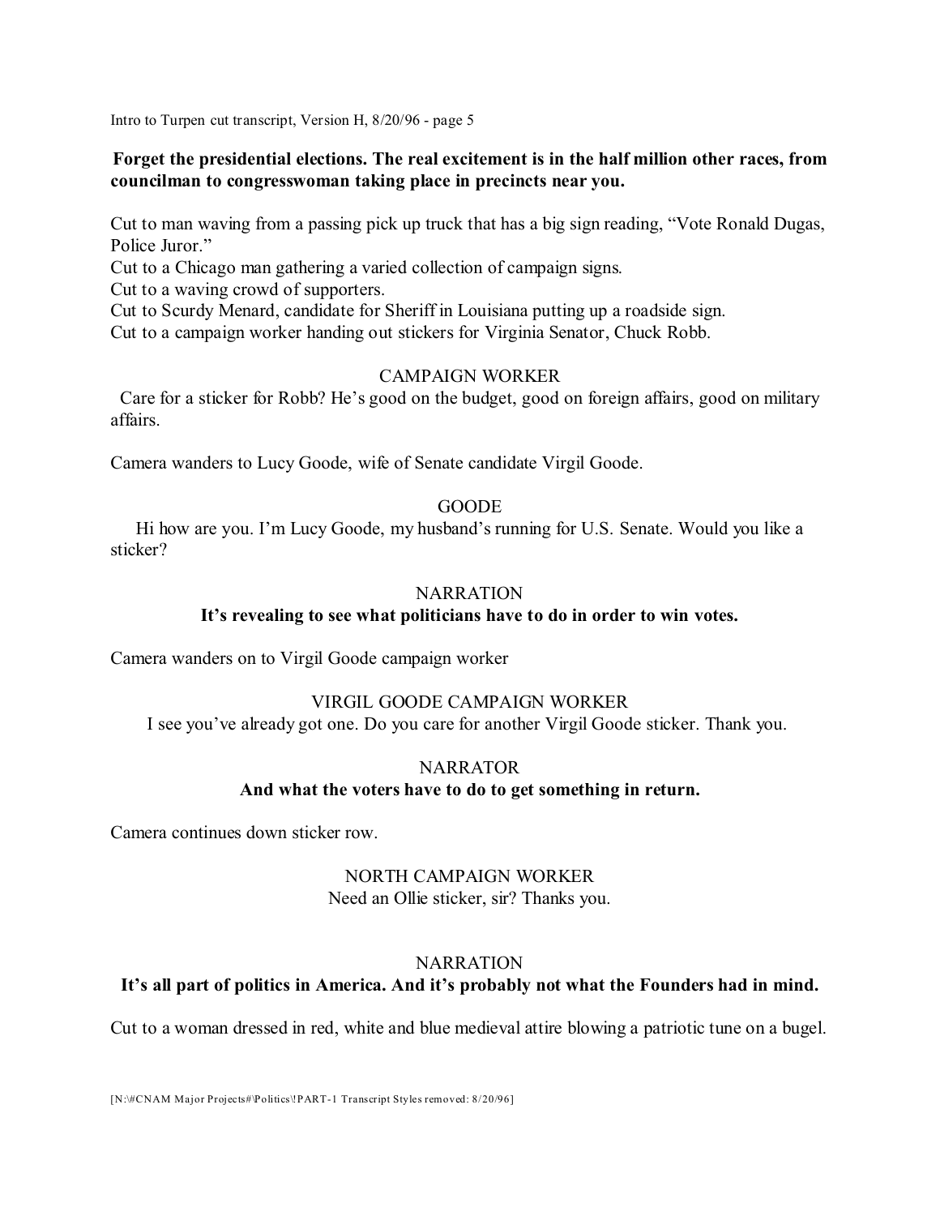**Forget the presidential elections. The real excitement is in the half million other races, from councilman to congresswoman taking place in precincts near you.**

Cut to man waving from a passing pick up truck that has a big sign reading, "Vote Ronald Dugas, Police Juror."
Cut to a Chicago man gathering a varied collection of campaign signs.
Cut to a waving crowd of supporters.
Cut to Scurdy Menard, candidate for Sheriff in Louisiana putting up a roadside sign.
Cut to a campaign worker handing out stickers for Virginia Senator, Chuck Robb.

CAMPAIGN WORKER

Care for a sticker for Robb? He's good on the budget, good on foreign affairs, good on military affairs.

Camera wanders to Lucy Goode, wife of Senate candidate Virgil Goode.

GOODE

Hi how are you. I'm Lucy Goode, my husband's running for U.S. Senate. Would you like a sticker?

NARRATION

**It's revealing to see what politicians have to do in order to win votes.**

Camera wanders on to Virgil Goode campaign worker

VIRGIL GOODE CAMPAIGN WORKER

I see you've already got one. Do you care for another Virgil Goode sticker. Thank you.

NARRATOR

**And what the voters have to do to get something in return.**

Camera continues down sticker row.

NORTH CAMPAIGN WORKER

Need an Ollie sticker, sir? Thanks you.

NARRATION

**It's all part of politics in America. And it's probably not what the Founders had in mind.**

Cut to a woman dressed in red, white and blue medieval attire blowing a patriotic tune on a bugel.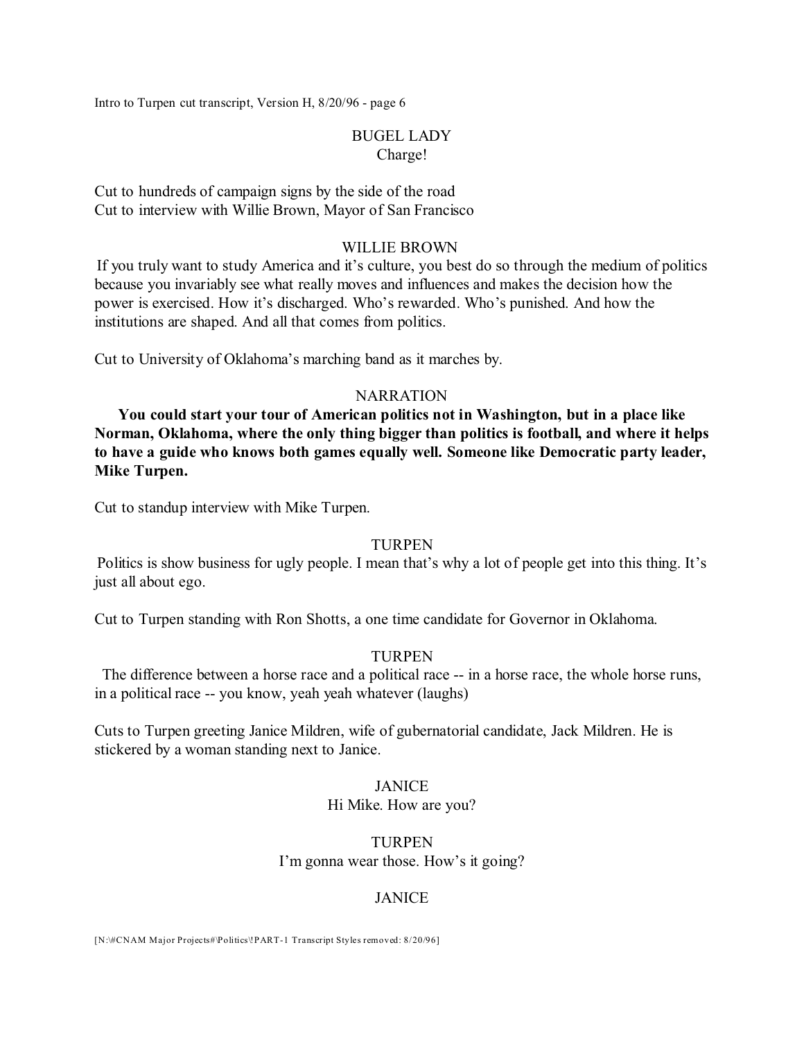BUGEL LADY

Charge!

Cut to hundreds of campaign signs by the side of the road

Cut to interview with Willie Brown, Mayor of San Francisco

WILLIE BROWN

If you truly want to study America and it's culture, you best do so through the medium of politics because you invariably see what really moves and influences and makes the decision how the power is exercised. How it's discharged. Who's rewarded. Who's punished. And how the institutions are shaped. And all that comes from politics.

Cut to University of Oklahoma's marching band as it marches by.

NARRATION

**You could start your tour of American politics not in Washington, but in a place like Norman, Oklahoma, where the only thing bigger than politics is football, and where it helps to have a guide who knows both games equally well. Someone like Democratic party leader, Mike Turpen.**

Cut to standup interview with Mike Turpen.

TURPEN

Politics is show business for ugly people. I mean that's why a lot of people get into this thing. It's just all about ego.

Cut to Turpen standing with Ron Shotts, a one time candidate for Governor in Oklahoma.

TURPEN

The difference between a horse race and a political race -- in a horse race, the whole horse runs, in a political race -- you know, yeah yeah whatever (laughs)

Cuts to Turpen greeting Janice Mildren, wife of gubernatorial candidate, Jack Mildren. He is stickered by a woman standing next to Janice.

JANICE

Hi Mike. How are you?

TURPEN

I'm gonna wear those. How's it going?

JANICE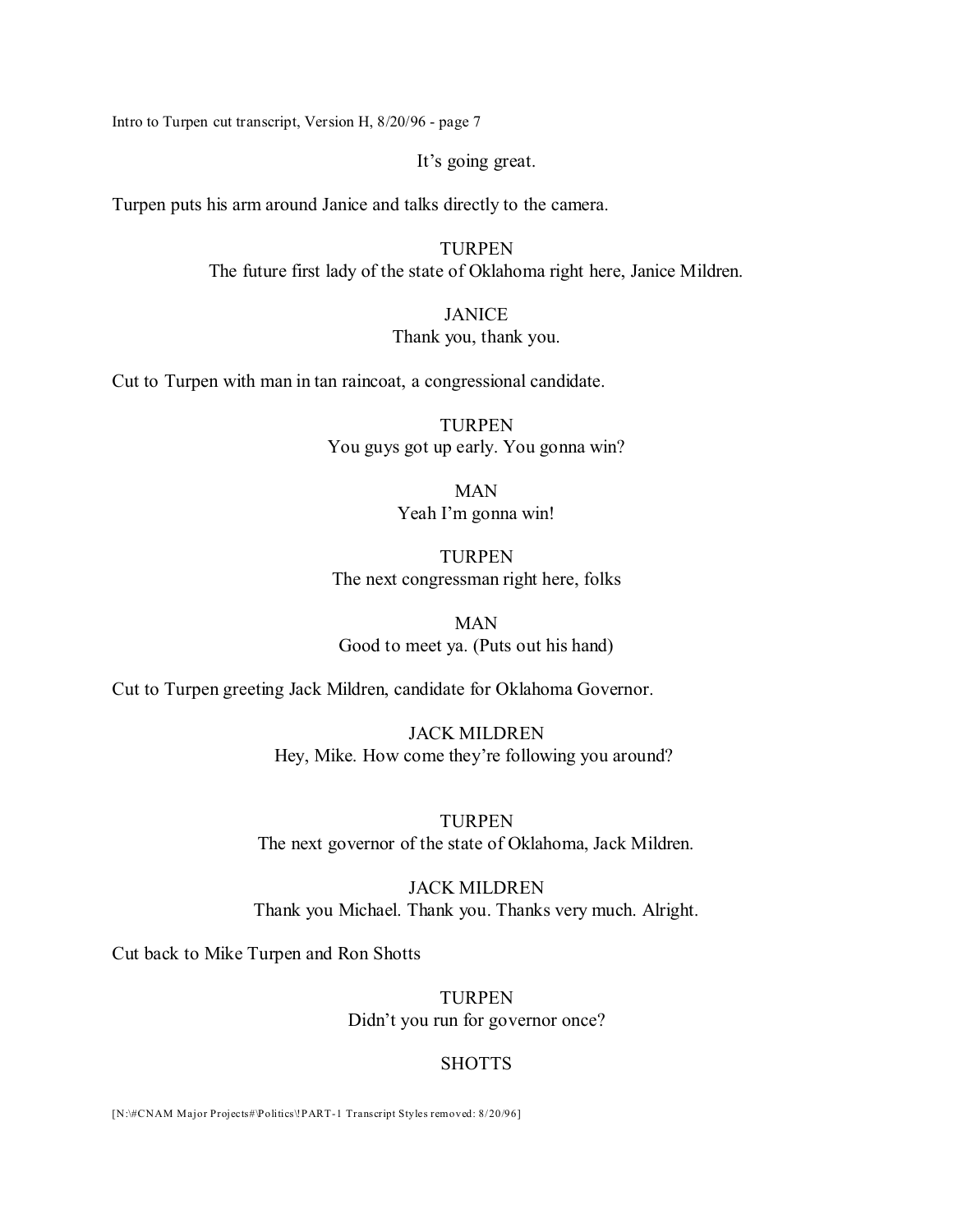It's going great.

Turpen puts his arm around Janice and talks directly to the camera.

TURPEN
The future first lady of the state of Oklahoma right here, Janice Mildren.

JANICE
Thank you, thank you.

Cut to Turpen with man in tan raincoat, a congressional candidate.

TURPEN
You guys got up early. You gonna win?

MAN
Yeah I'm gonna win!

TURPEN
The next congressman right here, folks

MAN
Good to meet ya. (Puts out his hand)

Cut to Turpen greeting Jack Mildren, candidate for Oklahoma Governor.

JACK MILDREN
Hey, Mike. How come they're following you around?

TURPEN
The next governor of the state of Oklahoma, Jack Mildren.

JACK MILDREN
Thank you Michael. Thank you. Thanks very much. Alright.

Cut back to Mike Turpen and Ron Shotts

TURPEN
Didn't you run for governor once?

SHOTTS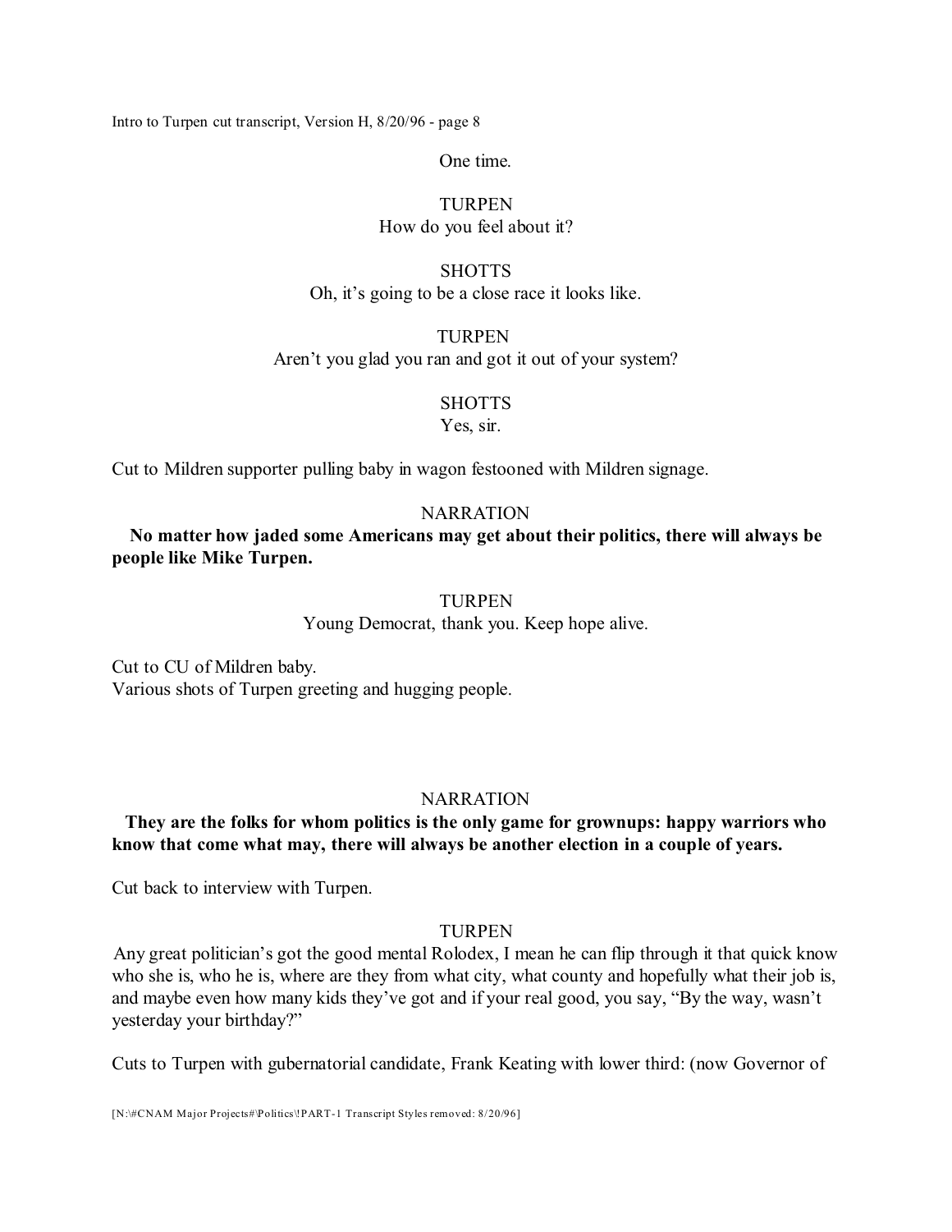One time.

TURPEN
How do you feel about it?

SHOTTS
Oh, it's going to be a close race it looks like.

TURPEN
Aren't you glad you ran and got it out of your system?

SHOTTS
Yes, sir.

Cut to Mildren supporter pulling baby in wagon festooned with Mildren signage.

NARRATION
**No matter how jaded some Americans may get about their politics, there will always be people like Mike Turpen.**

TURPEN
Young Democrat, thank you. Keep hope alive.

Cut to CU of Mildren baby.
Various shots of Turpen greeting and hugging people.

NARRATION
**They are the folks for whom politics is the only game for grownups: happy warriors who know that come what may, there will always be another election in a couple of years.**

Cut back to interview with Turpen.

TURPEN
Any great politician's got the good mental Rolodex, I mean he can flip through it that quick know who she is, who he is, where are they from what city, what county and hopefully what their job is, and maybe even how many kids they've got and if your real good, you say, "By the way, wasn't yesterday your birthday?"

Cuts to Turpen with gubernatorial candidate, Frank Keating with lower third: (now Governor of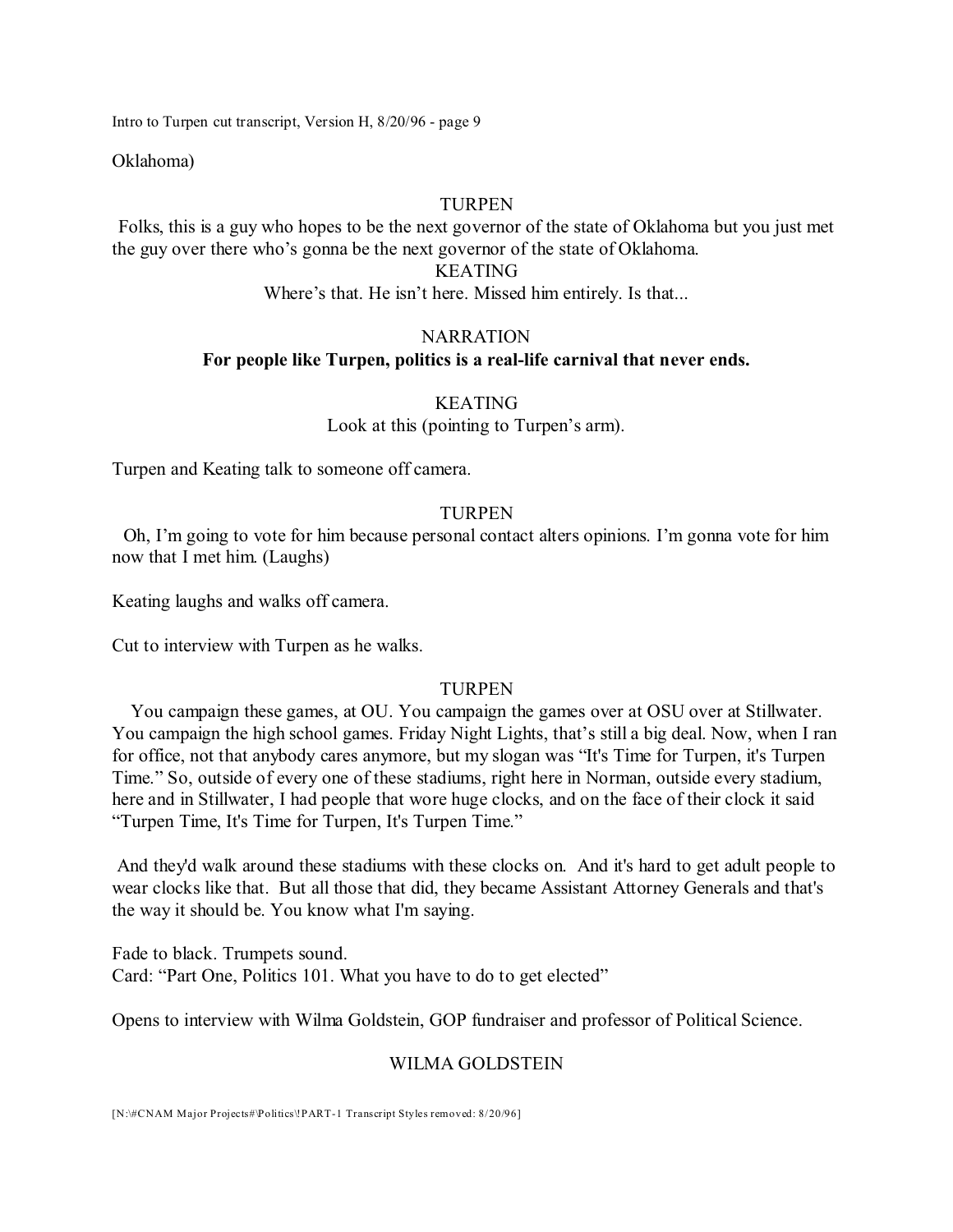Oklahoma)

TURPEN

Folks, this is a guy who hopes to be the next governor of the state of Oklahoma but you just met the guy over there who's gonna be the next governor of the state of Oklahoma.

KEATING

Where's that. He isn't here. Missed him entirely. Is that...

NARRATION

**For people like Turpen, politics is a real-life carnival that never ends.**

KEATING

Look at this (pointing to Turpen's arm).

Turpen and Keating talk to someone off camera.

TURPEN

Oh, I'm going to vote for him because personal contact alters opinions. I'm gonna vote for him now that I met him. (Laughs)

Keating laughs and walks off camera.

Cut to interview with Turpen as he walks.

TURPEN

You campaign these games, at OU. You campaign the games over at OSU over at Stillwater. You campaign the high school games. Friday Night Lights, that's still a big deal. Now, when I ran for office, not that anybody cares anymore, but my slogan was "It's Time for Turpen, it's Turpen Time." So, outside of every one of these stadiums, right here in Norman, outside every stadium, here and in Stillwater, I had people that wore huge clocks, and on the face of their clock it said "Turpen Time, It's Time for Turpen, It's Turpen Time."

And they'd walk around these stadiums with these clocks on. And it's hard to get adult people to wear clocks like that. But all those that did, they became Assistant Attorney Generals and that's the way it should be. You know what I'm saying.

Fade to black. Trumpets sound.
Card: "Part One, Politics 101. What you have to do to get elected"

Opens to interview with Wilma Goldstein, GOP fundraiser and professor of Political Science.

WILMA GOLDSTEIN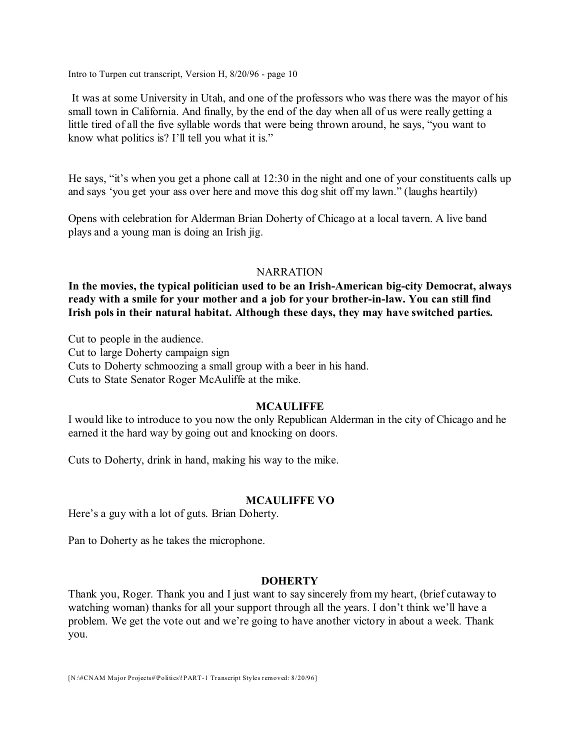It was at some University in Utah, and one of the professors who was there was the mayor of his small town in California. And finally, by the end of the day when all of us were really getting a little tired of all the five syllable words that were being thrown around, he says, "you want to know what politics is? I'll tell you what it is."

He says, "it's when you get a phone call at 12:30 in the night and one of your constituents calls up and says 'you get your ass over here and move this dog shit off my lawn." (laughs heartily)

Opens with celebration for Alderman Brian Doherty of Chicago at a local tavern. A live band plays and a young man is doing an Irish jig.

NARRATION

**In the movies, the typical politician used to be an Irish-American big-city Democrat, always ready with a smile for your mother and a job for your brother-in-law. You can still find Irish pols in their natural habitat. Although these days, they may have switched parties.**

Cut to people in the audience.
Cut to large Doherty campaign sign
Cuts to Doherty schmoozing a small group with a beer in his hand.
Cuts to State Senator Roger McAuliffe at the mike.

**MCAULIFFE**

I would like to introduce to you now the only Republican Alderman in the city of Chicago and he earned it the hard way by going out and knocking on doors.

Cuts to Doherty, drink in hand, making his way to the mike.

**MCAULIFFE VO**

Here's a guy with a lot of guts. Brian Doherty.

Pan to Doherty as he takes the microphone.

**DOHERTY**

Thank you, Roger. Thank you and I just want to say sincerely from my heart, (brief cutaway to watching woman) thanks for all your support through all the years. I don't think we'll have a problem. We get the vote out and we're going to have another victory in about a week. Thank you.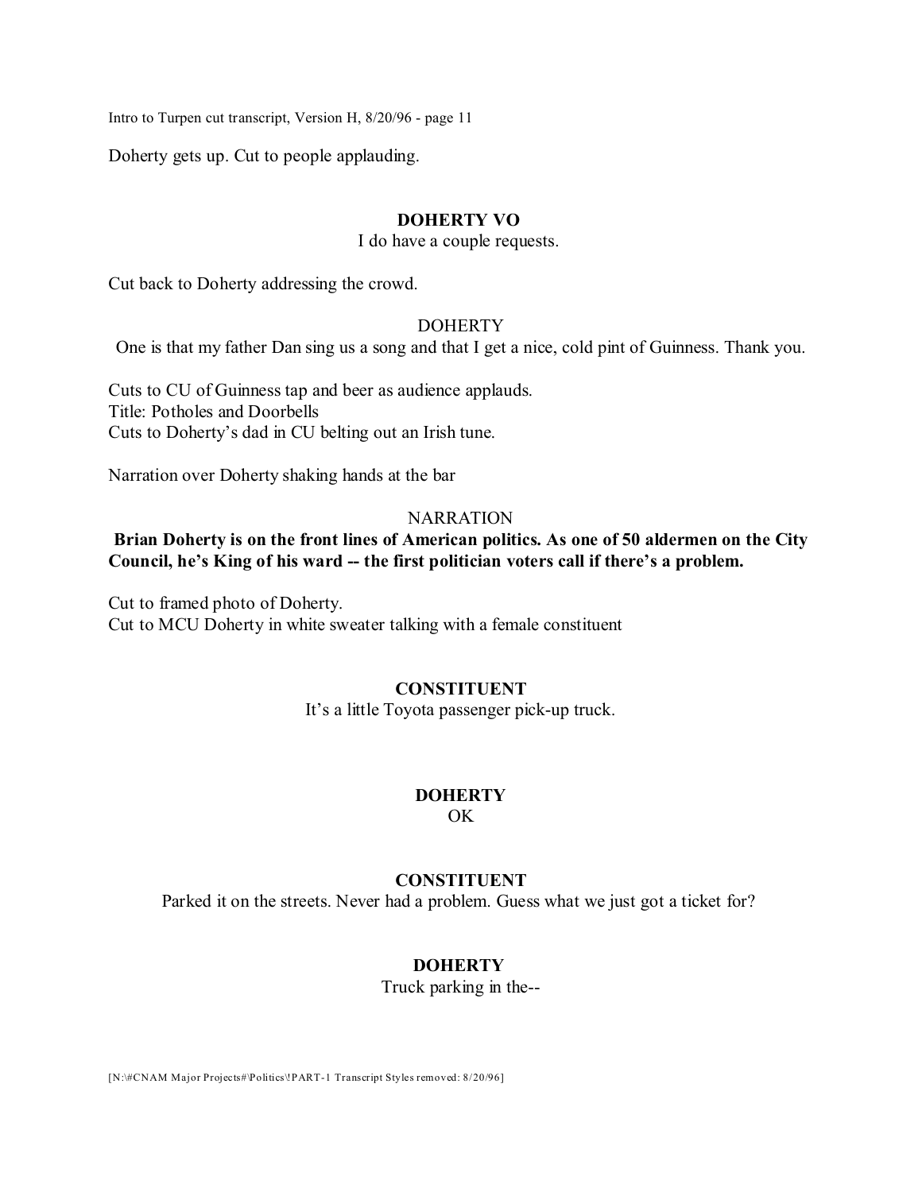Doherty gets up. Cut to people applauding.

**DOHERTY VO**

I do have a couple requests.

Cut back to Doherty addressing the crowd.

DOHERTY

One is that my father Dan sing us a song and that I get a nice, cold pint of Guinness. Thank you.

Cuts to CU of Guinness tap and beer as audience applauds.
Title: Potholes and Doorbells
Cuts to Doherty's dad in CU belting out an Irish tune.

Narration over Doherty shaking hands at the bar

NARRATION

**Brian Doherty is on the front lines of American politics. As one of 50 aldermen on the City Council, he's King of his ward -- the first politician voters call if there's a problem.**

Cut to framed photo of Doherty.
Cut to MCU Doherty in white sweater talking with a female constituent

**CONSTITUENT**

It's a little Toyota passenger pick-up truck.

**DOHERTY**

OK

**CONSTITUENT**

Parked it on the streets. Never had a problem. Guess what we just got a ticket for?

**DOHERTY**

Truck parking in the--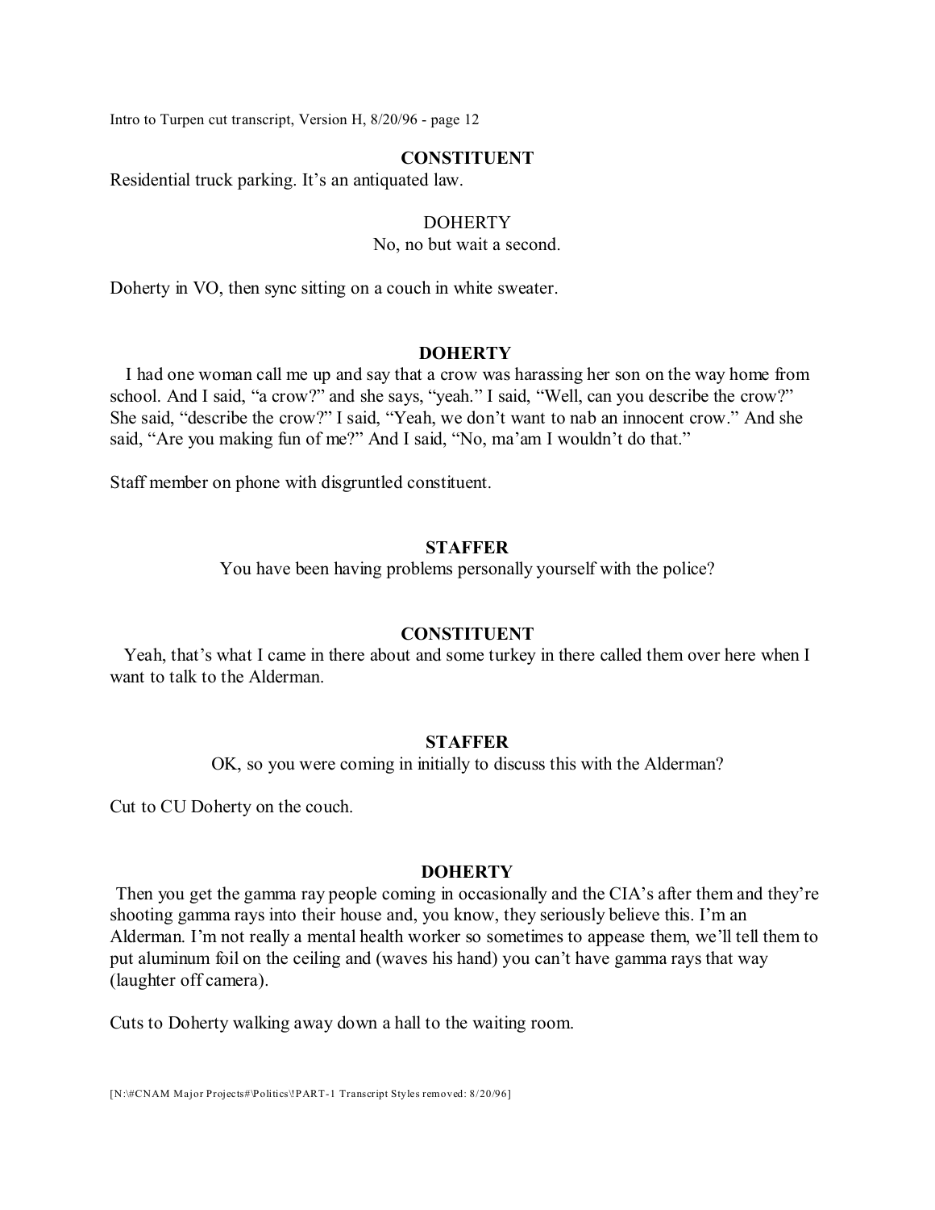**CONSTITUENT**

Residential truck parking. It's an antiquated law.

DOHERTY

No, no but wait a second.

Doherty in VO, then sync sitting on a couch in white sweater.

**DOHERTY**

I had one woman call me up and say that a crow was harassing her son on the way home from school. And I said, "a crow?" and she says, "yeah." I said, "Well, can you describe the crow?" She said, "describe the crow?" I said, "Yeah, we don't want to nab an innocent crow." And she said, "Are you making fun of me?" And I said, "No, ma'am I wouldn't do that."

Staff member on phone with disgruntled constituent.

**STAFFER**

You have been having problems personally yourself with the police?

**CONSTITUENT**

Yeah, that's what I came in there about and some turkey in there called them over here when I want to talk to the Alderman.

**STAFFER**

OK, so you were coming in initially to discuss this with the Alderman?

Cut to CU Doherty on the couch.

**DOHERTY**

Then you get the gamma ray people coming in occasionally and the CIA's after them and they're shooting gamma rays into their house and, you know, they seriously believe this. I'm an Alderman. I'm not really a mental health worker so sometimes to appease them, we'll tell them to put aluminum foil on the ceiling and (waves his hand) you can't have gamma rays that way (laughter off camera).

Cuts to Doherty walking away down a hall to the waiting room.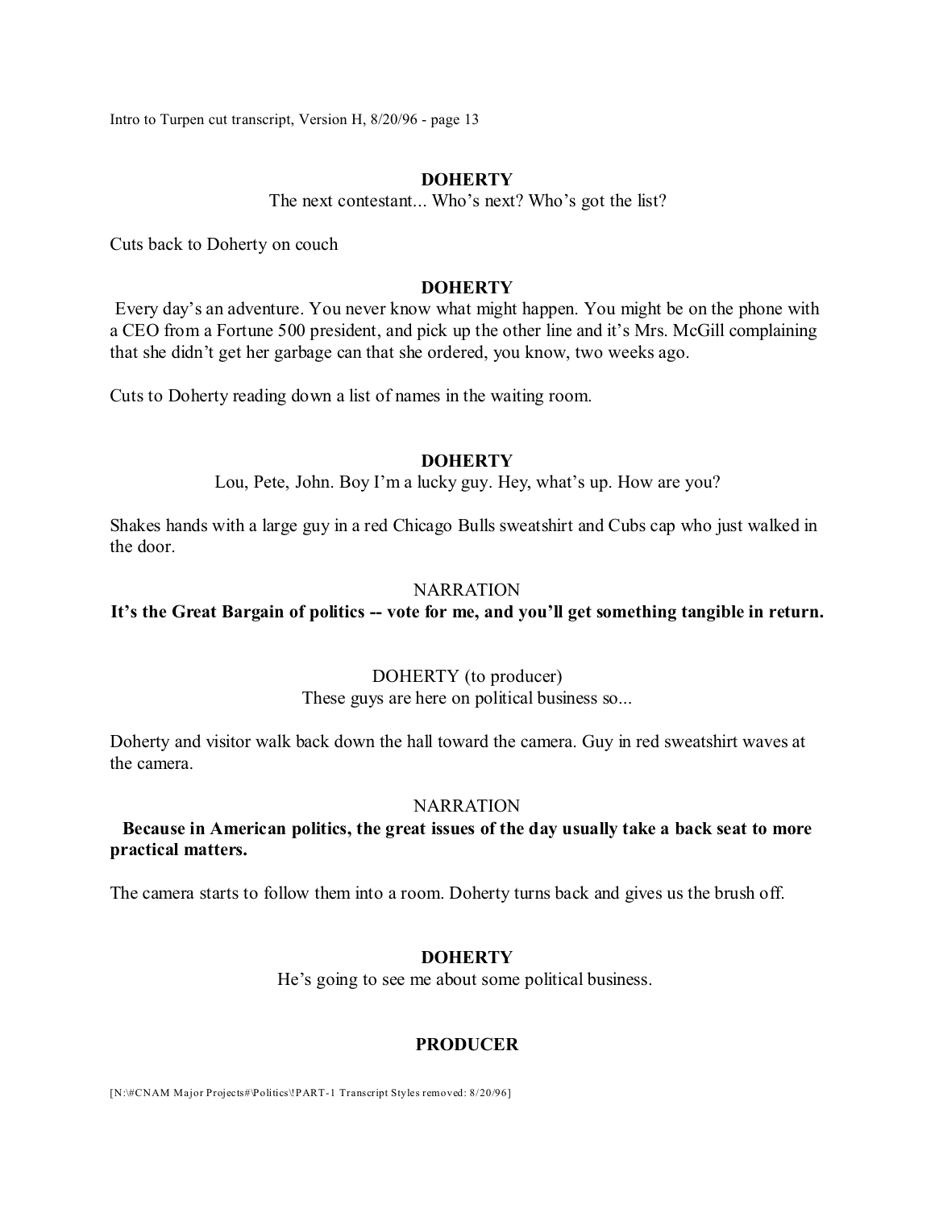**DOHERTY**

The next contestant... Who's next? Who's got the list?

Cuts back to Doherty on couch

**DOHERTY**

Every day's an adventure. You never know what might happen. You might be on the phone with a CEO from a Fortune 500 president, and pick up the other line and it's Mrs. McGill complaining that she didn't get her garbage can that she ordered, you know, two weeks ago.

Cuts to Doherty reading down a list of names in the waiting room.

**DOHERTY**

Lou, Pete, John. Boy I'm a lucky guy. Hey, what's up. How are you?

Shakes hands with a large guy in a red Chicago Bulls sweatshirt and Cubs cap who just walked in the door.

NARRATION

**It's the Great Bargain of politics -- vote for me, and you'll get something tangible in return.**

DOHERTY (to producer)

These guys are here on political business so...

Doherty and visitor walk back down the hall toward the camera. Guy in red sweatshirt waves at the camera.

NARRATION

**Because in American politics, the great issues of the day usually take a back seat to more practical matters.**

The camera starts to follow them into a room. Doherty turns back and gives us the brush off.

**DOHERTY**

He's going to see me about some political business.

**PRODUCER**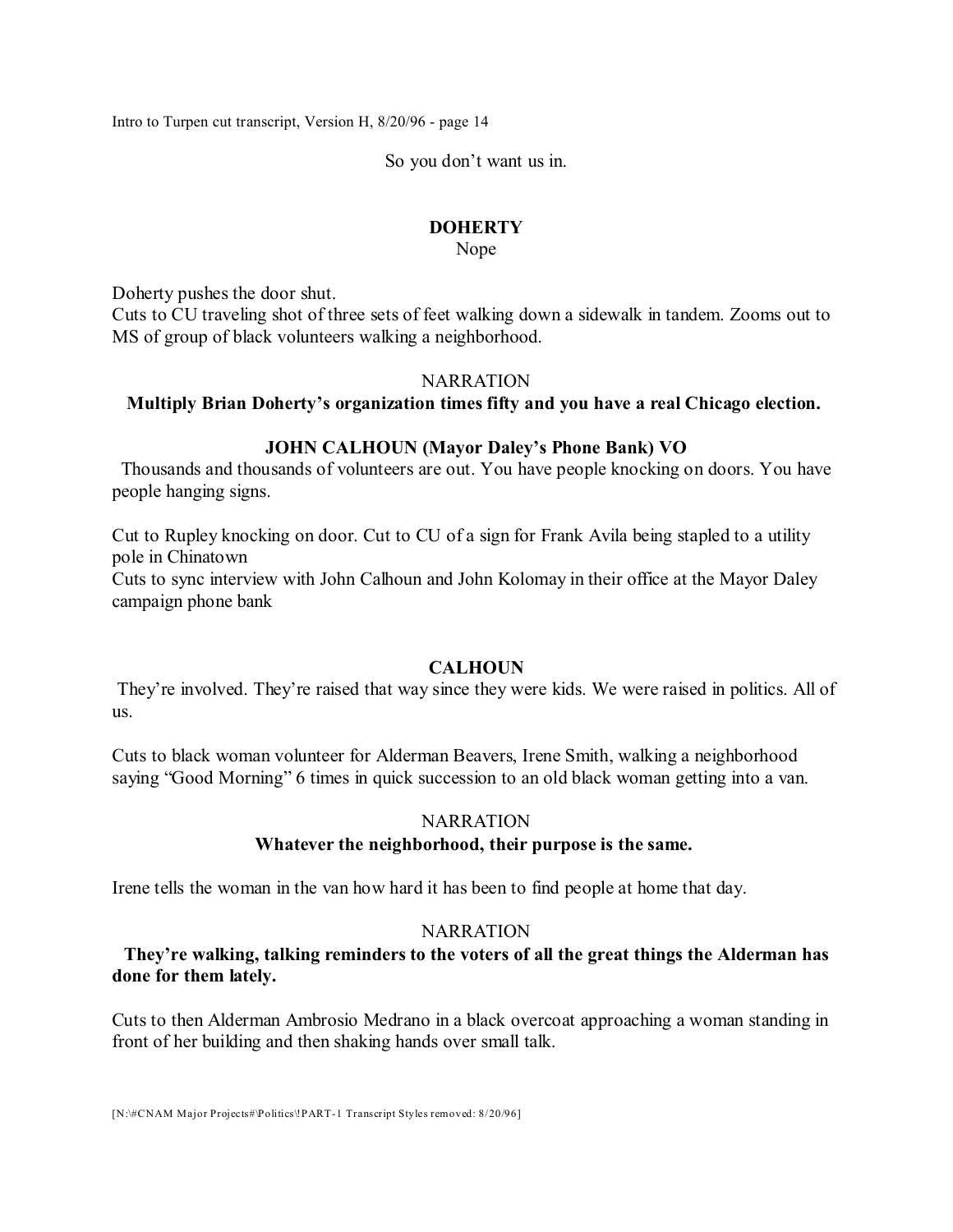So you don't want us in.

**DOHERTY**
Nope

Doherty pushes the door shut.
Cuts to CU traveling shot of three sets of feet walking down a sidewalk in tandem. Zooms out to MS of group of black volunteers walking a neighborhood.

NARRATION
**Multiply Brian Doherty's organization times fifty and you have a real Chicago election.**

**JOHN CALHOUN (Mayor Daley's Phone Bank) VO**
Thousands and thousands of volunteers are out. You have people knocking on doors. You have people hanging signs.

Cut to Rupley knocking on door. Cut to CU of a sign for Frank Avila being stapled to a utility pole in Chinatown
Cuts to sync interview with John Calhoun and John Kolomay in their office at the Mayor Daley campaign phone bank

**CALHOUN**
They're involved. They're raised that way since they were kids. We were raised in politics. All of us.

Cuts to black woman volunteer for Alderman Beavers, Irene Smith, walking a neighborhood saying "Good Morning" 6 times in quick succession to an old black woman getting into a van.

NARRATION
**Whatever the neighborhood, their purpose is the same.**

Irene tells the woman in the van how hard it has been to find people at home that day.

NARRATION
**They're walking, talking reminders to the voters of all the great things the Alderman has done for them lately.**

Cuts to then Alderman Ambrosio Medrano in a black overcoat approaching a woman standing in front of her building and then shaking hands over small talk.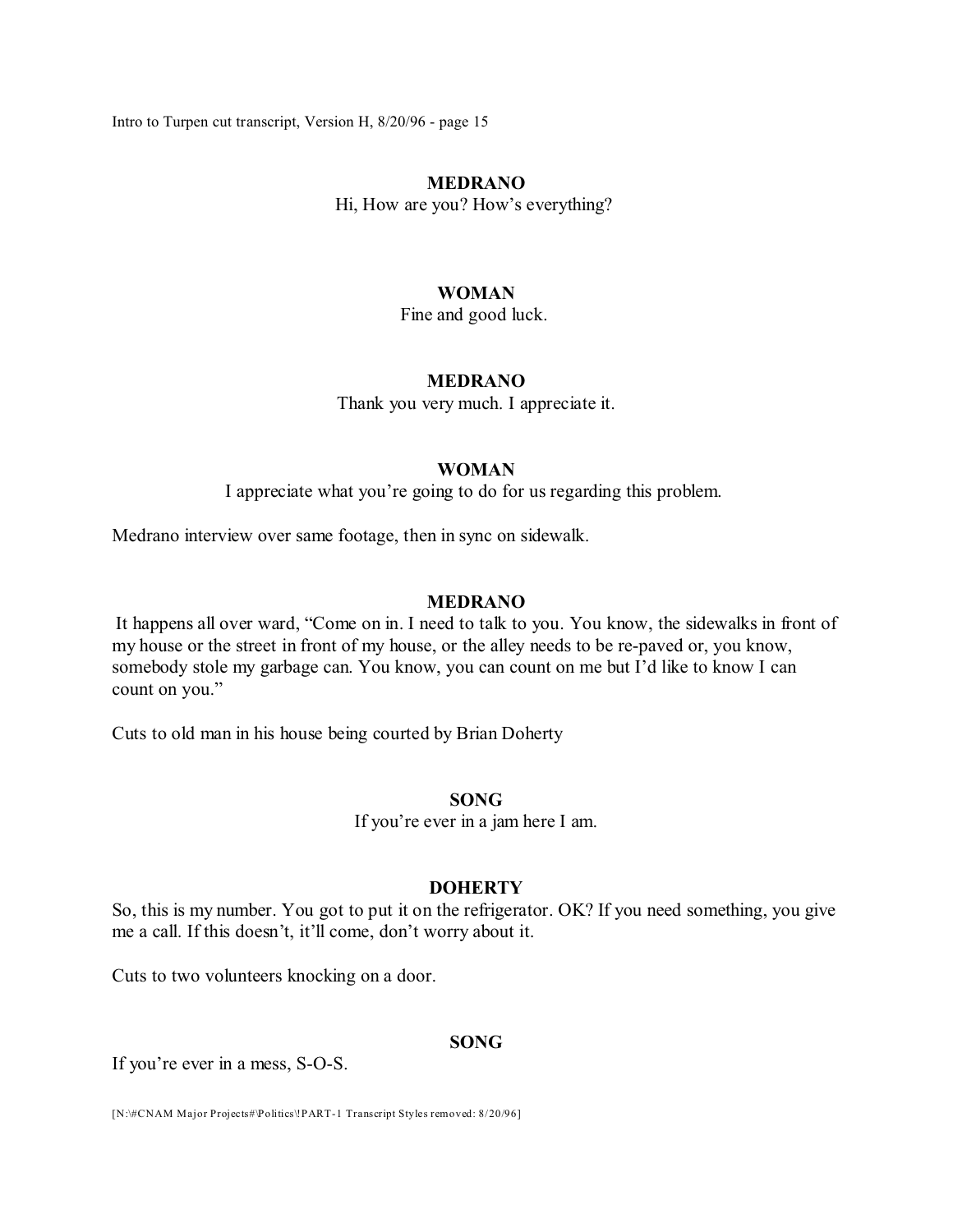**MEDRANO**

Hi, How are you? How's everything?

**WOMAN**

Fine and good luck.

**MEDRANO**

Thank you very much. I appreciate it.

**WOMAN**

I appreciate what you're going to do for us regarding this problem.

Medrano interview over same footage, then in sync on sidewalk.

**MEDRANO**

It happens all over ward, "Come on in. I need to talk to you. You know, the sidewalks in front of my house or the street in front of my house, or the alley needs to be re-paved or, you know, somebody stole my garbage can. You know, you can count on me but I'd like to know I can count on you."

Cuts to old man in his house being courted by Brian Doherty

**SONG**

If you're ever in a jam here I am.

**DOHERTY**

So, this is my number. You got to put it on the refrigerator. OK? If you need something, you give me a call. If this doesn't, it'll come, don't worry about it.

Cuts to two volunteers knocking on a door.

**SONG**

If you're ever in a mess, S-O-S.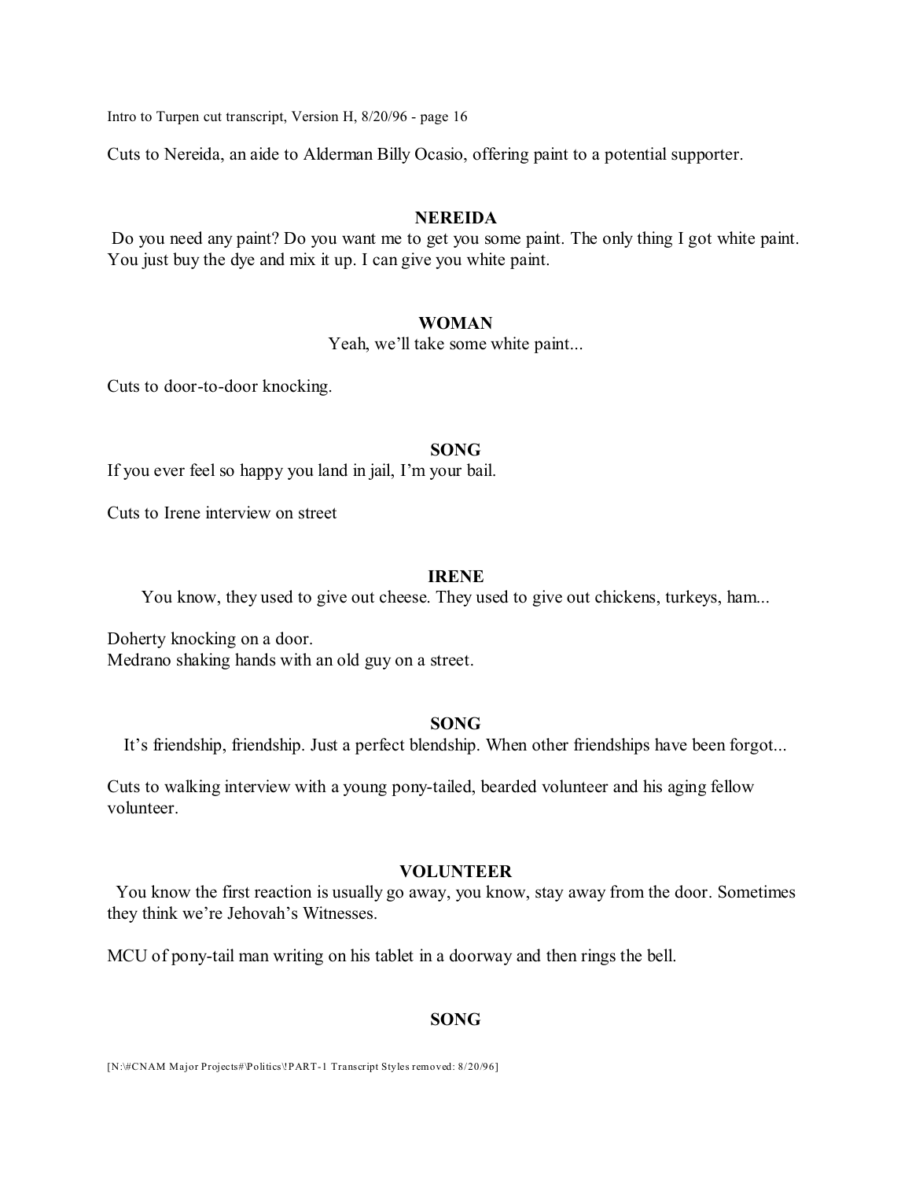Cuts to Nereida, an aide to Alderman Billy Ocasio, offering paint to a potential supporter.

**NEREIDA**

Do you need any paint? Do you want me to get you some paint. The only thing I got white paint. You just buy the dye and mix it up. I can give you white paint.

**WOMAN**

Yeah, we'll take some white paint...

Cuts to door-to-door knocking.

**SONG**

If you ever feel so happy you land in jail, I'm your bail.

Cuts to Irene interview on street

**IRENE**

You know, they used to give out cheese. They used to give out chickens, turkeys, ham...

Doherty knocking on a door.
Medrano shaking hands with an old guy on a street.

**SONG**

It's friendship, friendship. Just a perfect blendship. When other friendships have been forgot...

Cuts to walking interview with a young pony-tailed, bearded volunteer and his aging fellow volunteer.

**VOLUNTEER**

You know the first reaction is usually go away, you know, stay away from the door. Sometimes they think we're Jehovah's Witnesses.

MCU of pony-tail man writing on his tablet in a doorway and then rings the bell.

**SONG**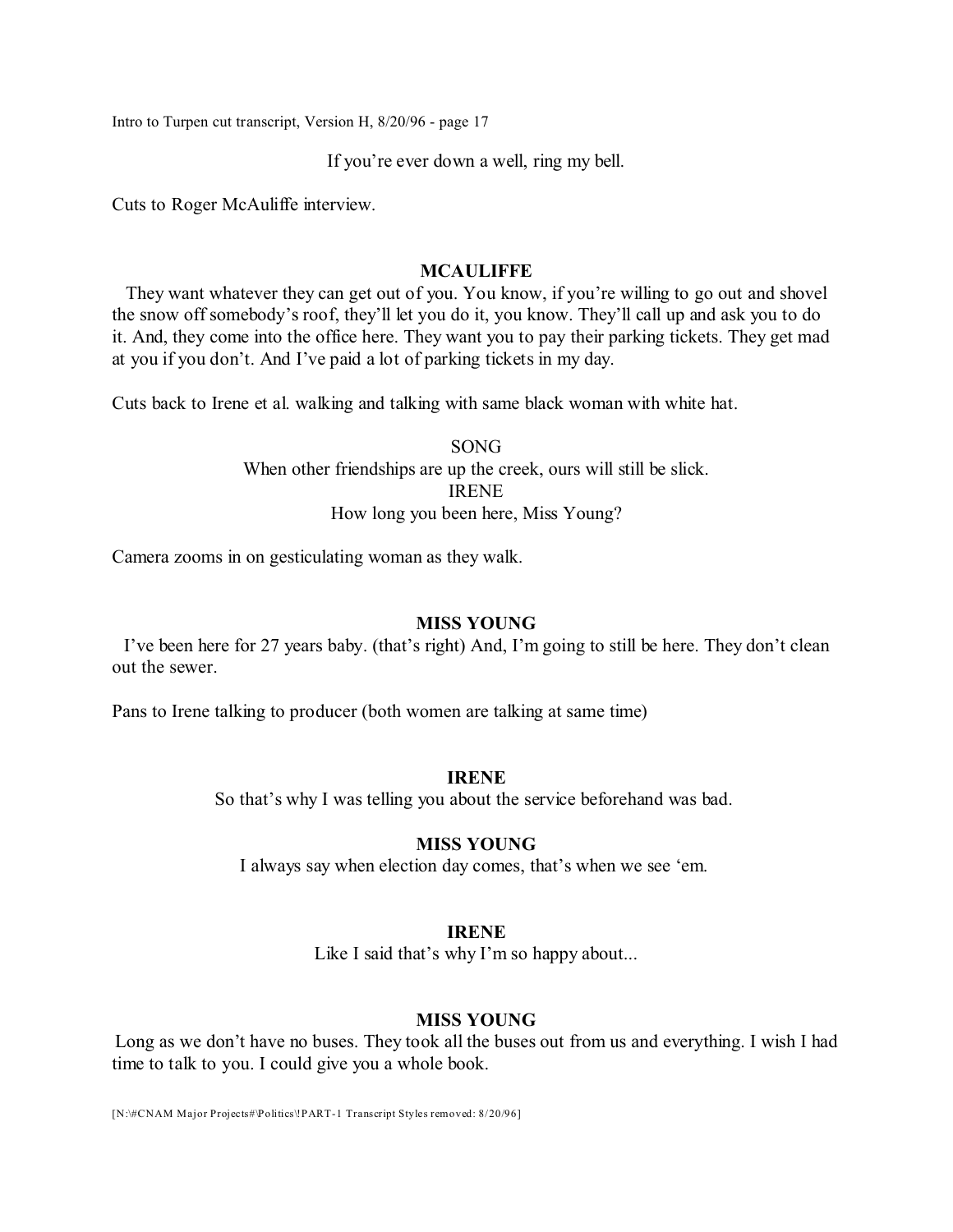If you're ever down a well, ring my bell.

Cuts to Roger McAuliffe interview.

**MCAULIFFE**

They want whatever they can get out of you. You know, if you're willing to go out and shovel the snow off somebody's roof, they'll let you do it, you know. They'll call up and ask you to do it. And, they come into the office here. They want you to pay their parking tickets. They get mad at you if you don't. And I've paid a lot of parking tickets in my day.

Cuts back to Irene et al. walking and talking with same black woman with white hat.

SONG

When other friendships are up the creek, ours will still be slick.

IRENE

How long you been here, Miss Young?

Camera zooms in on gesticulating woman as they walk.

**MISS YOUNG**

I've been here for 27 years baby. (that's right) And, I'm going to still be here. They don't clean out the sewer.

Pans to Irene talking to producer (both women are talking at same time)

**IRENE**

So that's why I was telling you about the service beforehand was bad.

**MISS YOUNG**

I always say when election day comes, that's when we see 'em.

**IRENE**

Like I said that's why I'm so happy about...

**MISS YOUNG**

Long as we don't have no buses. They took all the buses out from us and everything. I wish I had time to talk to you. I could give you a whole book.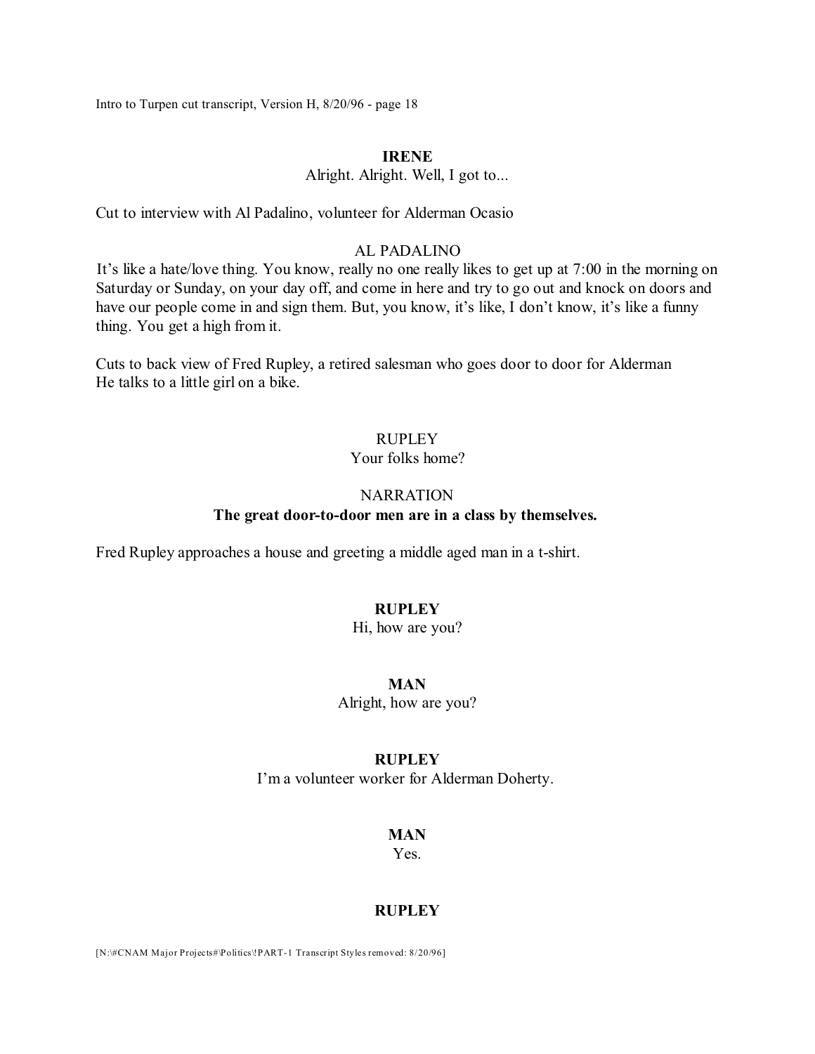**IRENE**

Alright. Alright. Well, I got to...

Cut to interview with Al Padalino, volunteer for Alderman Ocasio

AL PADALINO

It's like a hate/love thing. You know, really no one really likes to get up at 7:00 in the morning on Saturday or Sunday, on your day off, and come in here and try to go out and knock on doors and have our people come in and sign them. But, you know, it's like, I don't know, it's like a funny thing. You get a high from it.

Cuts to back view of Fred Rupley, a retired salesman who goes door to door for Alderman
He talks to a little girl on a bike.

RUPLEY

Your folks home?

NARRATION

**The great door-to-door men are in a class by themselves.**

Fred Rupley approaches a house and greeting a middle aged man in a t-shirt.

**RUPLEY**

Hi, how are you?

**MAN**

Alright, how are you?

**RUPLEY**

I'm a volunteer worker for Alderman Doherty.

**MAN**

Yes.

**RUPLEY**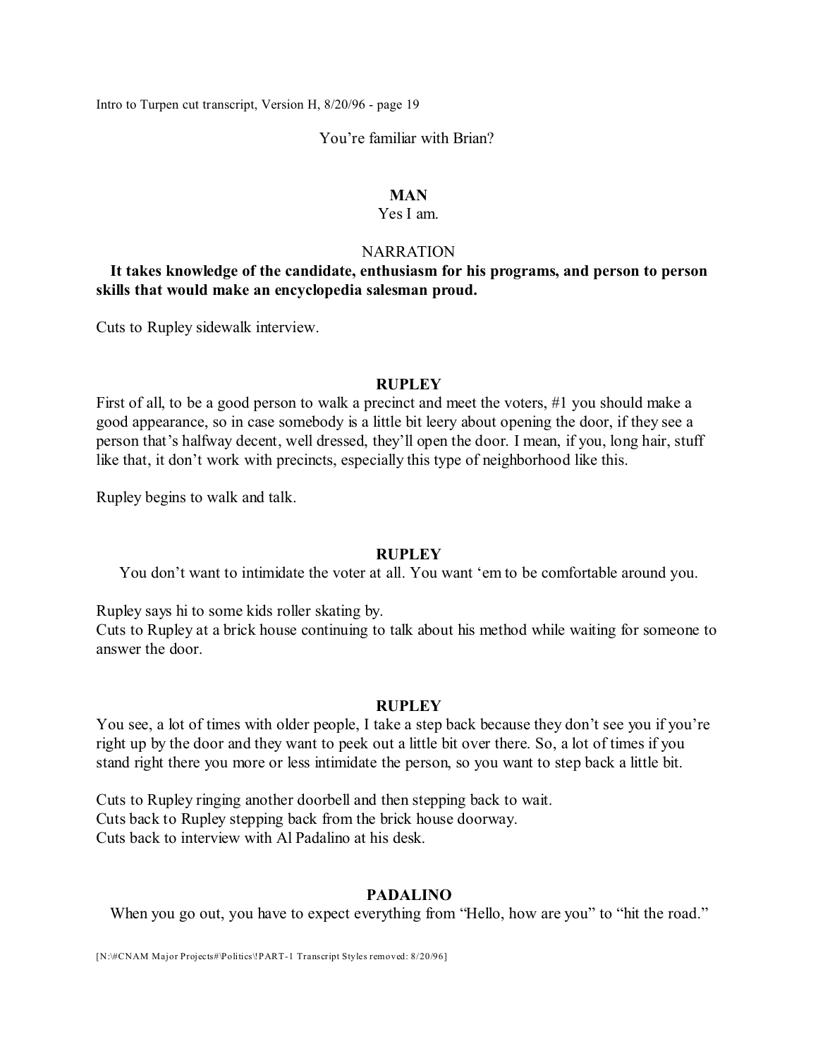You're familiar with Brian?

**MAN**

Yes I am.

NARRATION

**It takes knowledge of the candidate, enthusiasm for his programs, and person to person skills that would make an encyclopedia salesman proud.**

Cuts to Rupley sidewalk interview.

**RUPLEY**

First of all, to be a good person to walk a precinct and meet the voters, #1 you should make a good appearance, so in case somebody is a little bit leery about opening the door, if they see a person that's halfway decent, well dressed, they'll open the door. I mean, if you, long hair, stuff like that, it don't work with precincts, especially this type of neighborhood like this.

Rupley begins to walk and talk.

**RUPLEY**

You don't want to intimidate the voter at all. You want 'em to be comfortable around you.

Rupley says hi to some kids roller skating by.
Cuts to Rupley at a brick house continuing to talk about his method while waiting for someone to answer the door.

**RUPLEY**

You see, a lot of times with older people, I take a step back because they don't see you if you're right up by the door and they want to peek out a little bit over there. So, a lot of times if you stand right there you more or less intimidate the person, so you want to step back a little bit.

Cuts to Rupley ringing another doorbell and then stepping back to wait.
Cuts back to Rupley stepping back from the brick house doorway.
Cuts back to interview with Al Padalino at his desk.

**PADALINO**

When you go out, you have to expect everything from "Hello, how are you" to "hit the road."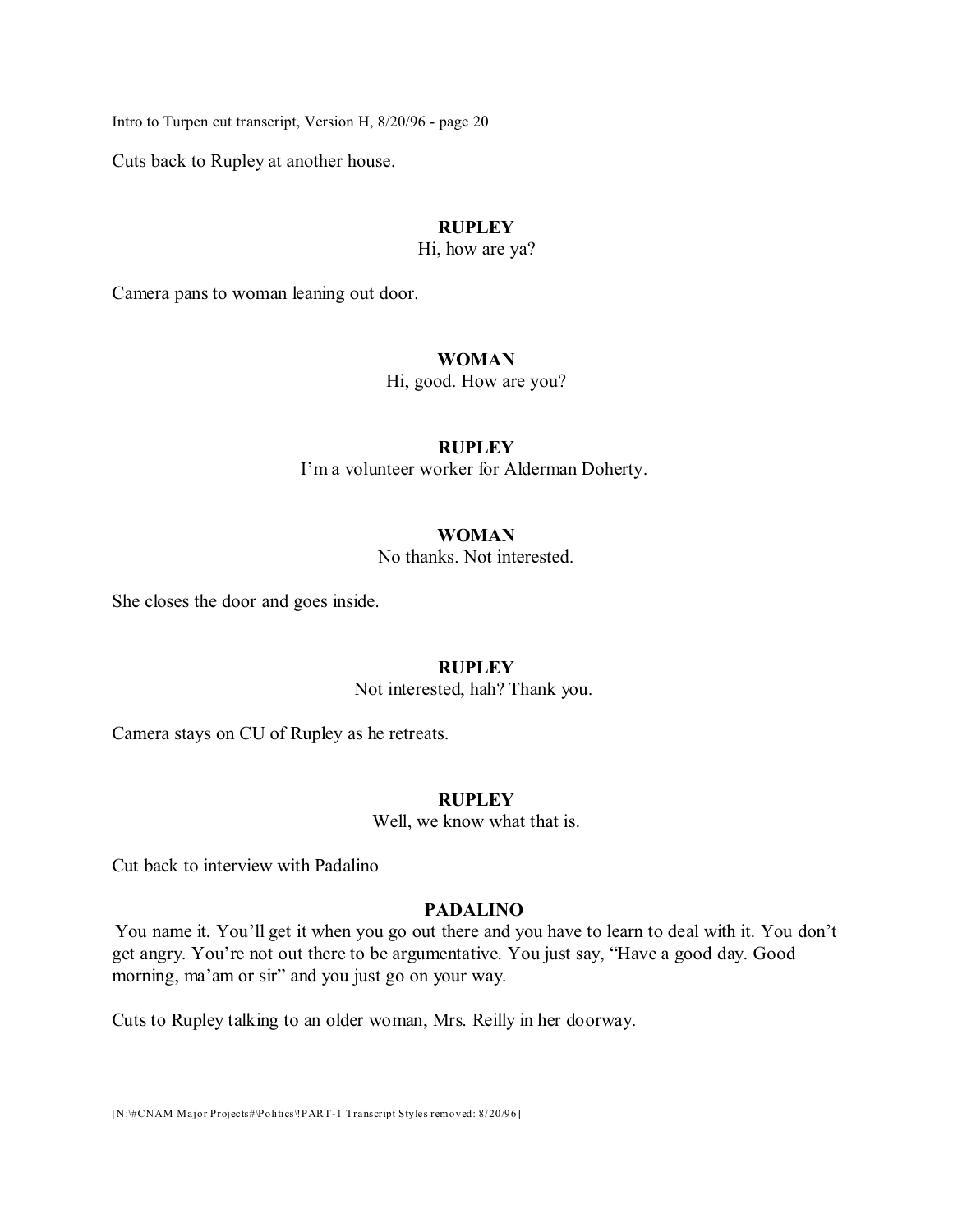Cuts back to Rupley at another house.

**RUPLEY**
Hi, how are ya?

Camera pans to woman leaning out door.

**WOMAN**
Hi, good. How are you?

**RUPLEY**
I'm a volunteer worker for Alderman Doherty.

**WOMAN**
No thanks. Not interested.

She closes the door and goes inside.

**RUPLEY**
Not interested, hah? Thank you.

Camera stays on CU of Rupley as he retreats.

**RUPLEY**
Well, we know what that is.

Cut back to interview with Padalino

**PADALINO**
You name it. You'll get it when you go out there and you have to learn to deal with it. You don't get angry. You're not out there to be argumentative. You just say, "Have a good day. Good morning, ma'am or sir" and you just go on your way.

Cuts to Rupley talking to an older woman, Mrs. Reilly in her doorway.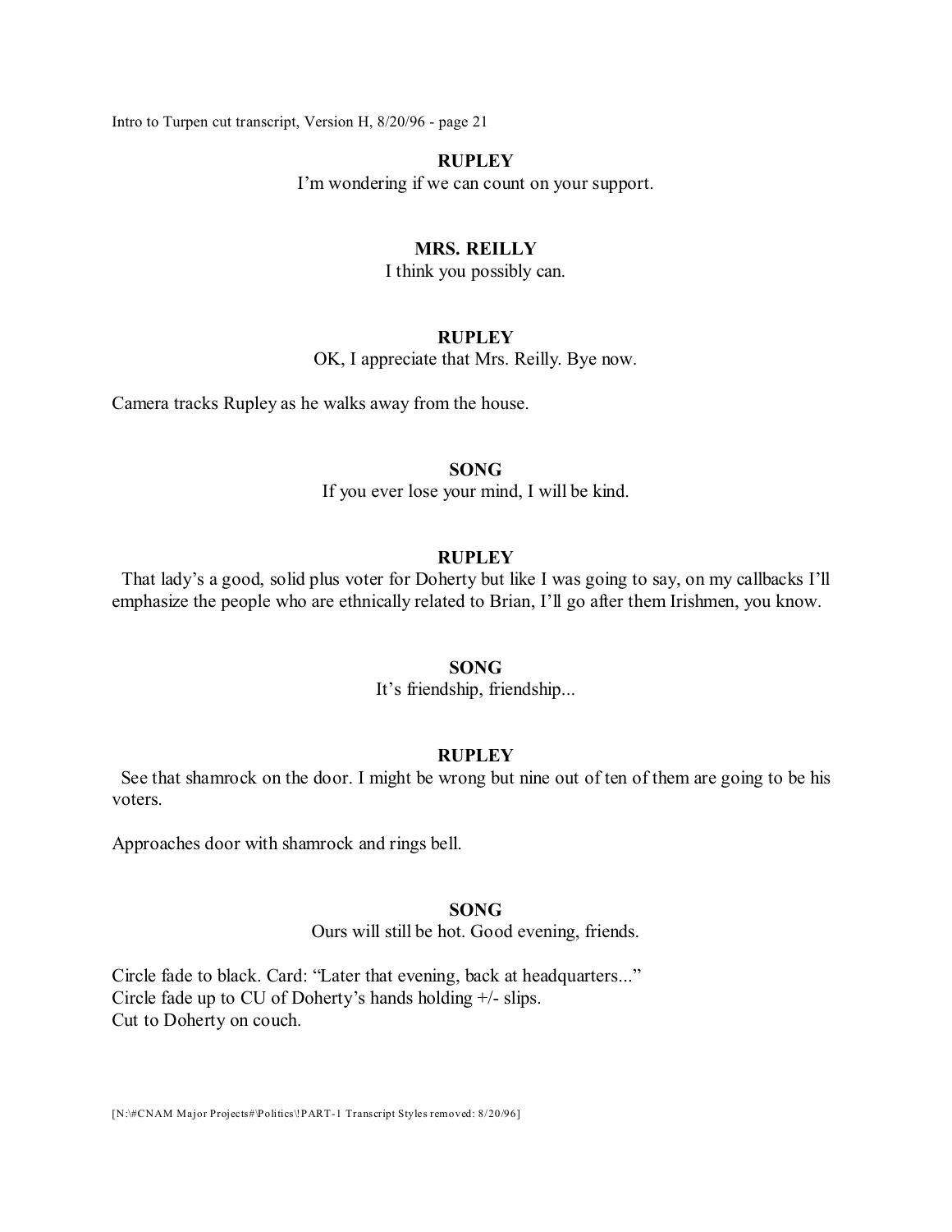**RUPLEY**

I'm wondering if we can count on your support.

**MRS. REILLY**

I think you possibly can.

**RUPLEY**

OK, I appreciate that Mrs. Reilly. Bye now.

Camera tracks Rupley as he walks away from the house.

**SONG**

If you ever lose your mind, I will be kind.

**RUPLEY**

That lady's a good, solid plus voter for Doherty but like I was going to say, on my callbacks I'll emphasize the people who are ethnically related to Brian, I'll go after them Irishmen, you know.

**SONG**

It's friendship, friendship...

**RUPLEY**

See that shamrock on the door. I might be wrong but nine out of ten of them are going to be his voters.

Approaches door with shamrock and rings bell.

**SONG**

Ours will still be hot. Good evening, friends.

Circle fade to black. Card: "Later that evening, back at headquarters..."
Circle fade up to CU of Doherty's hands holding +/- slips.
Cut to Doherty on couch.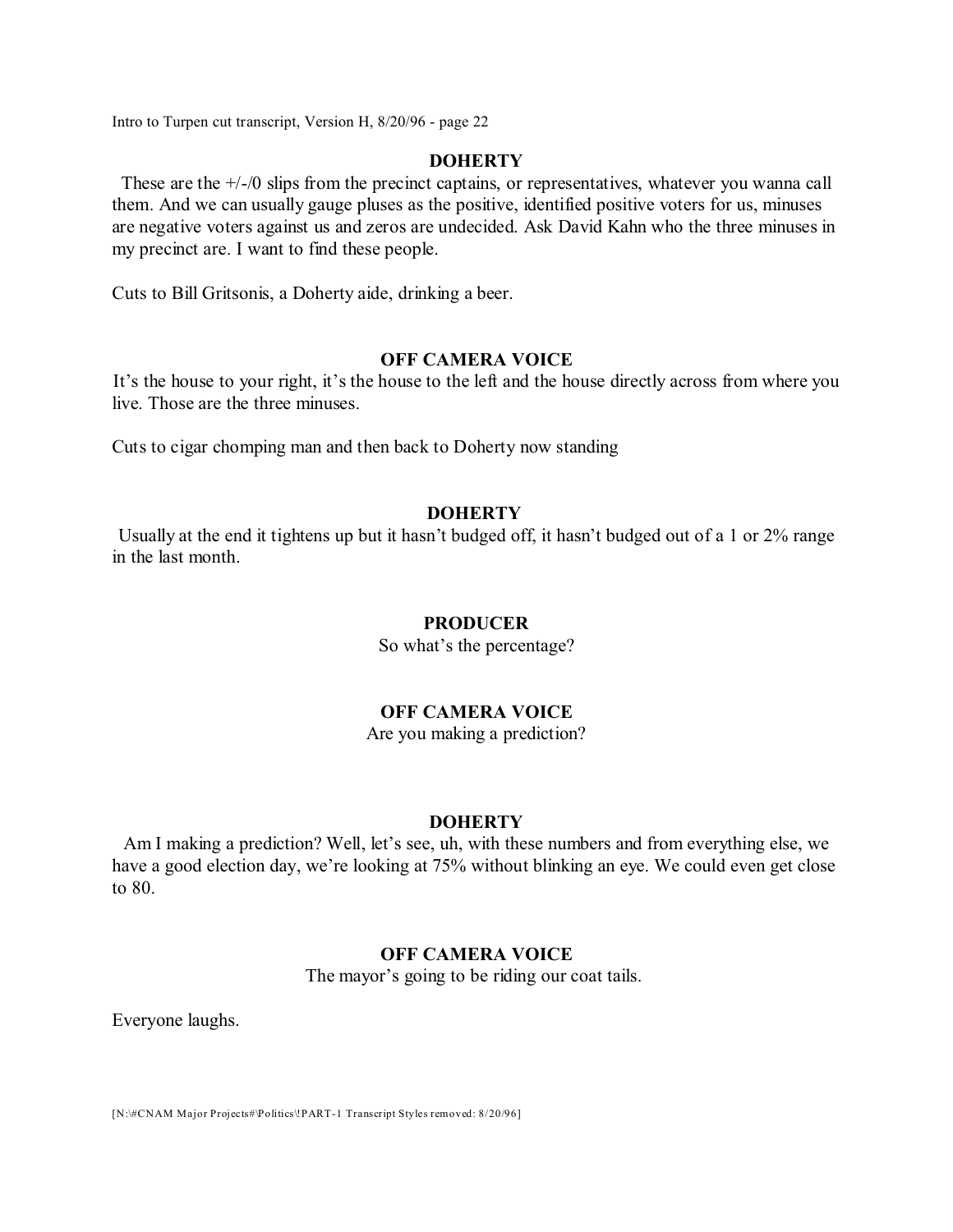**DOHERTY**

These are the +/-/0 slips from the precinct captains, or representatives, whatever you wanna call them. And we can usually gauge pluses as the positive, identified positive voters for us, minuses are negative voters against us and zeros are undecided. Ask David Kahn who the three minuses in my precinct are. I want to find these people.

Cuts to Bill Gritsonis, a Doherty aide, drinking a beer.

**OFF CAMERA VOICE**

It's the house to your right, it's the house to the left and the house directly across from where you live. Those are the three minuses.

Cuts to cigar chomping man and then back to Doherty now standing

**DOHERTY**

Usually at the end it tightens up but it hasn't budged off, it hasn't budged out of a 1 or 2% range in the last month.

**PRODUCER**

So what's the percentage?

**OFF CAMERA VOICE**

Are you making a prediction?

**DOHERTY**

Am I making a prediction? Well, let's see, uh, with these numbers and from everything else, we have a good election day, we're looking at 75% without blinking an eye. We could even get close to 80.

**OFF CAMERA VOICE**

The mayor's going to be riding our coat tails.

Everyone laughs.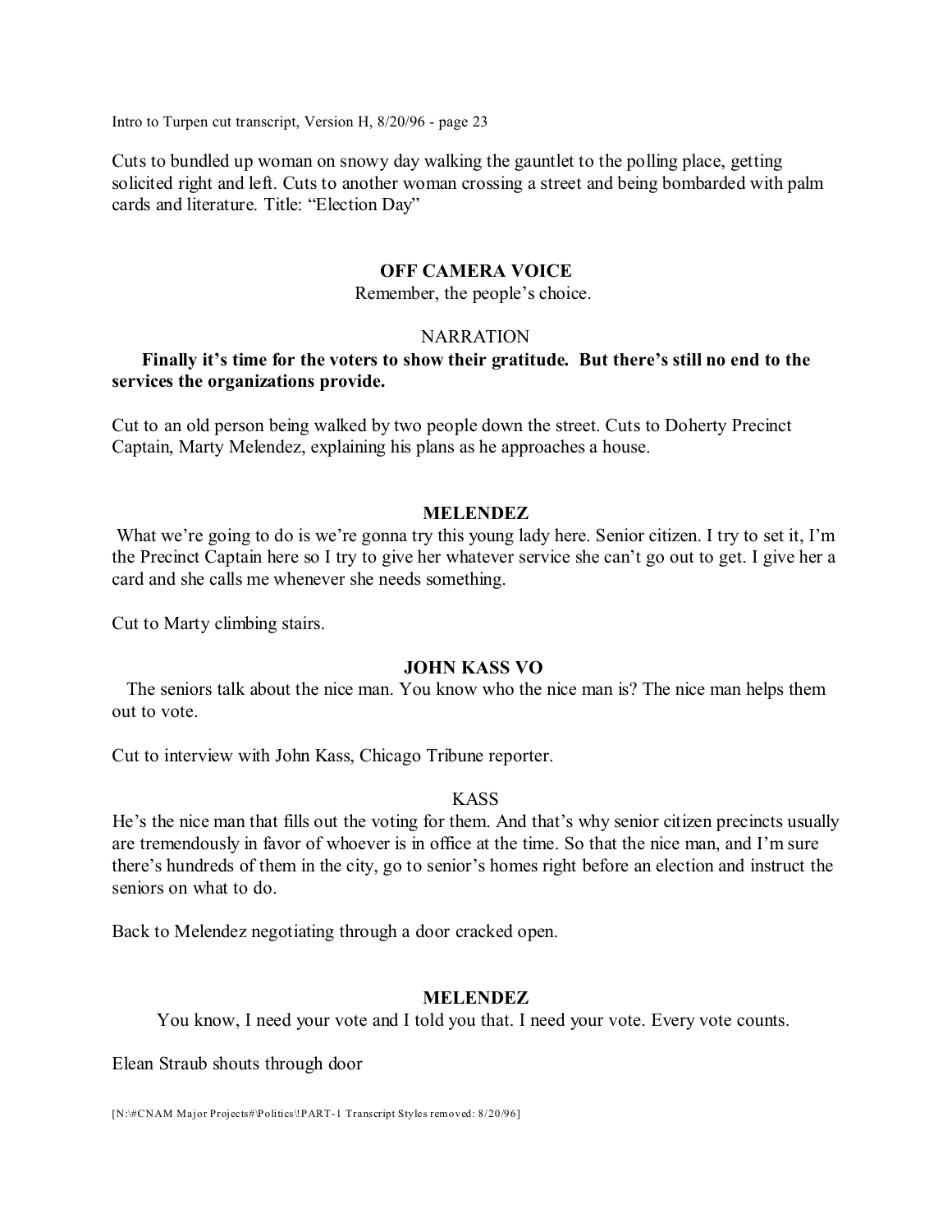Cuts to bundled up woman on snowy day walking the gauntlet to the polling place, getting solicited right and left. Cuts to another woman crossing a street and being bombarded with palm cards and literature. Title: "Election Day"

**OFF CAMERA VOICE**

Remember, the people's choice.

NARRATION

**Finally it's time for the voters to show their gratitude. But there's still no end to the services the organizations provide.**

Cut to an old person being walked by two people down the street. Cuts to Doherty Precinct Captain, Marty Melendez, explaining his plans as he approaches a house.

**MELENDEZ**

What we're going to do is we're gonna try this young lady here. Senior citizen. I try to set it, I'm the Precinct Captain here so I try to give her whatever service she can't go out to get. I give her a card and she calls me whenever she needs something.

Cut to Marty climbing stairs.

**JOHN KASS VO**

The seniors talk about the nice man. You know who the nice man is? The nice man helps them out to vote.

Cut to interview with John Kass, Chicago Tribune reporter.

KASS

He's the nice man that fills out the voting for them. And that's why senior citizen precincts usually are tremendously in favor of whoever is in office at the time. So that the nice man, and I'm sure there's hundreds of them in the city, go to senior's homes right before an election and instruct the seniors on what to do.

Back to Melendez negotiating through a door cracked open.

**MELENDEZ**

You know, I need your vote and I told you that. I need your vote. Every vote counts.

Elean Straub shouts through door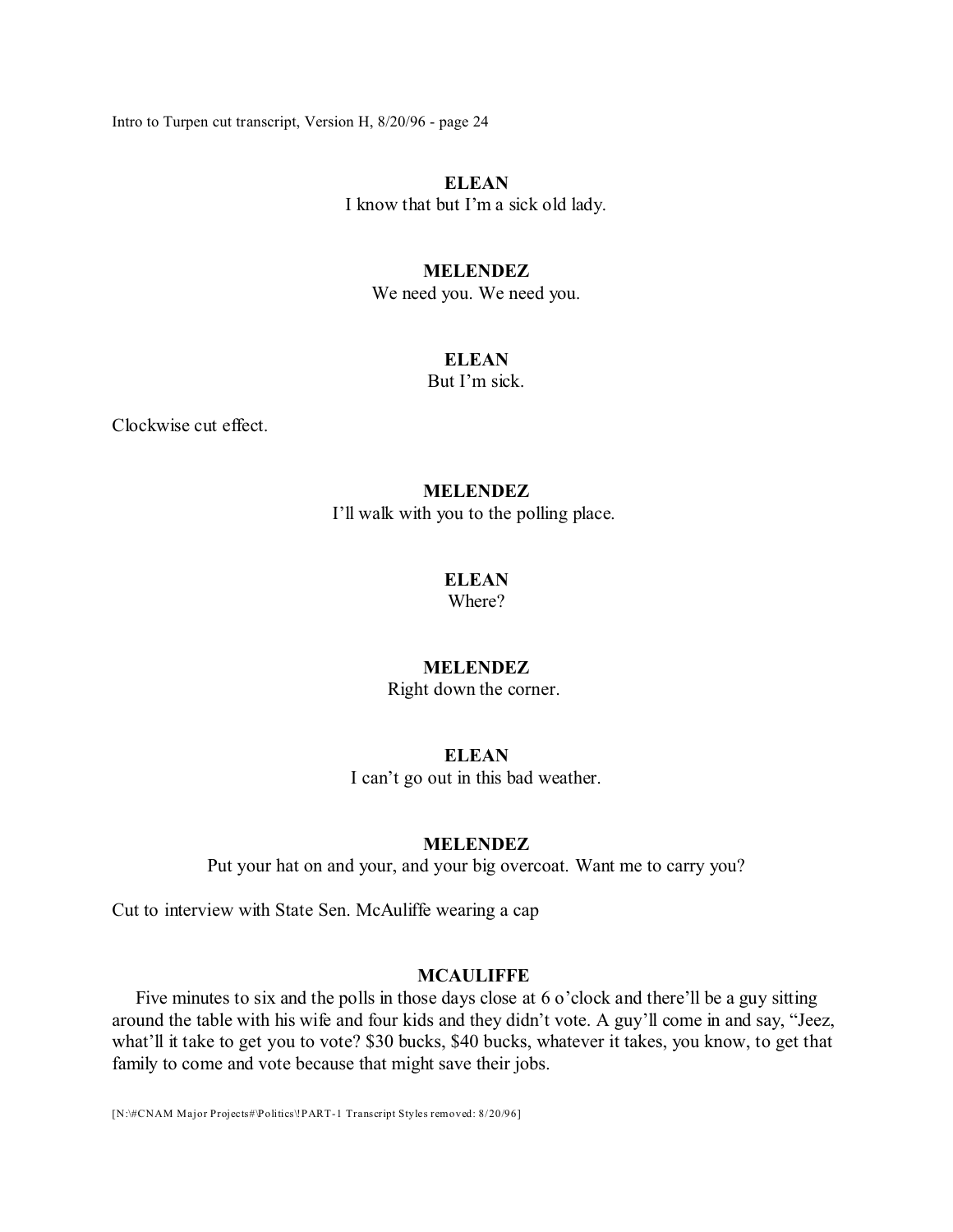**ELEAN**
I know that but I'm a sick old lady.

**MELENDEZ**
We need you. We need you.

**ELEAN**
But I'm sick.

Clockwise cut effect.

**MELENDEZ**
I'll walk with you to the polling place.

**ELEAN**
Where?

**MELENDEZ**
Right down the corner.

**ELEAN**
I can't go out in this bad weather.

**MELENDEZ**
Put your hat on and your, and your big overcoat. Want me to carry you?

Cut to interview with State Sen. McAuliffe wearing a cap

**MCAULIFFE**
Five minutes to six and the polls in those days close at 6 o'clock and there'll be a guy sitting around the table with his wife and four kids and they didn't vote. A guy'll come in and say, "Jeez, what'll it take to get you to vote? $30 bucks, $40 bucks, whatever it takes, you know, to get that family to come and vote because that might save their jobs.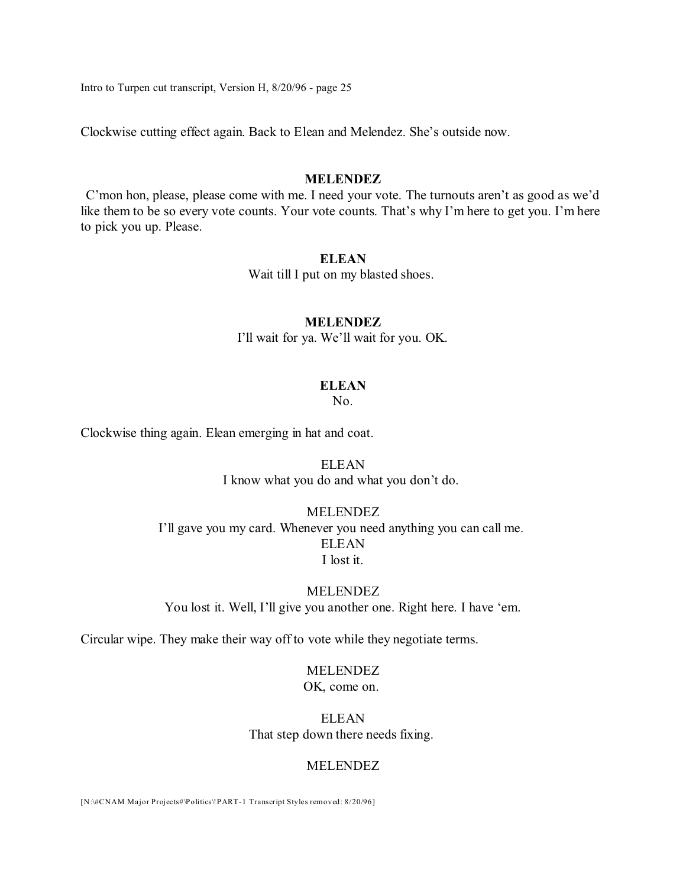Clockwise cutting effect again. Back to Elean and Melendez. She's outside now.

**MELENDEZ**

C'mon hon, please, please come with me. I need your vote. The turnouts aren't as good as we'd like them to be so every vote counts. Your vote counts. That's why I'm here to get you. I'm here to pick you up. Please.

**ELEAN**

Wait till I put on my blasted shoes.

**MELENDEZ**

I'll wait for ya. We'll wait for you. OK.

**ELEAN**

No.

Clockwise thing again. Elean emerging in hat and coat.

ELEAN

I know what you do and what you don't do.

MELENDEZ

I'll gave you my card. Whenever you need anything you can call me.

ELEAN

I lost it.

MELENDEZ

You lost it. Well, I'll give you another one. Right here. I have 'em.

Circular wipe. They make their way off to vote while they negotiate terms.

MELENDEZ

OK, come on.

ELEAN

That step down there needs fixing.

MELENDEZ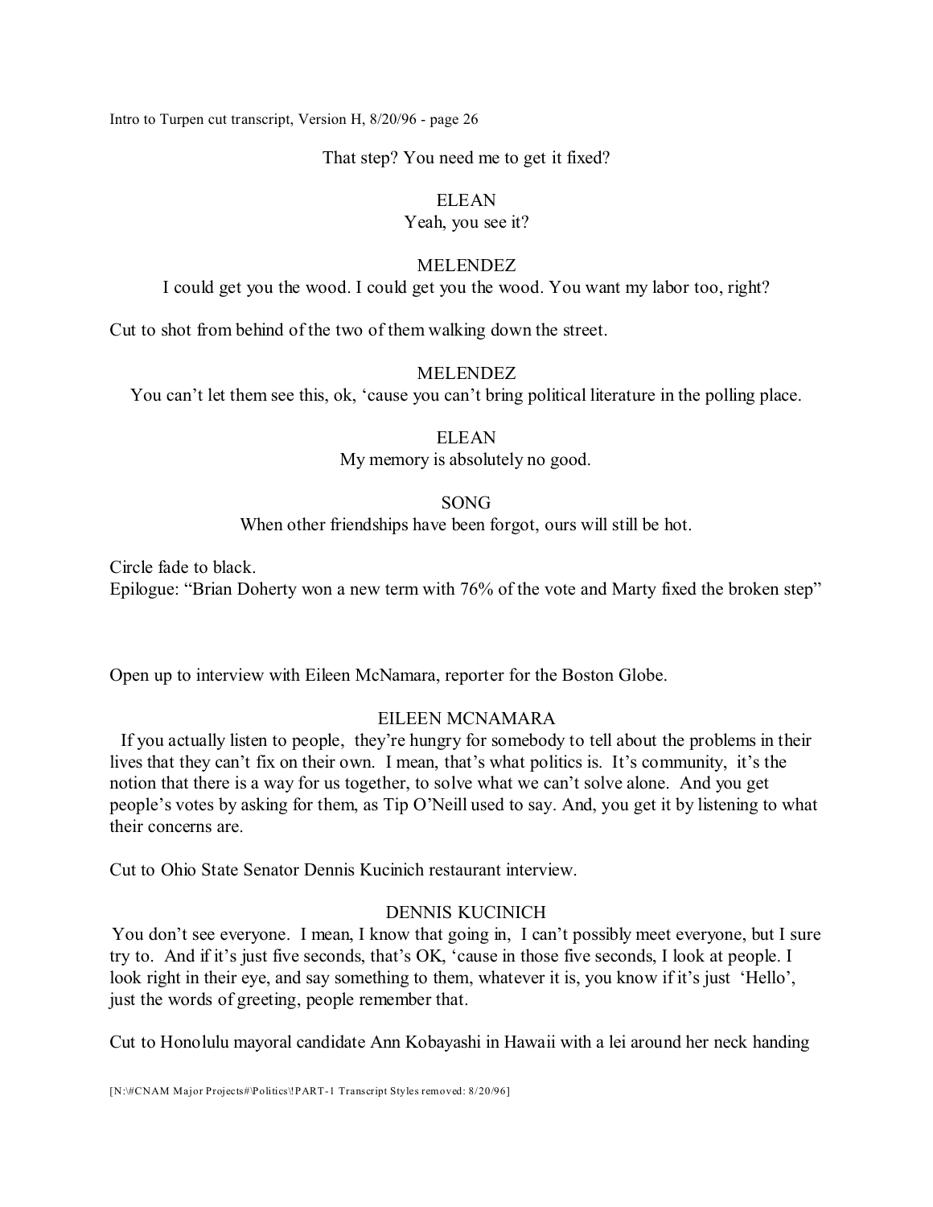That step? You need me to get it fixed?

ELEAN
Yeah, you see it?

MELENDEZ
I could get you the wood. I could get you the wood. You want my labor too, right?

Cut to shot from behind of the two of them walking down the street.

MELENDEZ
You can't let them see this, ok, 'cause you can't bring political literature in the polling place.

ELEAN
My memory is absolutely no good.

SONG
When other friendships have been forgot, ours will still be hot.

Circle fade to black.
Epilogue: "Brian Doherty won a new term with 76% of the vote and Marty fixed the broken step"

Open up to interview with Eileen McNamara, reporter for the Boston Globe.

EILEEN MCNAMARA
If you actually listen to people, they're hungry for somebody to tell about the problems in their lives that they can't fix on their own. I mean, that's what politics is. It's community, it's the notion that there is a way for us together, to solve what we can't solve alone. And you get people's votes by asking for them, as Tip O'Neill used to say. And, you get it by listening to what their concerns are.

Cut to Ohio State Senator Dennis Kucinich restaurant interview.

DENNIS KUCINICH
You don't see everyone. I mean, I know that going in, I can't possibly meet everyone, but I sure try to. And if it's just five seconds, that's OK, 'cause in those five seconds, I look at people. I look right in their eye, and say something to them, whatever it is, you know if it's just 'Hello', just the words of greeting, people remember that.

Cut to Honolulu mayoral candidate Ann Kobayashi in Hawaii with a lei around her neck handing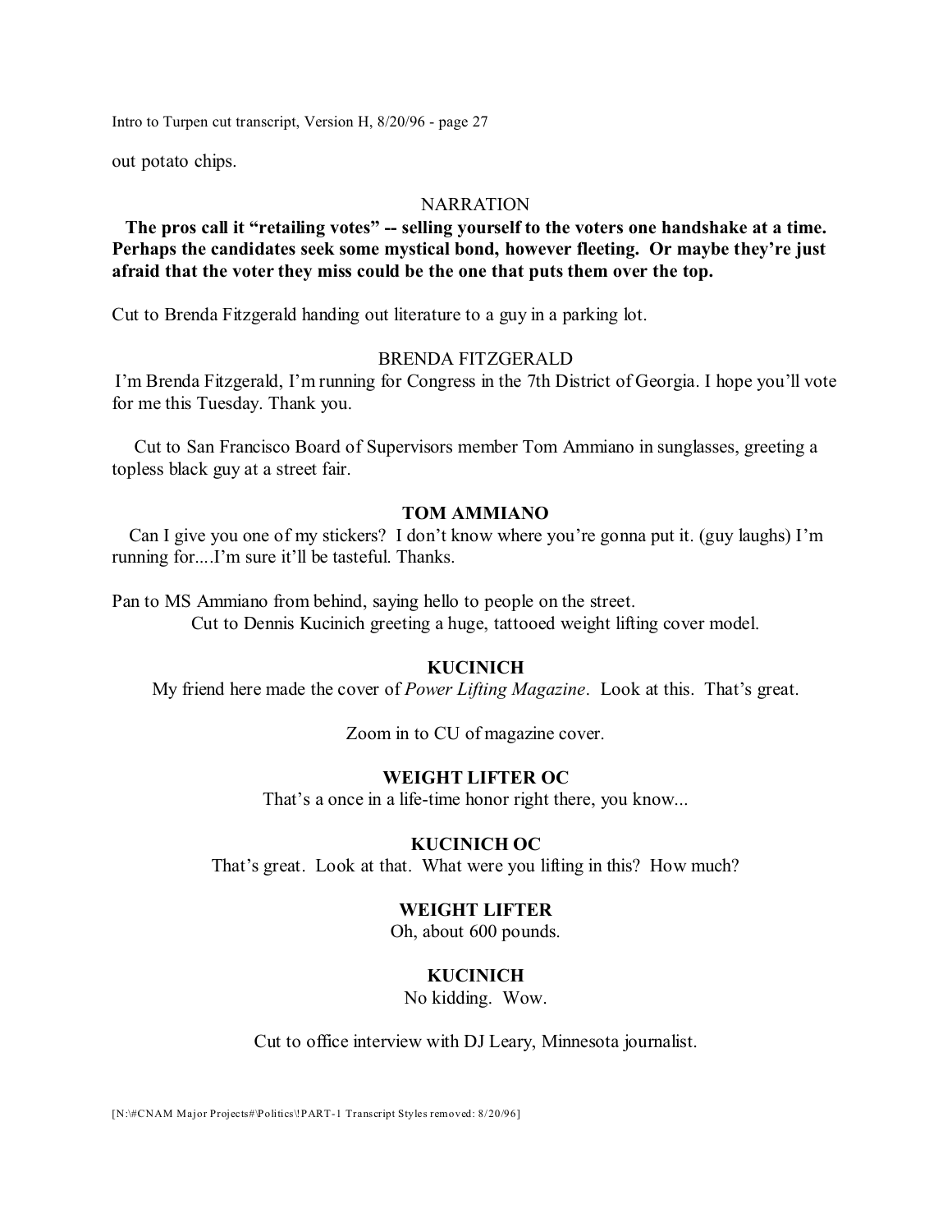out potato chips.

NARRATION

**The pros call it "retailing votes" -- selling yourself to the voters one handshake at a time. Perhaps the candidates seek some mystical bond, however fleeting. Or maybe they're just afraid that the voter they miss could be the one that puts them over the top.**

Cut to Brenda Fitzgerald handing out literature to a guy in a parking lot.

BRENDA FITZGERALD

I'm Brenda Fitzgerald, I'm running for Congress in the 7th District of Georgia. I hope you'll vote for me this Tuesday. Thank you.

Cut to San Francisco Board of Supervisors member Tom Ammiano in sunglasses, greeting a topless black guy at a street fair.

**TOM AMMIANO**

Can I give you one of my stickers? I don't know where you're gonna put it. (guy laughs) I'm running for....I'm sure it'll be tasteful. Thanks.

Pan to MS Ammiano from behind, saying hello to people on the street.

Cut to Dennis Kucinich greeting a huge, tattooed weight lifting cover model.

**KUCINICH**

My friend here made the cover of *Power Lifting Magazine*. Look at this. That's great.

Zoom in to CU of magazine cover.

**WEIGHT LIFTER OC**

That's a once in a life-time honor right there, you know...

**KUCINICH OC**

That's great. Look at that. What were you lifting in this? How much?

**WEIGHT LIFTER**

Oh, about 600 pounds.

**KUCINICH**

No kidding. Wow.

Cut to office interview with DJ Leary, Minnesota journalist.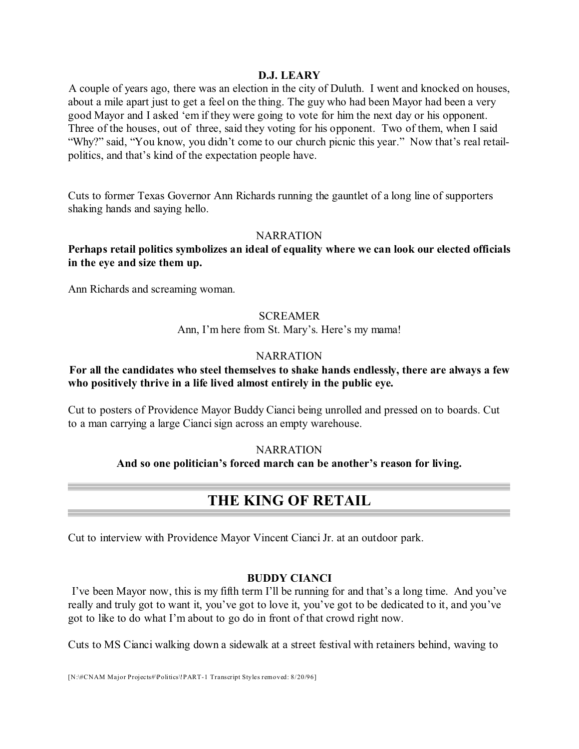**D.J. LEARY**

A couple of years ago, there was an election in the city of Duluth. I went and knocked on houses, about a mile apart just to get a feel on the thing. The guy who had been Mayor had been a very good Mayor and I asked 'em if they were going to vote for him the next day or his opponent. Three of the houses, out of three, said they voting for his opponent. Two of them, when I said "Why?" said, "You know, you didn't come to our church picnic this year." Now that's real retail-politics, and that's kind of the expectation people have.

Cuts to former Texas Governor Ann Richards running the gauntlet of a long line of supporters shaking hands and saying hello.

NARRATION

**Perhaps retail politics symbolizes an ideal of equality where we can look our elected officials in the eye and size them up.**

Ann Richards and screaming woman.

SCREAMER

Ann, I'm here from St. Mary's. Here's my mama!

NARRATION

**For all the candidates who steel themselves to shake hands endlessly, there are always a few who positively thrive in a life lived almost entirely in the public eye.**

Cut to posters of Providence Mayor Buddy Cianci being unrolled and pressed on to boards. Cut to a man carrying a large Cianci sign across an empty warehouse.

NARRATION

**And so one politician's forced march can be another's reason for living.**

## THE KING OF RETAIL

Cut to interview with Providence Mayor Vincent Cianci Jr. at an outdoor park.

**BUDDY CIANCI**

I've been Mayor now, this is my fifth term I'll be running for and that's a long time. And you've really and truly got to want it, you've got to love it, you've got to be dedicated to it, and you've got to like to do what I'm about to go do in front of that crowd right now.

Cuts to MS Cianci walking down a sidewalk at a street festival with retainers behind, waving to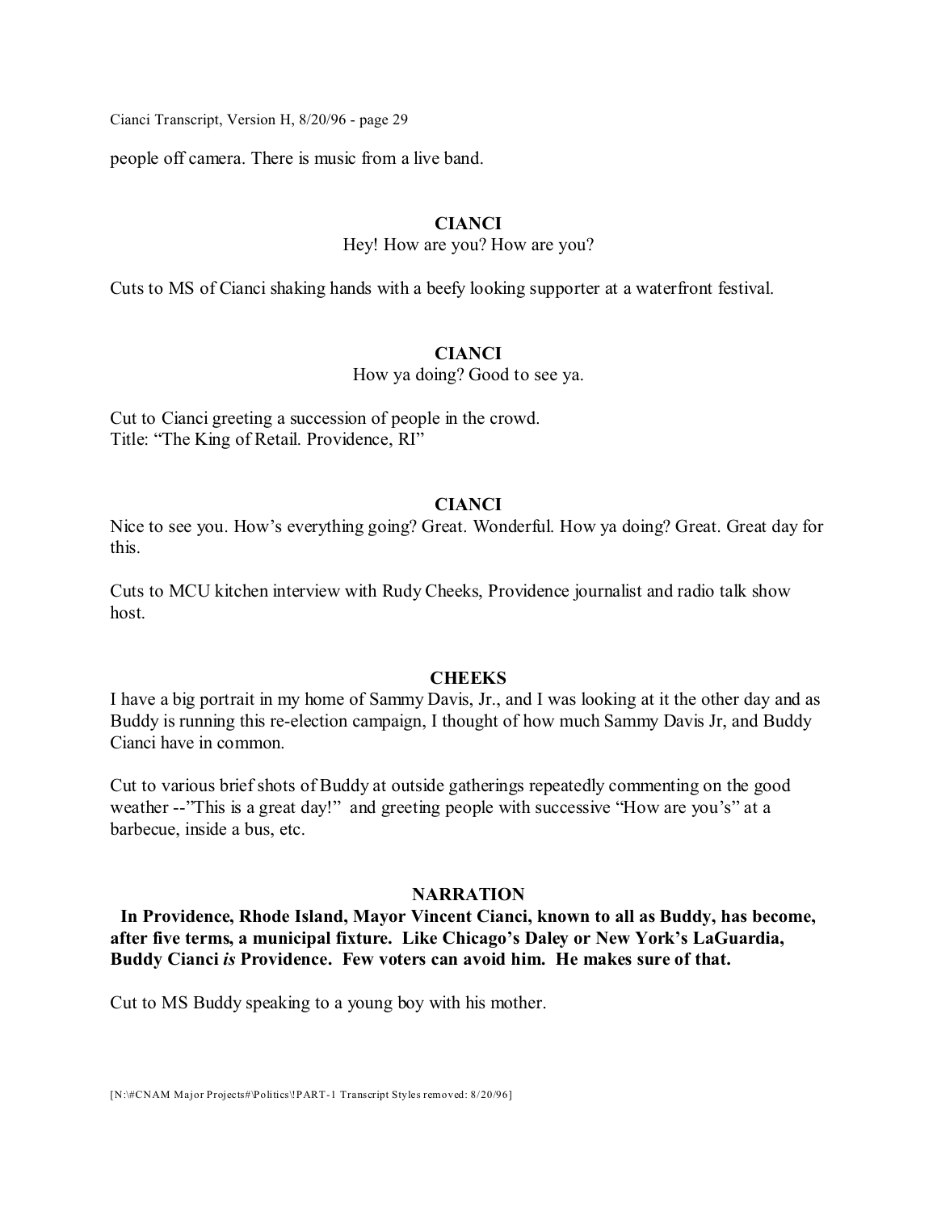people off camera. There is music from a live band.

**CIANCI**

Hey! How are you? How are you?

Cuts to MS of Cianci shaking hands with a beefy looking supporter at a waterfront festival.

**CIANCI**

How ya doing? Good to see ya.

Cut to Cianci greeting a succession of people in the crowd.
Title: "The King of Retail. Providence, RI"

**CIANCI**

Nice to see you. How's everything going? Great. Wonderful. How ya doing? Great. Great day for this.

Cuts to MCU kitchen interview with Rudy Cheeks, Providence journalist and radio talk show host.

**CHEEKS**

I have a big portrait in my home of Sammy Davis, Jr., and I was looking at it the other day and as Buddy is running this re-election campaign, I thought of how much Sammy Davis Jr, and Buddy Cianci have in common.

Cut to various brief shots of Buddy at outside gatherings repeatedly commenting on the good weather --"This is a great day!" and greeting people with successive "How are you's" at a barbecue, inside a bus, etc.

**NARRATION**

**In Providence, Rhode Island, Mayor Vincent Cianci, known to all as Buddy, has become, after five terms, a municipal fixture. Like Chicago's Daley or New York's LaGuardia, Buddy Cianci *is* Providence. Few voters can avoid him. He makes sure of that.**

Cut to MS Buddy speaking to a young boy with his mother.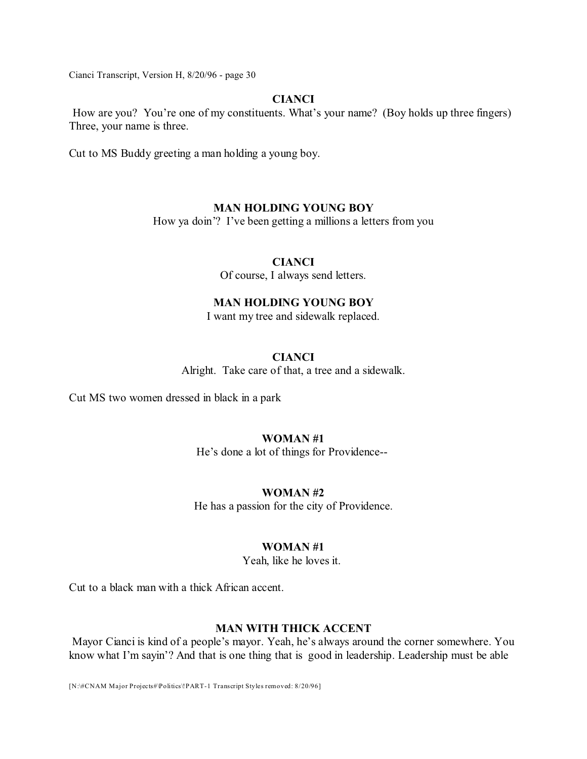**CIANCI**

How are you? You're one of my constituents. What's your name? (Boy holds up three fingers) Three, your name is three.

Cut to MS Buddy greeting a man holding a young boy.

**MAN HOLDING YOUNG BOY**

How ya doin'? I've been getting a millions a letters from you

**CIANCI**

Of course, I always send letters.

**MAN HOLDING YOUNG BOY**

I want my tree and sidewalk replaced.

**CIANCI**

Alright. Take care of that, a tree and a sidewalk.

Cut MS two women dressed in black in a park

**WOMAN #1**

He's done a lot of things for Providence--

**WOMAN #2**

He has a passion for the city of Providence.

**WOMAN #1**

Yeah, like he loves it.

Cut to a black man with a thick African accent.

**MAN WITH THICK ACCENT**

Mayor Cianci is kind of a people's mayor. Yeah, he's always around the corner somewhere. You know what I'm sayin'? And that is one thing that is good in leadership. Leadership must be able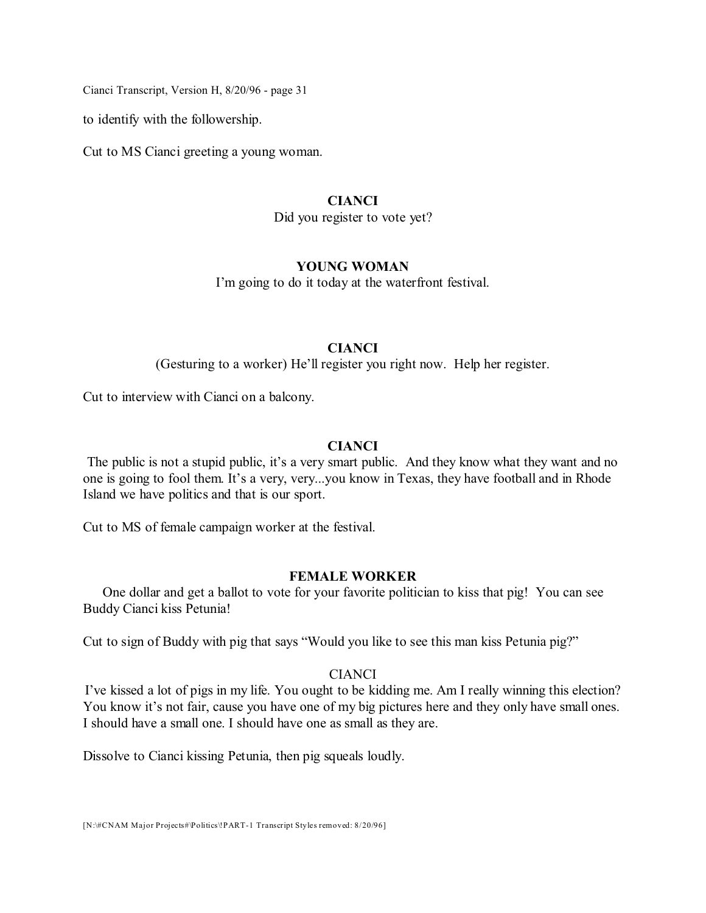to identify with the followership.

Cut to MS Cianci greeting a young woman.

**CIANCI**

Did you register to vote yet?

**YOUNG WOMAN**

I'm going to do it today at the waterfront festival.

**CIANCI**

(Gesturing to a worker) He'll register you right now. Help her register.

Cut to interview with Cianci on a balcony.

**CIANCI**

The public is not a stupid public, it's a very smart public. And they know what they want and no one is going to fool them. It's a very, very...you know in Texas, they have football and in Rhode Island we have politics and that is our sport.

Cut to MS of female campaign worker at the festival.

**FEMALE WORKER**

One dollar and get a ballot to vote for your favorite politician to kiss that pig! You can see Buddy Cianci kiss Petunia!

Cut to sign of Buddy with pig that says "Would you like to see this man kiss Petunia pig?"

CIANCI

I've kissed a lot of pigs in my life. You ought to be kidding me. Am I really winning this election? You know it's not fair, cause you have one of my big pictures here and they only have small ones. I should have a small one. I should have one as small as they are.

Dissolve to Cianci kissing Petunia, then pig squeals loudly.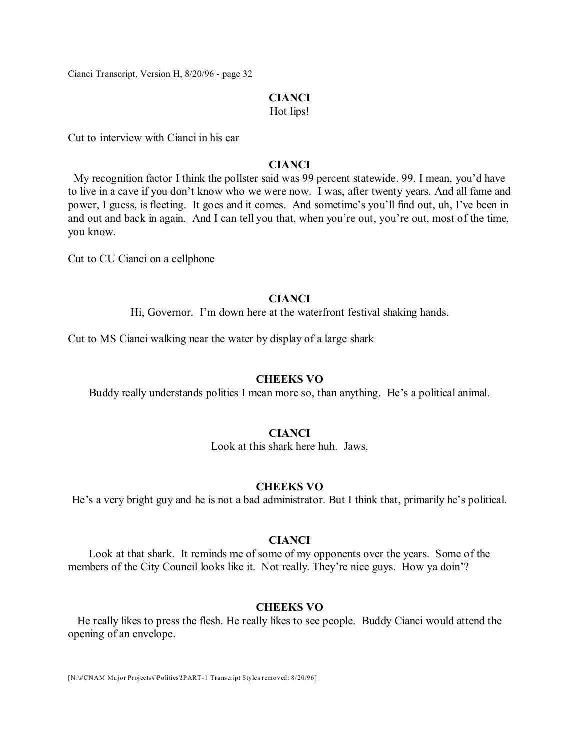**CIANCI**

Hot lips!

Cut to interview with Cianci in his car

**CIANCI**

My recognition factor I think the pollster said was 99 percent statewide. 99. I mean, you'd have to live in a cave if you don't know who we were now. I was, after twenty years. And all fame and power, I guess, is fleeting. It goes and it comes. And sometime's you'll find out, uh, I've been in and out and back in again. And I can tell you that, when you're out, you're out, most of the time, you know.

Cut to CU Cianci on a cellphone

**CIANCI**

Hi, Governor. I'm down here at the waterfront festival shaking hands.

Cut to MS Cianci walking near the water by display of a large shark

**CHEEKS VO**

Buddy really understands politics I mean more so, than anything. He's a political animal.

**CIANCI**

Look at this shark here huh. Jaws.

**CHEEKS VO**

He's a very bright guy and he is not a bad administrator. But I think that, primarily he's political.

**CIANCI**

Look at that shark. It reminds me of some of my opponents over the years. Some of the members of the City Council looks like it. Not really. They're nice guys. How ya doin'?

**CHEEKS VO**

He really likes to press the flesh. He really likes to see people. Buddy Cianci would attend the opening of an envelope.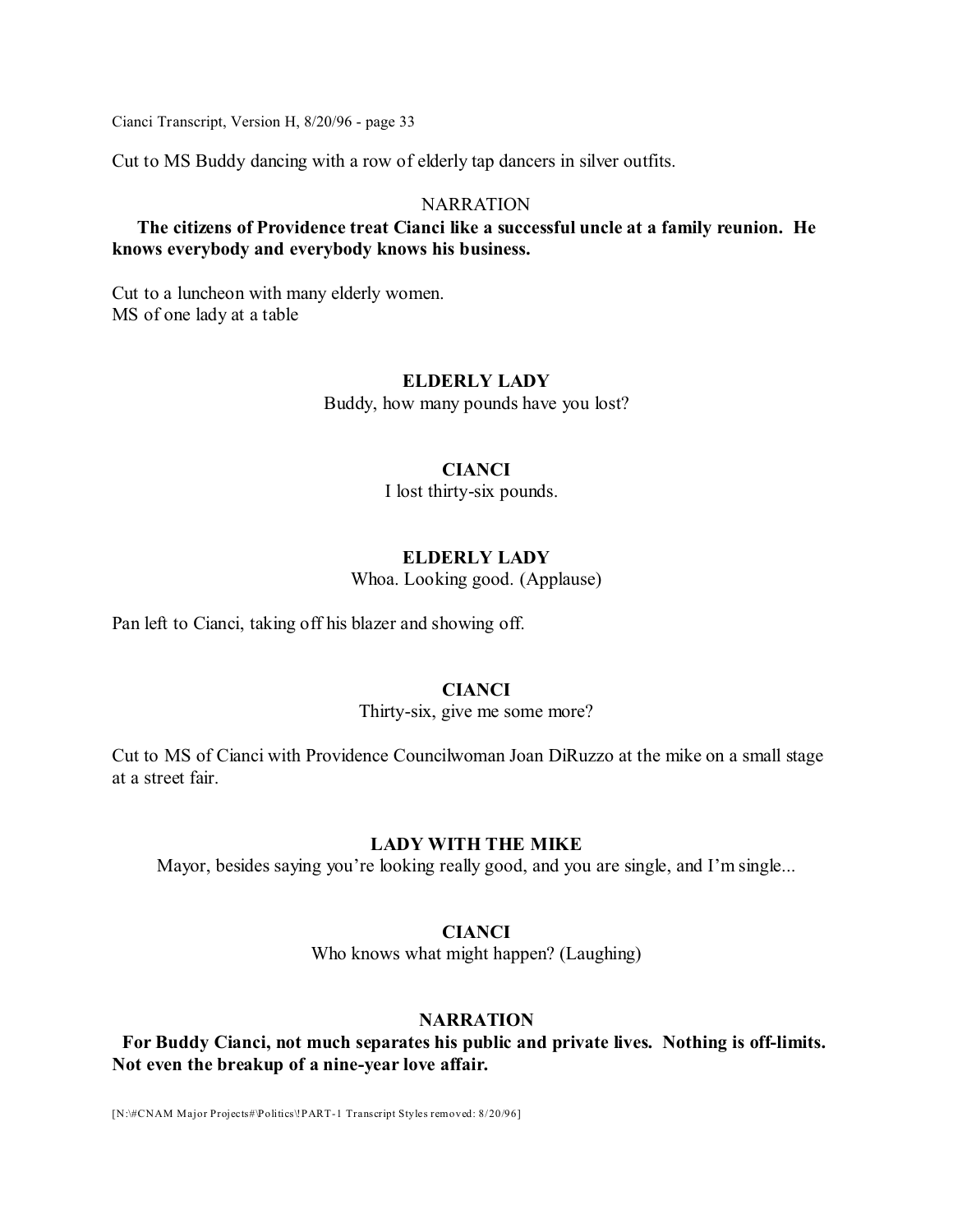Cut to MS Buddy dancing with a row of elderly tap dancers in silver outfits.

NARRATION

**The citizens of Providence treat Cianci like a successful uncle at a family reunion. He knows everybody and everybody knows his business.**

Cut to a luncheon with many elderly women.
MS of one lady at a table

**ELDERLY LADY**

Buddy, how many pounds have you lost?

**CIANCI**

I lost thirty-six pounds.

**ELDERLY LADY**

Whoa. Looking good. (Applause)

Pan left to Cianci, taking off his blazer and showing off.

**CIANCI**

Thirty-six, give me some more?

Cut to MS of Cianci with Providence Councilwoman Joan DiRuzzo at the mike on a small stage at a street fair.

**LADY WITH THE MIKE**

Mayor, besides saying you're looking really good, and you are single, and I'm single...

**CIANCI**

Who knows what might happen? (Laughing)

**NARRATION**

**For Buddy Cianci, not much separates his public and private lives. Nothing is off-limits. Not even the breakup of a nine-year love affair.**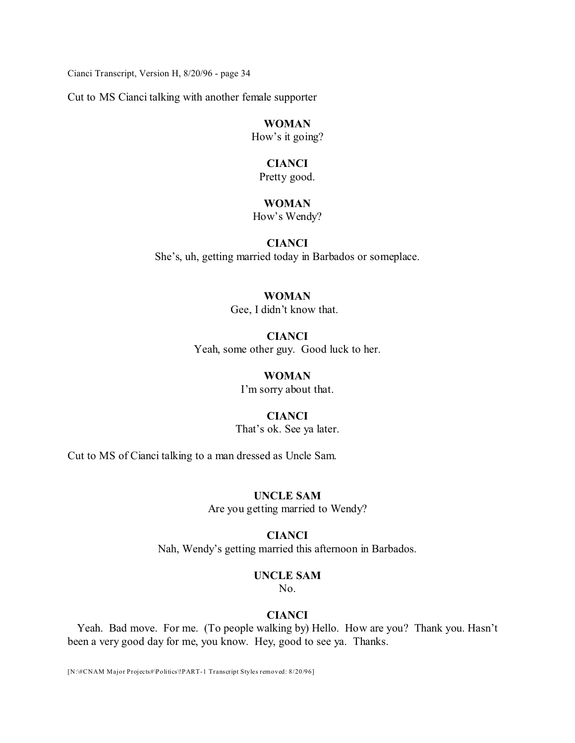Cut to MS Cianci talking with another female supporter

**WOMAN**
How's it going?

**CIANCI**
Pretty good.

**WOMAN**
How's Wendy?

**CIANCI**
She's, uh, getting married today in Barbados or someplace.

**WOMAN**
Gee, I didn't know that.

**CIANCI**
Yeah, some other guy. Good luck to her.

**WOMAN**
I'm sorry about that.

**CIANCI**
That's ok. See ya later.

Cut to MS of Cianci talking to a man dressed as Uncle Sam.

**UNCLE SAM**
Are you getting married to Wendy?

**CIANCI**
Nah, Wendy's getting married this afternoon in Barbados.

**UNCLE SAM**
No.

**CIANCI**
Yeah. Bad move. For me. (To people walking by) Hello. How are you? Thank you. Hasn't been a very good day for me, you know. Hey, good to see ya. Thanks.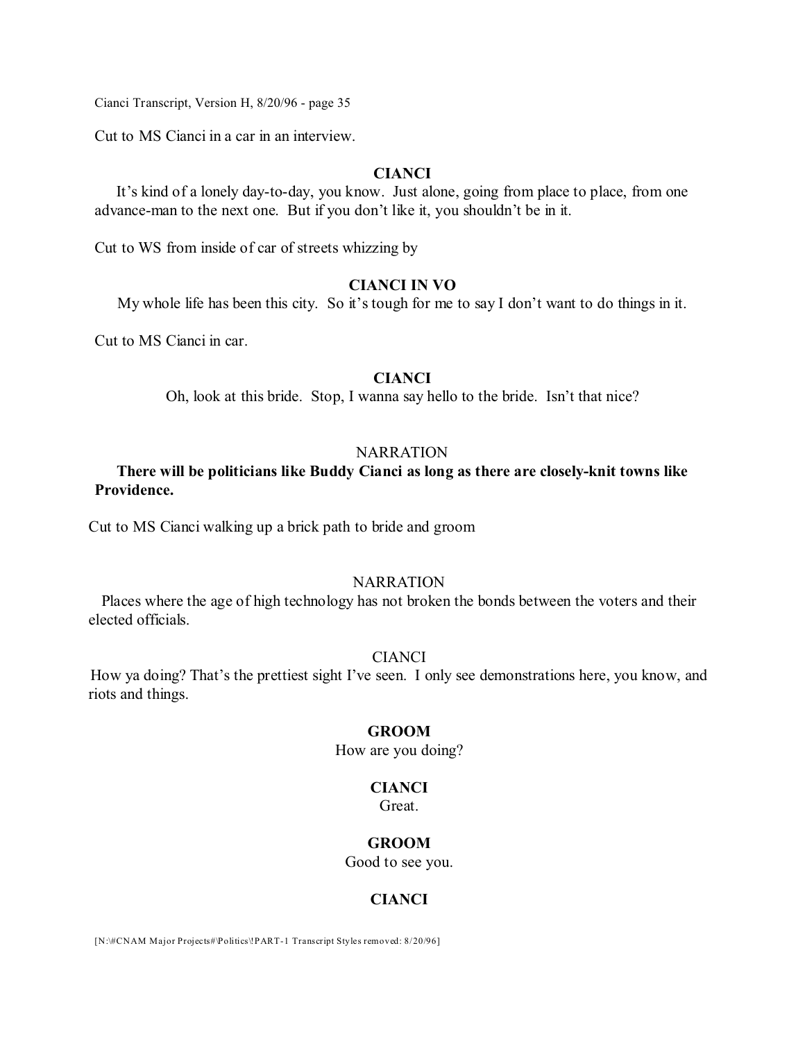Cut to MS Cianci in a car in an interview.

**CIANCI**

It's kind of a lonely day-to-day, you know. Just alone, going from place to place, from one advance-man to the next one. But if you don't like it, you shouldn't be in it.

Cut to WS from inside of car of streets whizzing by

**CIANCI IN VO**

My whole life has been this city. So it's tough for me to say I don't want to do things in it.

Cut to MS Cianci in car.

**CIANCI**

Oh, look at this bride. Stop, I wanna say hello to the bride. Isn't that nice?

NARRATION

**There will be politicians like Buddy Cianci as long as there are closely-knit towns like Providence.**

Cut to MS Cianci walking up a brick path to bride and groom

NARRATION

Places where the age of high technology has not broken the bonds between the voters and their elected officials.

CIANCI

How ya doing? That's the prettiest sight I've seen. I only see demonstrations here, you know, and riots and things.

**GROOM**

How are you doing?

**CIANCI**

Great.

**GROOM**

Good to see you.

**CIANCI**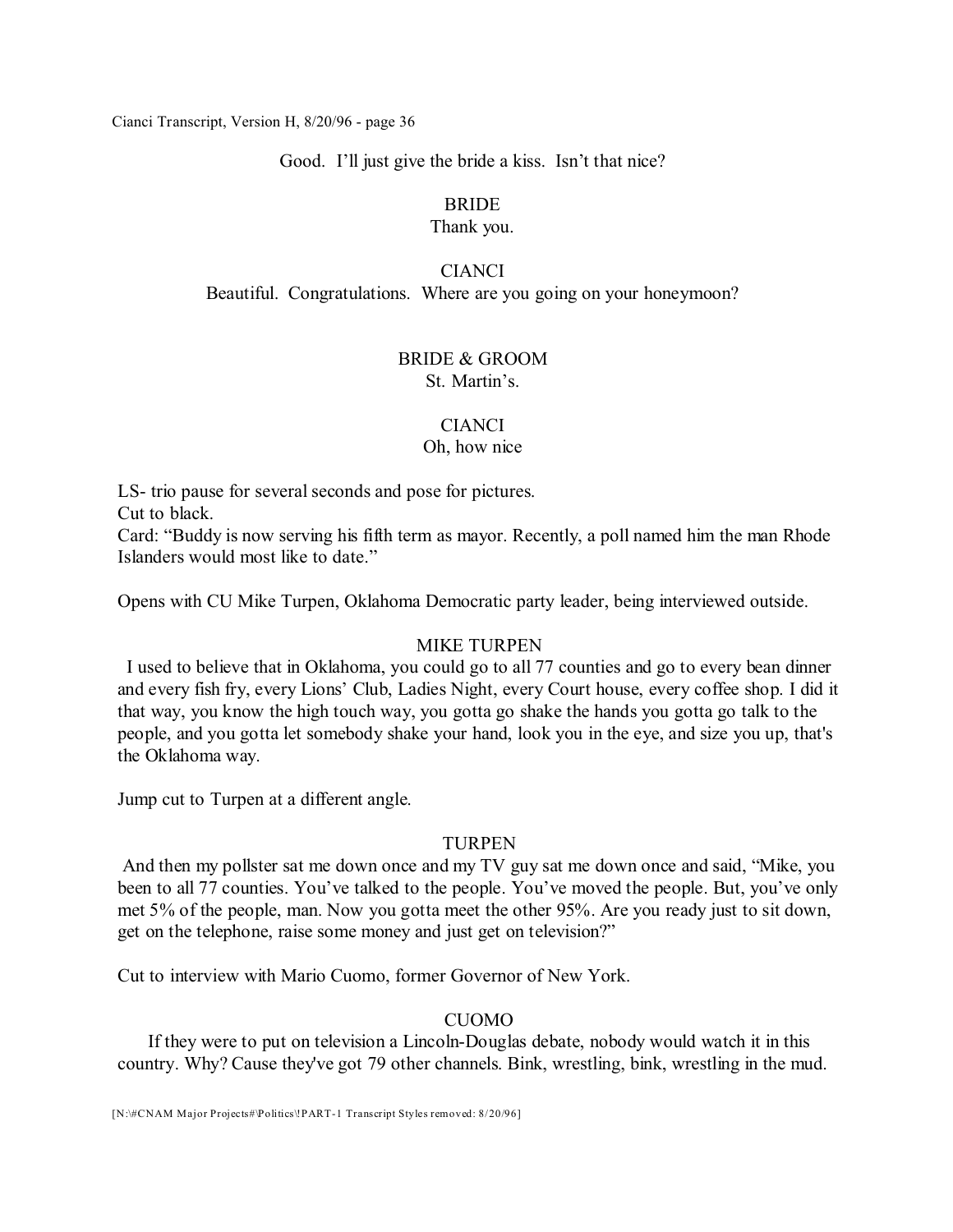Good. I'll just give the bride a kiss. Isn't that nice?

BRIDE
Thank you.

CIANCI
Beautiful. Congratulations. Where are you going on your honeymoon?

BRIDE & GROOM
St. Martin's.

CIANCI
Oh, how nice

LS- trio pause for several seconds and pose for pictures.
Cut to black.
Card: "Buddy is now serving his fifth term as mayor. Recently, a poll named him the man Rhode Islanders would most like to date."

Opens with CU Mike Turpen, Oklahoma Democratic party leader, being interviewed outside.

MIKE TURPEN
I used to believe that in Oklahoma, you could go to all 77 counties and go to every bean dinner and every fish fry, every Lions' Club, Ladies Night, every Court house, every coffee shop. I did it that way, you know the high touch way, you gotta go shake the hands you gotta go talk to the people, and you gotta let somebody shake your hand, look you in the eye, and size you up, that's the Oklahoma way.

Jump cut to Turpen at a different angle.

TURPEN
And then my pollster sat me down once and my TV guy sat me down once and said, "Mike, you been to all 77 counties. You've talked to the people. You've moved the people. But, you've only met 5% of the people, man. Now you gotta meet the other 95%. Are you ready just to sit down, get on the telephone, raise some money and just get on television?"

Cut to interview with Mario Cuomo, former Governor of New York.

CUOMO
If they were to put on television a Lincoln-Douglas debate, nobody would watch it in this country. Why? Cause they've got 79 other channels. Bink, wrestling, bink, wrestling in the mud.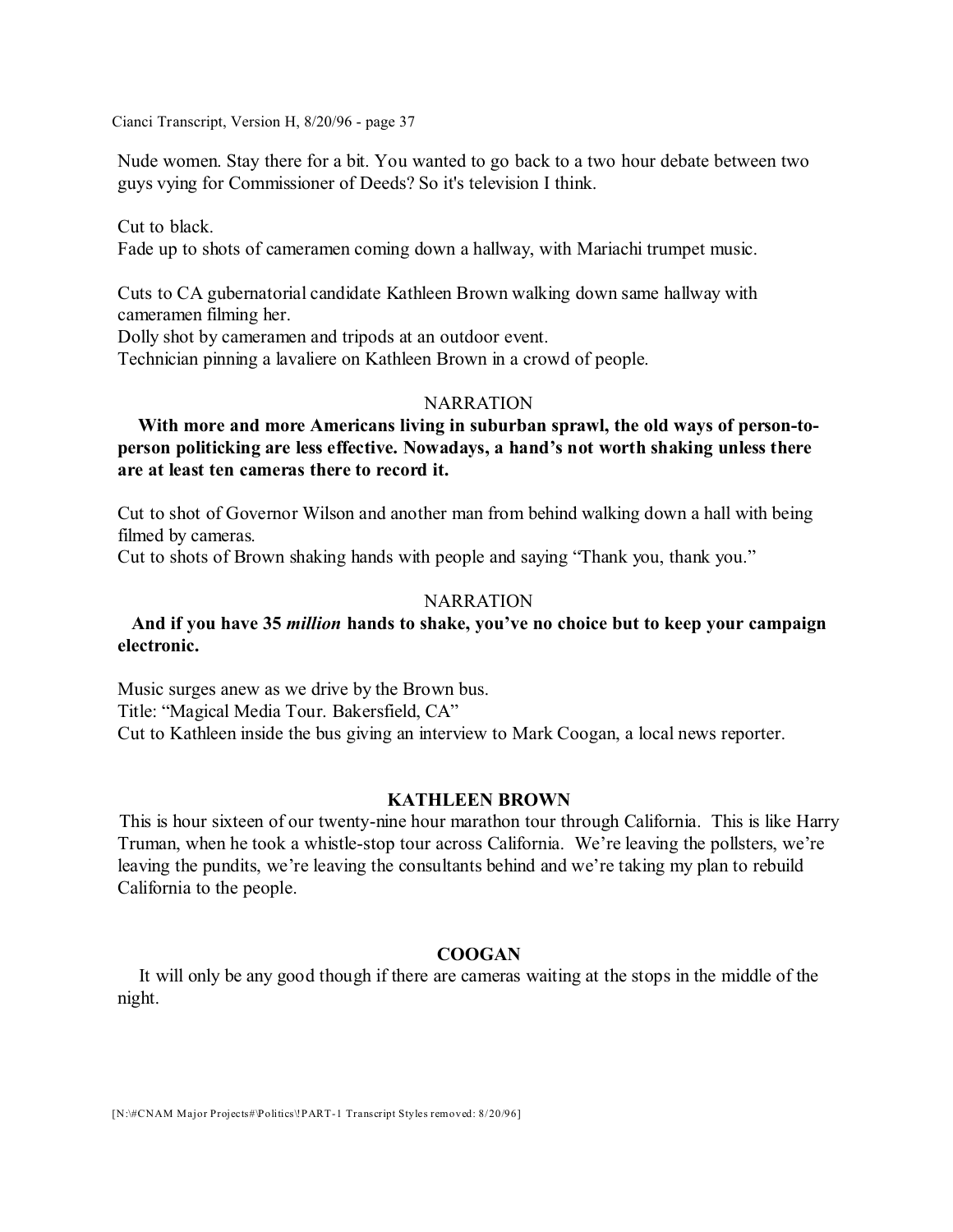Nude women. Stay there for a bit. You wanted to go back to a two hour debate between two guys vying for Commissioner of Deeds? So it's television I think.

Cut to black.
Fade up to shots of cameramen coming down a hallway, with Mariachi trumpet music.

Cuts to CA gubernatorial candidate Kathleen Brown walking down same hallway with cameramen filming her.
Dolly shot by cameramen and tripods at an outdoor event.
Technician pinning a lavaliere on Kathleen Brown in a crowd of people.

NARRATION

**With more and more Americans living in suburban sprawl, the old ways of person-to-person politicking are less effective. Nowadays, a hand's not worth shaking unless there are at least ten cameras there to record it.**

Cut to shot of Governor Wilson and another man from behind walking down a hall with being filmed by cameras.
Cut to shots of Brown shaking hands with people and saying "Thank you, thank you."

NARRATION

**And if you have 35 *million* hands to shake, you've no choice but to keep your campaign electronic.**

Music surges anew as we drive by the Brown bus.
Title: "Magical Media Tour. Bakersfield, CA"
Cut to Kathleen inside the bus giving an interview to Mark Coogan, a local news reporter.

**KATHLEEN BROWN**

This is hour sixteen of our twenty-nine hour marathon tour through California. This is like Harry Truman, when he took a whistle-stop tour across California. We're leaving the pollsters, we're leaving the pundits, we're leaving the consultants behind and we're taking my plan to rebuild California to the people.

**COOGAN**

It will only be any good though if there are cameras waiting at the stops in the middle of the night.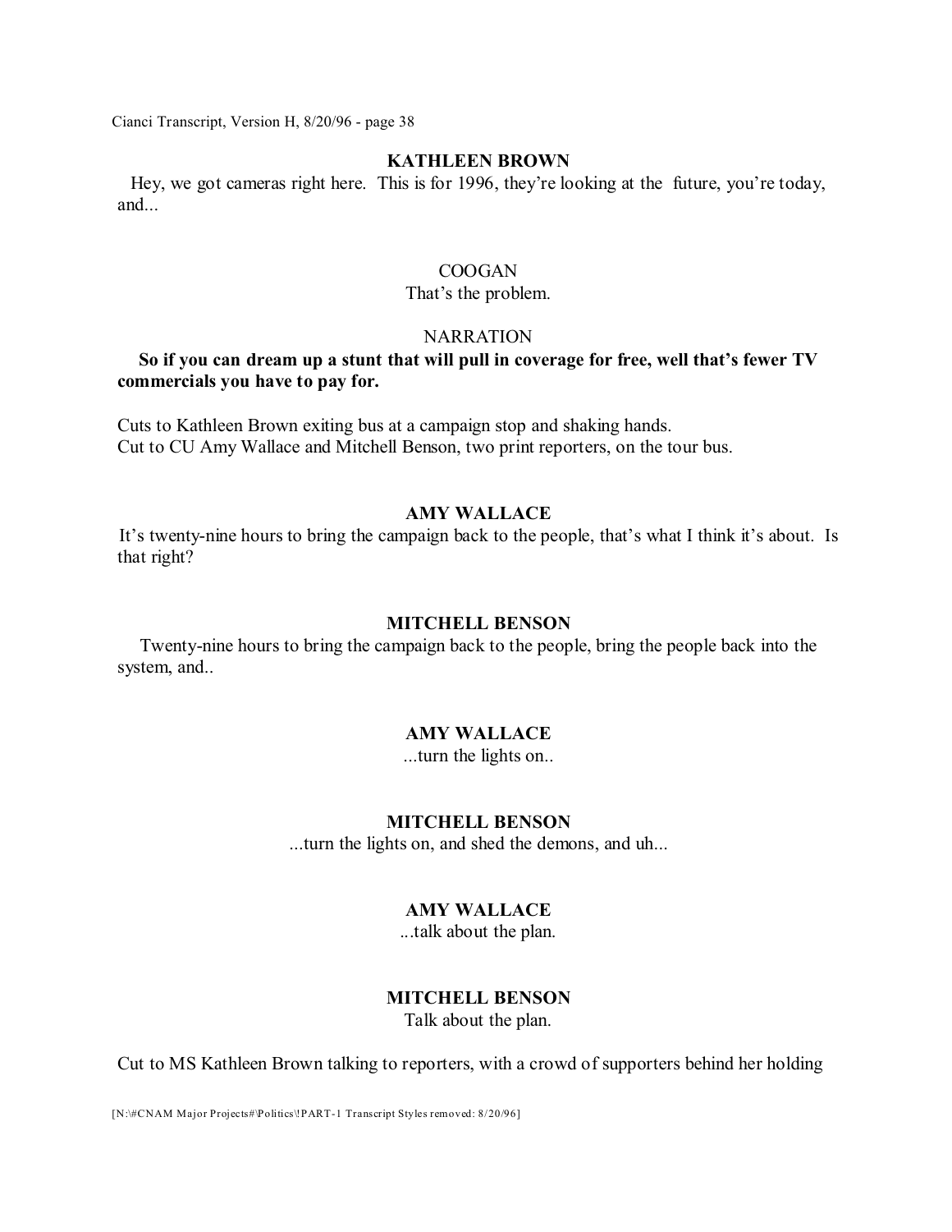**KATHLEEN BROWN**

Hey, we got cameras right here. This is for 1996, they're looking at the future, you're today, and...

COOGAN

That's the problem.

NARRATION

**So if you can dream up a stunt that will pull in coverage for free, well that's fewer TV commercials you have to pay for.**

Cuts to Kathleen Brown exiting bus at a campaign stop and shaking hands.
Cut to CU Amy Wallace and Mitchell Benson, two print reporters, on the tour bus.

**AMY WALLACE**

It's twenty-nine hours to bring the campaign back to the people, that's what I think it's about. Is that right?

**MITCHELL BENSON**

Twenty-nine hours to bring the campaign back to the people, bring the people back into the system, and..

**AMY WALLACE**

...turn the lights on..

**MITCHELL BENSON**

...turn the lights on, and shed the demons, and uh...

**AMY WALLACE**

...talk about the plan.

**MITCHELL BENSON**

Talk about the plan.

Cut to MS Kathleen Brown talking to reporters, with a crowd of supporters behind her holding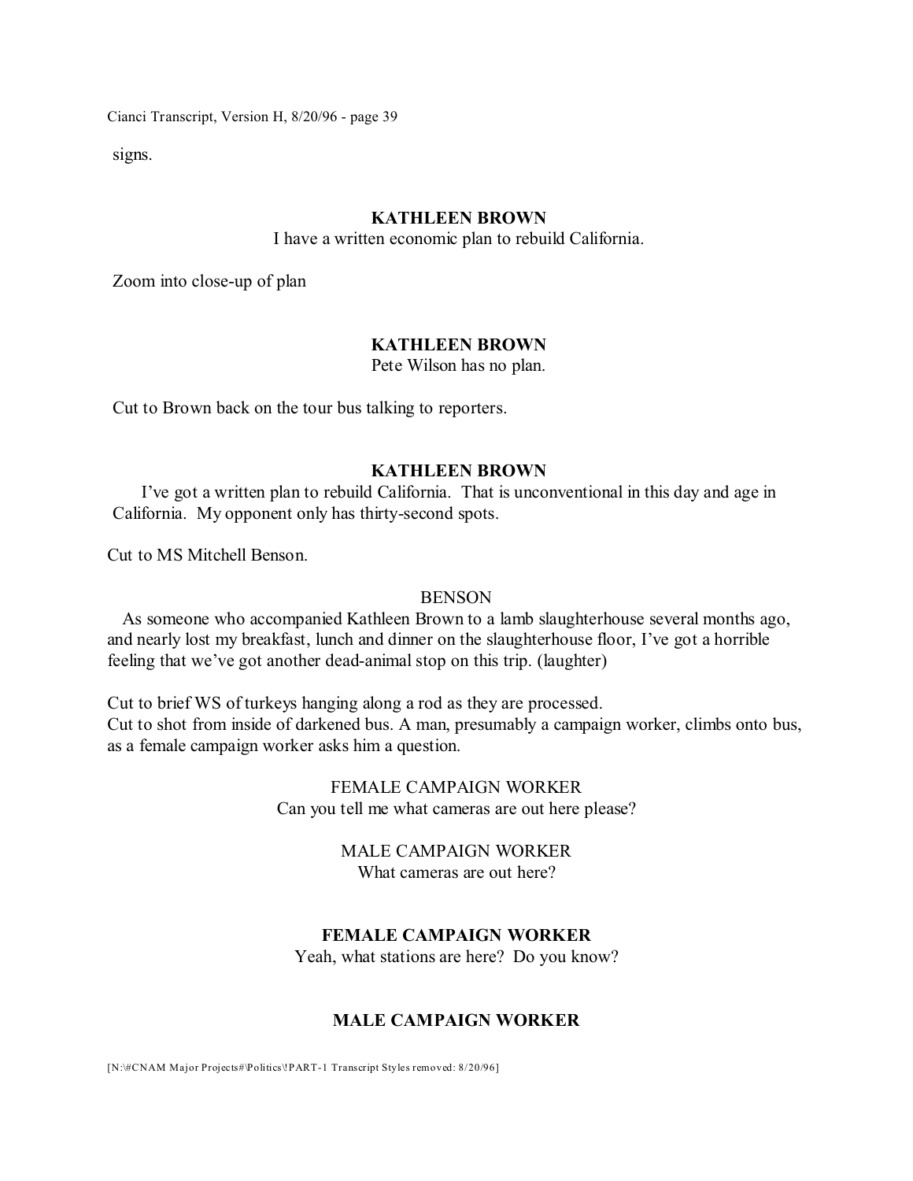signs.

**KATHLEEN BROWN**

I have a written economic plan to rebuild California.

Zoom into close-up of plan

**KATHLEEN BROWN**

Pete Wilson has no plan.

Cut to Brown back on the tour bus talking to reporters.

**KATHLEEN BROWN**

I've got a written plan to rebuild California. That is unconventional in this day and age in California. My opponent only has thirty-second spots.

Cut to MS Mitchell Benson.

BENSON

As someone who accompanied Kathleen Brown to a lamb slaughterhouse several months ago, and nearly lost my breakfast, lunch and dinner on the slaughterhouse floor, I've got a horrible feeling that we've got another dead-animal stop on this trip. (laughter)

Cut to brief WS of turkeys hanging along a rod as they are processed.
Cut to shot from inside of darkened bus. A man, presumably a campaign worker, climbs onto bus, as a female campaign worker asks him a question.

FEMALE CAMPAIGN WORKER

Can you tell me what cameras are out here please?

MALE CAMPAIGN WORKER

What cameras are out here?

**FEMALE CAMPAIGN WORKER**

Yeah, what stations are here? Do you know?

**MALE CAMPAIGN WORKER**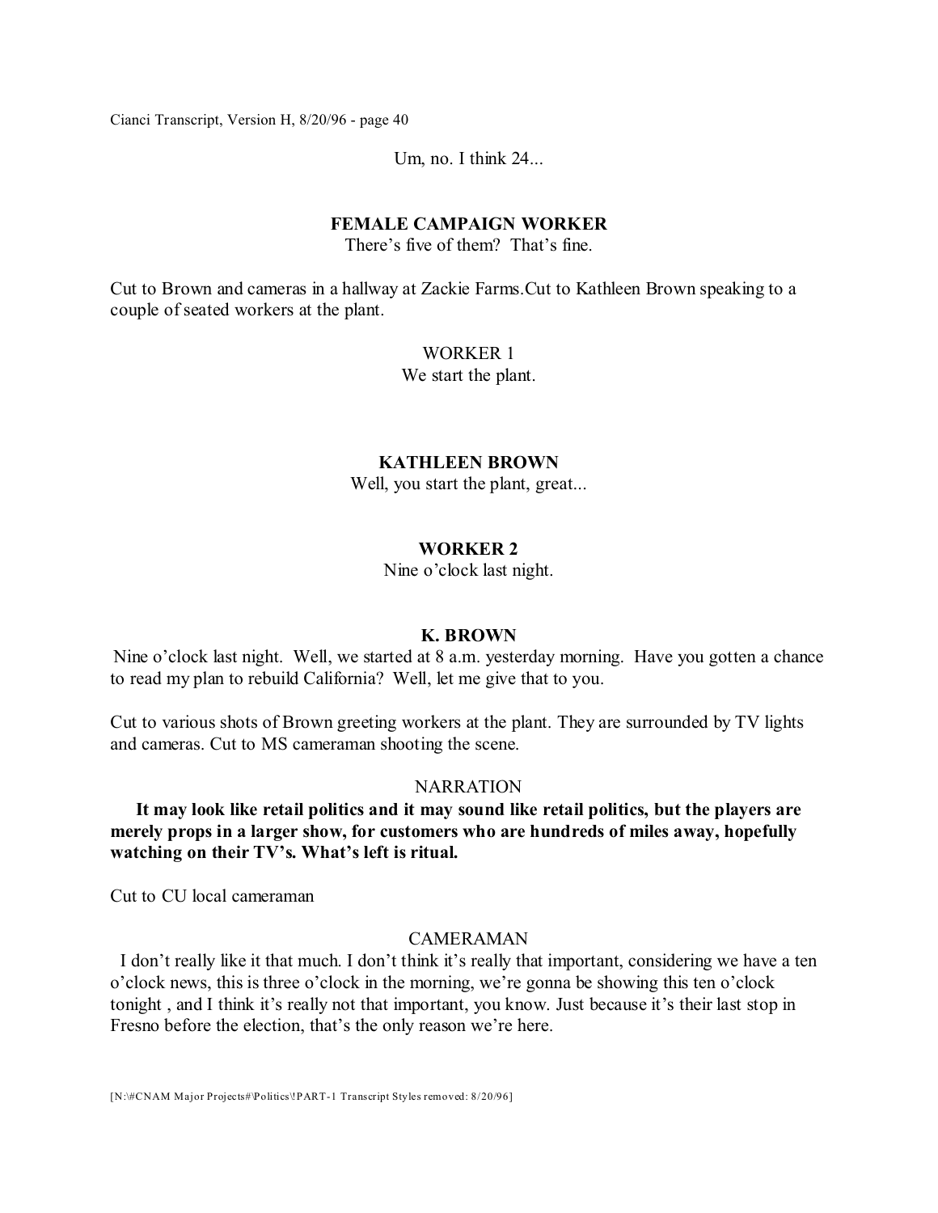Um, no. I think 24...

**FEMALE CAMPAIGN WORKER**

There's five of them? That's fine.

Cut to Brown and cameras in a hallway at Zackie Farms.Cut to Kathleen Brown speaking to a couple of seated workers at the plant.

WORKER 1

We start the plant.

**KATHLEEN BROWN**

Well, you start the plant, great...

**WORKER 2**

Nine o'clock last night.

**K. BROWN**

Nine o'clock last night. Well, we started at 8 a.m. yesterday morning. Have you gotten a chance to read my plan to rebuild California? Well, let me give that to you.

Cut to various shots of Brown greeting workers at the plant. They are surrounded by TV lights and cameras. Cut to MS cameraman shooting the scene.

NARRATION

**It may look like retail politics and it may sound like retail politics, but the players are merely props in a larger show, for customers who are hundreds of miles away, hopefully watching on their TV's. What's left is ritual.**

Cut to CU local cameraman

CAMERAMAN

I don't really like it that much. I don't think it's really that important, considering we have a ten o'clock news, this is three o'clock in the morning, we're gonna be showing this ten o'clock tonight , and I think it's really not that important, you know. Just because it's their last stop in Fresno before the election, that's the only reason we're here.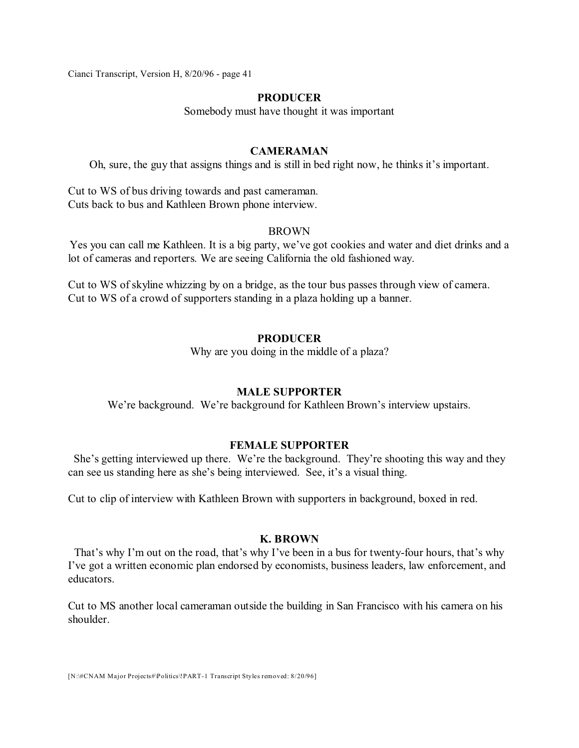**PRODUCER**

Somebody must have thought it was important

**CAMERAMAN**

Oh, sure, the guy that assigns things and is still in bed right now, he thinks it's important.

Cut to WS of bus driving towards and past cameraman.
Cuts back to bus and Kathleen Brown phone interview.

BROWN

Yes you can call me Kathleen. It is a big party, we've got cookies and water and diet drinks and a lot of cameras and reporters. We are seeing California the old fashioned way.

Cut to WS of skyline whizzing by on a bridge, as the tour bus passes through view of camera.
Cut to WS of a crowd of supporters standing in a plaza holding up a banner.

**PRODUCER**

Why are you doing in the middle of a plaza?

**MALE SUPPORTER**

We're background. We're background for Kathleen Brown's interview upstairs.

**FEMALE SUPPORTER**

She's getting interviewed up there. We're the background. They're shooting this way and they can see us standing here as she's being interviewed. See, it's a visual thing.

Cut to clip of interview with Kathleen Brown with supporters in background, boxed in red.

**K. BROWN**

That's why I'm out on the road, that's why I've been in a bus for twenty-four hours, that's why I've got a written economic plan endorsed by economists, business leaders, law enforcement, and educators.

Cut to MS another local cameraman outside the building in San Francisco with his camera on his shoulder.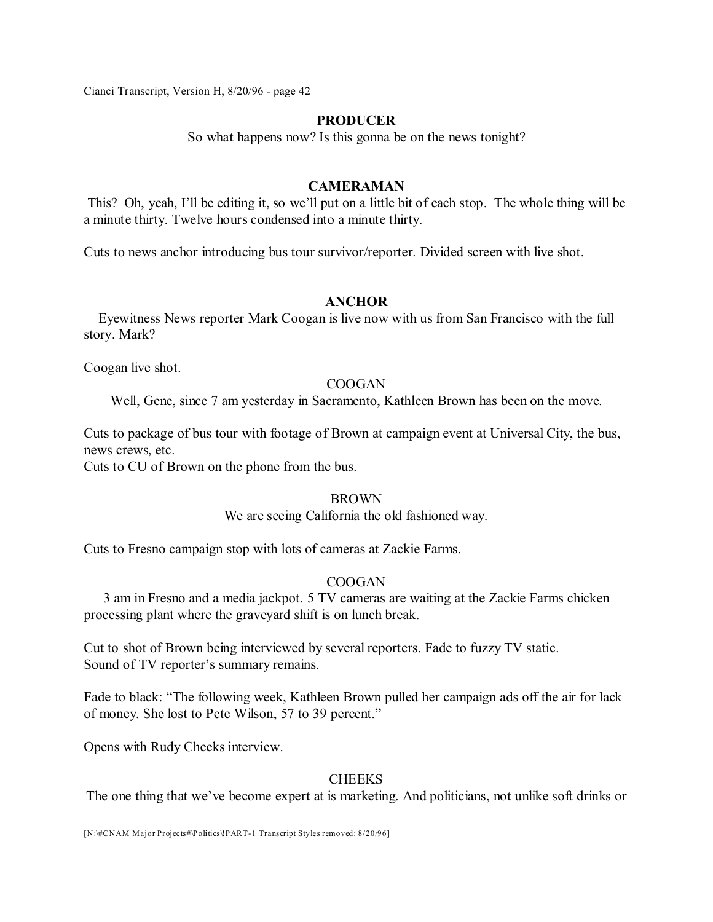**PRODUCER**

So what happens now? Is this gonna be on the news tonight?

**CAMERAMAN**

This? Oh, yeah, I'll be editing it, so we'll put on a little bit of each stop. The whole thing will be a minute thirty. Twelve hours condensed into a minute thirty.

Cuts to news anchor introducing bus tour survivor/reporter. Divided screen with live shot.

**ANCHOR**

Eyewitness News reporter Mark Coogan is live now with us from San Francisco with the full story. Mark?

Coogan live shot.

COOGAN

Well, Gene, since 7 am yesterday in Sacramento, Kathleen Brown has been on the move.

Cuts to package of bus tour with footage of Brown at campaign event at Universal City, the bus, news crews, etc.
Cuts to CU of Brown on the phone from the bus.

BROWN

We are seeing California the old fashioned way.

Cuts to Fresno campaign stop with lots of cameras at Zackie Farms.

COOGAN

3 am in Fresno and a media jackpot. 5 TV cameras are waiting at the Zackie Farms chicken processing plant where the graveyard shift is on lunch break.

Cut to shot of Brown being interviewed by several reporters. Fade to fuzzy TV static.
Sound of TV reporter's summary remains.

Fade to black: "The following week, Kathleen Brown pulled her campaign ads off the air for lack of money. She lost to Pete Wilson, 57 to 39 percent."

Opens with Rudy Cheeks interview.

CHEEKS

The one thing that we've become expert at is marketing. And politicians, not unlike soft drinks or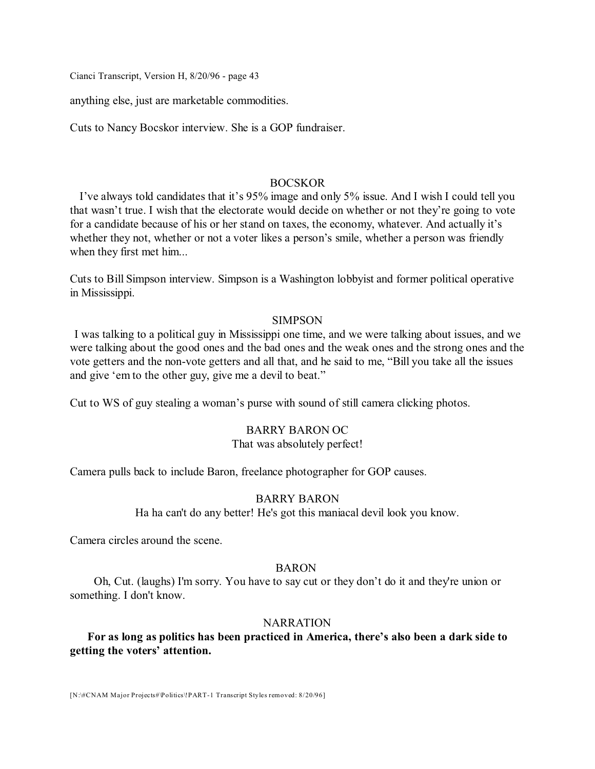anything else, just are marketable commodities.

Cuts to Nancy Bocskor interview. She is a GOP fundraiser.

BOCSKOR

I've always told candidates that it's 95% image and only 5% issue. And I wish I could tell you that wasn't true. I wish that the electorate would decide on whether or not they're going to vote for a candidate because of his or her stand on taxes, the economy, whatever. And actually it's whether they not, whether or not a voter likes a person's smile, whether a person was friendly when they first met him...

Cuts to Bill Simpson interview. Simpson is a Washington lobbyist and former political operative in Mississippi.

SIMPSON

I was talking to a political guy in Mississippi one time, and we were talking about issues, and we were talking about the good ones and the bad ones and the weak ones and the strong ones and the vote getters and the non-vote getters and all that, and he said to me, "Bill you take all the issues and give 'em to the other guy, give me a devil to beat."

Cut to WS of guy stealing a woman's purse with sound of still camera clicking photos.

BARRY BARON OC

That was absolutely perfect!

Camera pulls back to include Baron, freelance photographer for GOP causes.

BARRY BARON

Ha ha can't do any better! He's got this maniacal devil look you know.

Camera circles around the scene.

BARON

Oh, Cut. (laughs) I'm sorry. You have to say cut or they don't do it and they're union or something. I don't know.

NARRATION

**For as long as politics has been practiced in America, there's also been a dark side to getting the voters' attention.**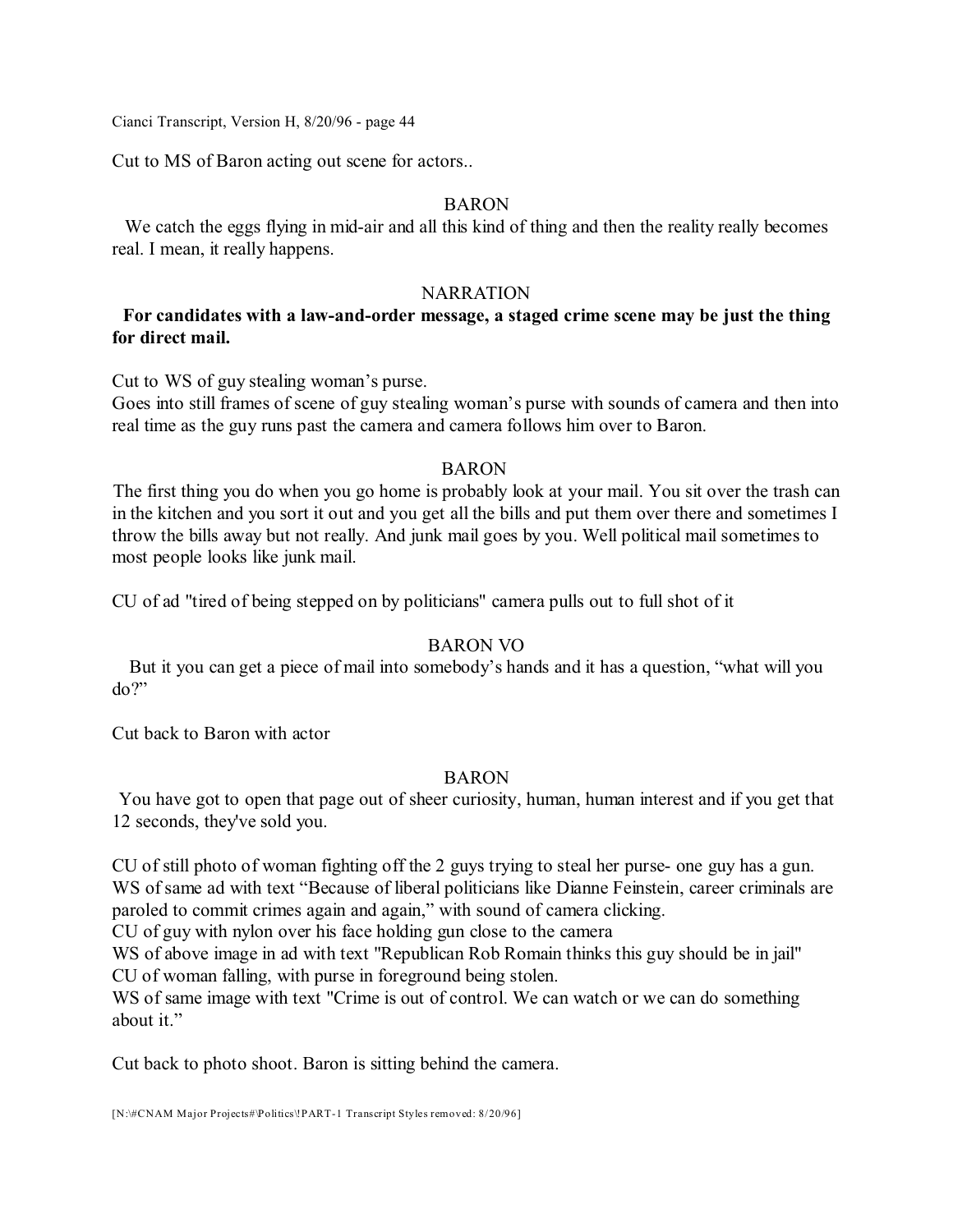Cut to MS of Baron acting out scene for actors..

BARON

We catch the eggs flying in mid-air and all this kind of thing and then the reality really becomes real. I mean, it really happens.

NARRATION

**For candidates with a law-and-order message, a staged crime scene may be just the thing for direct mail.**

Cut to WS of guy stealing woman's purse.
Goes into still frames of scene of guy stealing woman's purse with sounds of camera and then into real time as the guy runs past the camera and camera follows him over to Baron.

BARON

The first thing you do when you go home is probably look at your mail. You sit over the trash can in the kitchen and you sort it out and you get all the bills and put them over there and sometimes I throw the bills away but not really. And junk mail goes by you. Well political mail sometimes to most people looks like junk mail.

CU of ad "tired of being stepped on by politicians" camera pulls out to full shot of it

BARON VO

But it you can get a piece of mail into somebody's hands and it has a question, "what will you do?"

Cut back to Baron with actor

BARON

You have got to open that page out of sheer curiosity, human, human interest and if you get that 12 seconds, they've sold you.

CU of still photo of woman fighting off the 2 guys trying to steal her purse- one guy has a gun.
WS of same ad with text "Because of liberal politicians like Dianne Feinstein, career criminals are paroled to commit crimes again and again," with sound of camera clicking.
CU of guy with nylon over his face holding gun close to the camera
WS of above image in ad with text "Republican Rob Romain thinks this guy should be in jail"
CU of woman falling, with purse in foreground being stolen.
WS of same image with text "Crime is out of control. We can watch or we can do something about it."

Cut back to photo shoot. Baron is sitting behind the camera.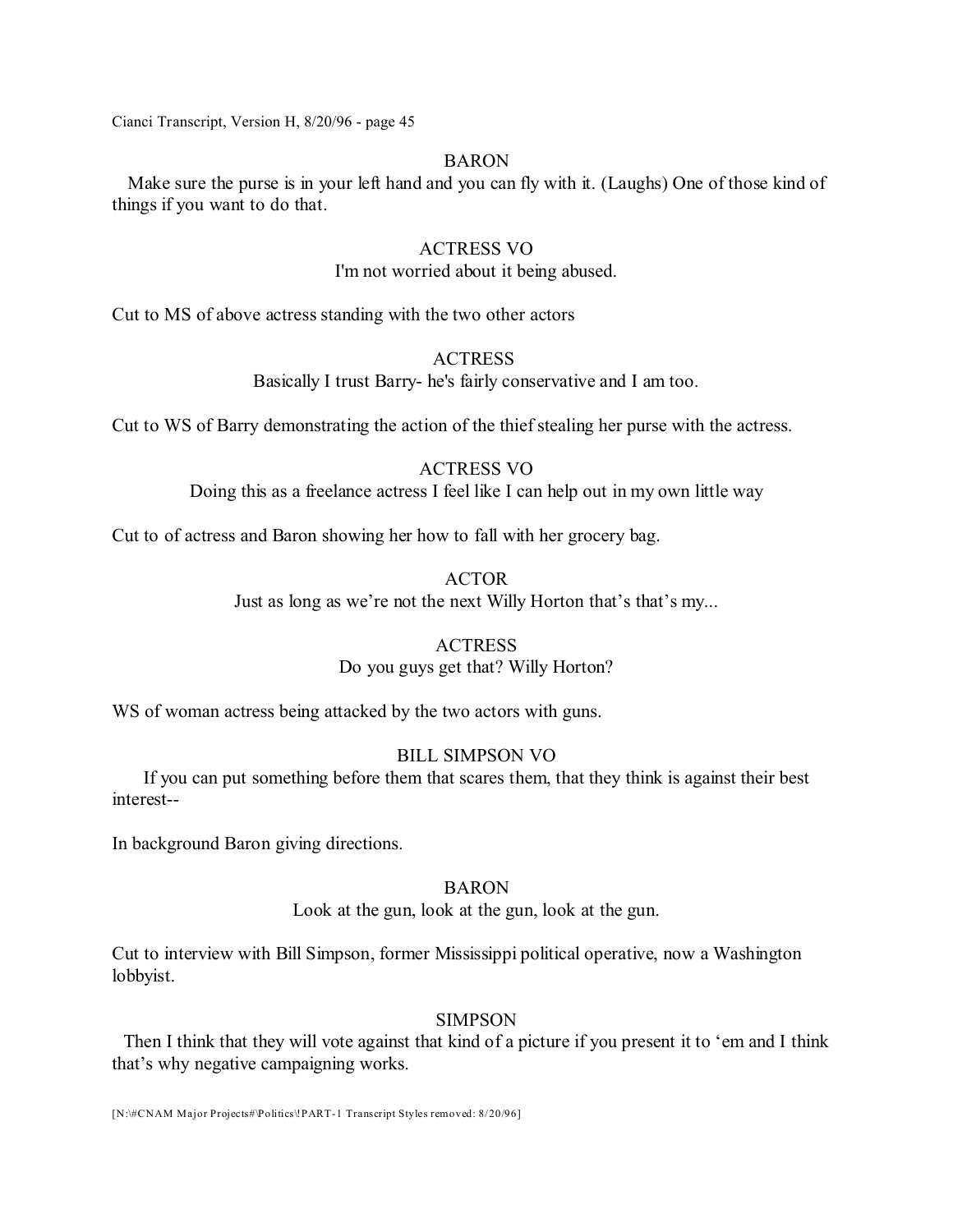BARON

Make sure the purse is in your left hand and you can fly with it. (Laughs) One of those kind of things if you want to do that.

ACTRESS VO

I'm not worried about it being abused.

Cut to MS of above actress standing with the two other actors

ACTRESS

Basically I trust Barry- he's fairly conservative and I am too.

Cut to WS of Barry demonstrating the action of the thief stealing her purse with the actress.

ACTRESS VO

Doing this as a freelance actress I feel like I can help out in my own little way

Cut to of actress and Baron showing her how to fall with her grocery bag.

ACTOR

Just as long as we're not the next Willy Horton that's that's my...

ACTRESS

Do you guys get that? Willy Horton?

WS of woman actress being attacked by the two actors with guns.

BILL SIMPSON VO

If you can put something before them that scares them, that they think is against their best interest--

In background Baron giving directions.

BARON

Look at the gun, look at the gun, look at the gun.

Cut to interview with Bill Simpson, former Mississippi political operative, now a Washington lobbyist.

SIMPSON

Then I think that they will vote against that kind of a picture if you present it to 'em and I think that's why negative campaigning works.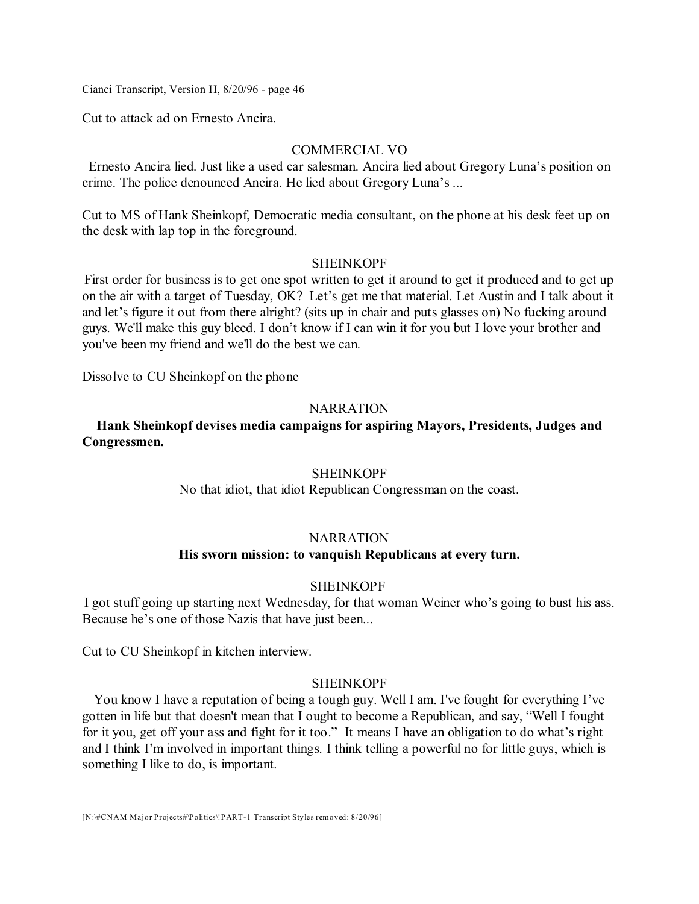Cut to attack ad on Ernesto Ancira.

COMMERCIAL VO

Ernesto Ancira lied. Just like a used car salesman. Ancira lied about Gregory Luna's position on crime. The police denounced Ancira. He lied about Gregory Luna's ...

Cut to MS of Hank Sheinkopf, Democratic media consultant, on the phone at his desk feet up on the desk with lap top in the foreground.

SHEINKOPF

First order for business is to get one spot written to get it around to get it produced and to get up on the air with a target of Tuesday, OK? Let's get me that material. Let Austin and I talk about it and let's figure it out from there alright? (sits up in chair and puts glasses on) No fucking around guys. We'll make this guy bleed. I don't know if I can win it for you but I love your brother and you've been my friend and we'll do the best we can.

Dissolve to CU Sheinkopf on the phone

NARRATION

**Hank Sheinkopf devises media campaigns for aspiring Mayors, Presidents, Judges and Congressmen.**

SHEINKOPF

No that idiot, that idiot Republican Congressman on the coast.

NARRATION

**His sworn mission: to vanquish Republicans at every turn.**

SHEINKOPF

I got stuff going up starting next Wednesday, for that woman Weiner who's going to bust his ass. Because he's one of those Nazis that have just been...

Cut to CU Sheinkopf in kitchen interview.

SHEINKOPF

You know I have a reputation of being a tough guy. Well I am. I've fought for everything I've gotten in life but that doesn't mean that I ought to become a Republican, and say, "Well I fought for it you, get off your ass and fight for it too." It means I have an obligation to do what's right and I think I'm involved in important things. I think telling a powerful no for little guys, which is something I like to do, is important.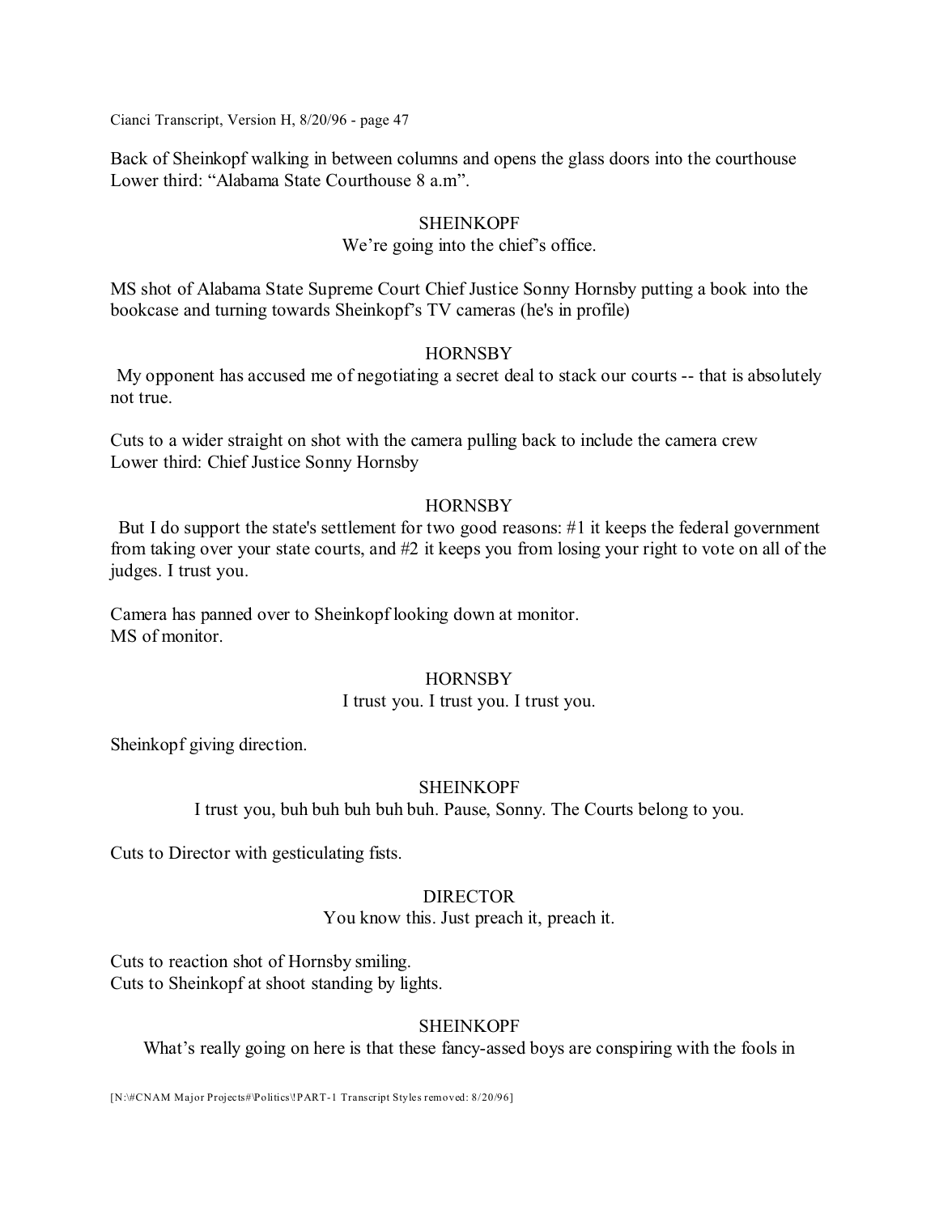Back of Sheinkopf walking in between columns and opens the glass doors into the courthouse
Lower third: "Alabama State Courthouse 8 a.m".

SHEINKOPF
We're going into the chief's office.

MS shot of Alabama State Supreme Court Chief Justice Sonny Hornsby putting a book into the bookcase and turning towards Sheinkopf's TV cameras (he's in profile)

HORNSBY
My opponent has accused me of negotiating a secret deal to stack our courts -- that is absolutely not true.

Cuts to a wider straight on shot with the camera pulling back to include the camera crew
Lower third: Chief Justice Sonny Hornsby

HORNSBY
But I do support the state's settlement for two good reasons: #1 it keeps the federal government from taking over your state courts, and #2 it keeps you from losing your right to vote on all of the judges. I trust you.

Camera has panned over to Sheinkopf looking down at monitor.
MS of monitor.

HORNSBY
I trust you. I trust you. I trust you.

Sheinkopf giving direction.

SHEINKOPF
I trust you, buh buh buh buh buh. Pause, Sonny. The Courts belong to you.

Cuts to Director with gesticulating fists.

DIRECTOR
You know this. Just preach it, preach it.

Cuts to reaction shot of Hornsby smiling.
Cuts to Sheinkopf at shoot standing by lights.

SHEINKOPF
What's really going on here is that these fancy-assed boys are conspiring with the fools in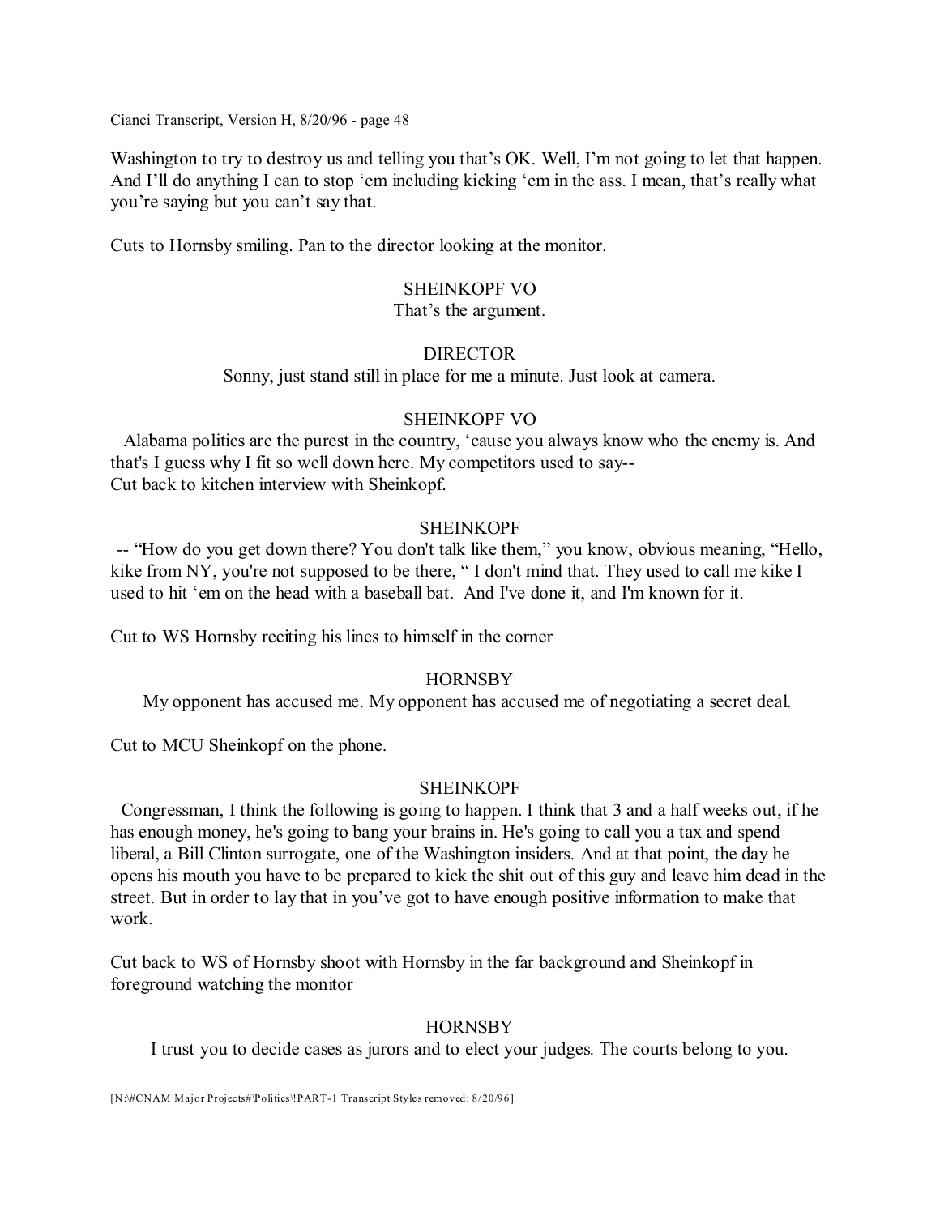Washington to try to destroy us and telling you that's OK. Well, I'm not going to let that happen. And I'll do anything I can to stop 'em including kicking 'em in the ass. I mean, that's really what you're saying but you can't say that.

Cuts to Hornsby smiling. Pan to the director looking at the monitor.

SHEINKOPF VO

That's the argument.

DIRECTOR

Sonny, just stand still in place for me a minute. Just look at camera.

SHEINKOPF VO

Alabama politics are the purest in the country, 'cause you always know who the enemy is. And that's I guess why I fit so well down here. My competitors used to say--

Cut back to kitchen interview with Sheinkopf.

SHEINKOPF

-- "How do you get down there? You don't talk like them," you know, obvious meaning, "Hello, kike from NY, you're not supposed to be there, " I don't mind that. They used to call me kike I used to hit 'em on the head with a baseball bat. And I've done it, and I'm known for it.

Cut to WS Hornsby reciting his lines to himself in the corner

HORNSBY

My opponent has accused me. My opponent has accused me of negotiating a secret deal.

Cut to MCU Sheinkopf on the phone.

SHEINKOPF

Congressman, I think the following is going to happen. I think that 3 and a half weeks out, if he has enough money, he's going to bang your brains in. He's going to call you a tax and spend liberal, a Bill Clinton surrogate, one of the Washington insiders. And at that point, the day he opens his mouth you have to be prepared to kick the shit out of this guy and leave him dead in the street. But in order to lay that in you've got to have enough positive information to make that work.

Cut back to WS of Hornsby shoot with Hornsby in the far background and Sheinkopf in foreground watching the monitor

HORNSBY

I trust you to decide cases as jurors and to elect your judges. The courts belong to you.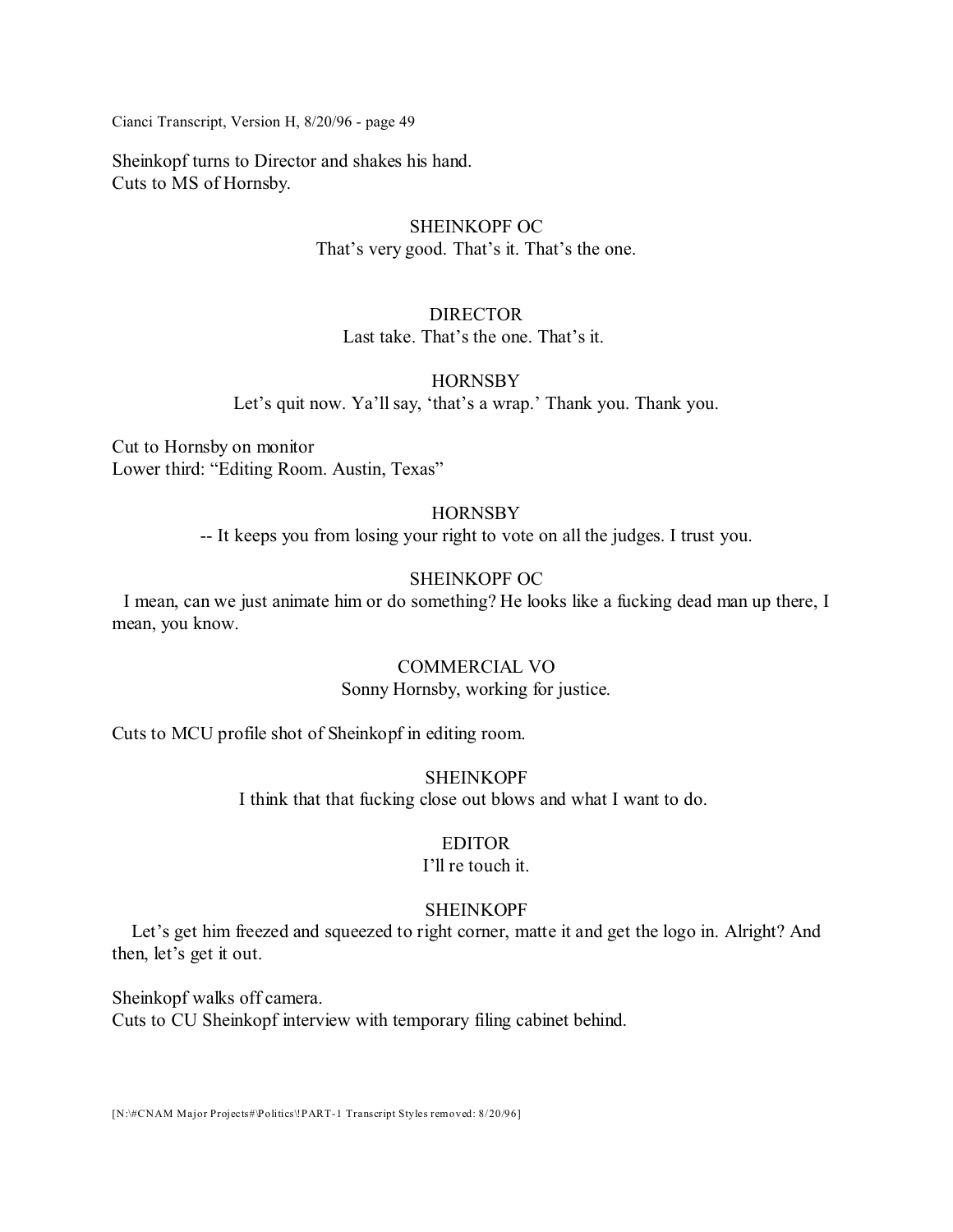Sheinkopf turns to Director and shakes his hand.
Cuts to MS of Hornsby.

SHEINKOPF OC
That's very good. That's it. That's the one.

DIRECTOR
Last take. That's the one. That's it.

HORNSBY
Let's quit now. Ya'll say, 'that's a wrap.' Thank you. Thank you.

Cut to Hornsby on monitor
Lower third: "Editing Room. Austin, Texas"

HORNSBY
-- It keeps you from losing your right to vote on all the judges. I trust you.

SHEINKOPF OC
I mean, can we just animate him or do something? He looks like a fucking dead man up there, I mean, you know.

COMMERCIAL VO
Sonny Hornsby, working for justice.

Cuts to MCU profile shot of Sheinkopf in editing room.

SHEINKOPF
I think that that fucking close out blows and what I want to do.

EDITOR
I'll re touch it.

SHEINKOPF
Let's get him freezed and squeezed to right corner, matte it and get the logo in. Alright? And then, let's get it out.

Sheinkopf walks off camera.
Cuts to CU Sheinkopf interview with temporary filing cabinet behind.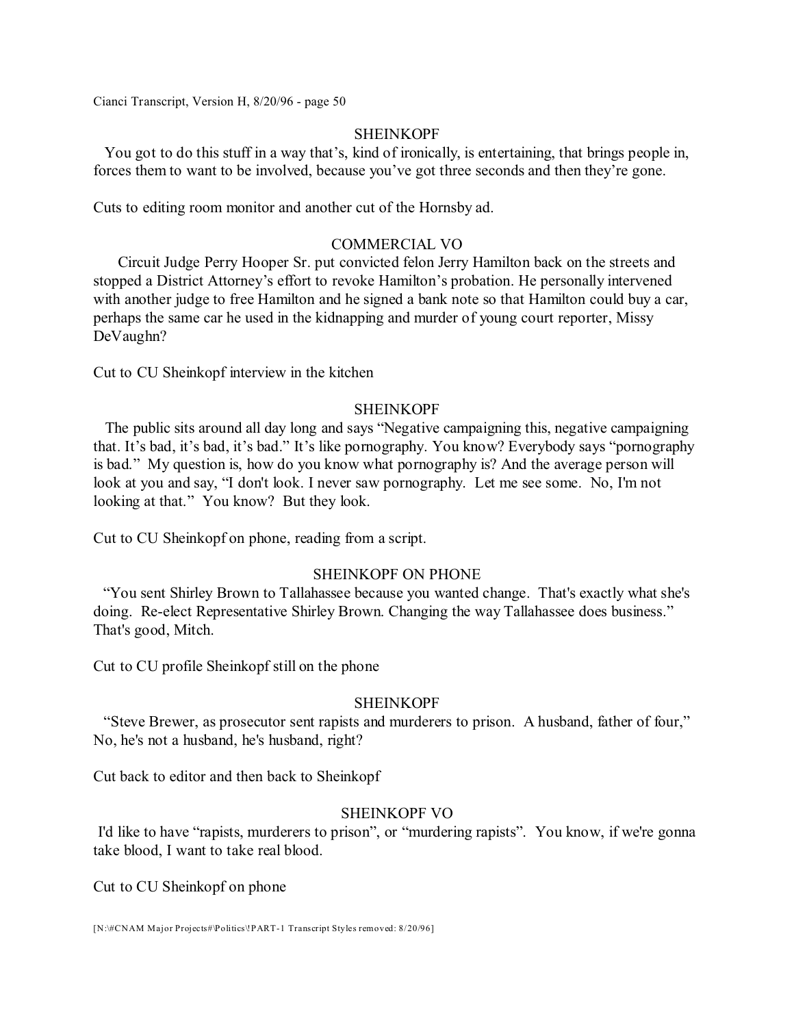SHEINKOPF

You got to do this stuff in a way that's, kind of ironically, is entertaining, that brings people in, forces them to want to be involved, because you've got three seconds and then they're gone.

Cuts to editing room monitor and another cut of the Hornsby ad.

COMMERCIAL VO

Circuit Judge Perry Hooper Sr. put convicted felon Jerry Hamilton back on the streets and stopped a District Attorney's effort to revoke Hamilton's probation. He personally intervened with another judge to free Hamilton and he signed a bank note so that Hamilton could buy a car, perhaps the same car he used in the kidnapping and murder of young court reporter, Missy DeVaughn?

Cut to CU Sheinkopf interview in the kitchen

SHEINKOPF

The public sits around all day long and says "Negative campaigning this, negative campaigning that. It's bad, it's bad, it's bad." It's like pornography. You know? Everybody says "pornography is bad." My question is, how do you know what pornography is? And the average person will look at you and say, "I don't look. I never saw pornography. Let me see some. No, I'm not looking at that." You know? But they look.

Cut to CU Sheinkopf on phone, reading from a script.

SHEINKOPF ON PHONE

"You sent Shirley Brown to Tallahassee because you wanted change. That's exactly what she's doing. Re-elect Representative Shirley Brown. Changing the way Tallahassee does business." That's good, Mitch.

Cut to CU profile Sheinkopf still on the phone

SHEINKOPF

"Steve Brewer, as prosecutor sent rapists and murderers to prison. A husband, father of four," No, he's not a husband, he's husband, right?

Cut back to editor and then back to Sheinkopf

SHEINKOPF VO

I'd like to have "rapists, murderers to prison", or "murdering rapists". You know, if we're gonna take blood, I want to take real blood.

Cut to CU Sheinkopf on phone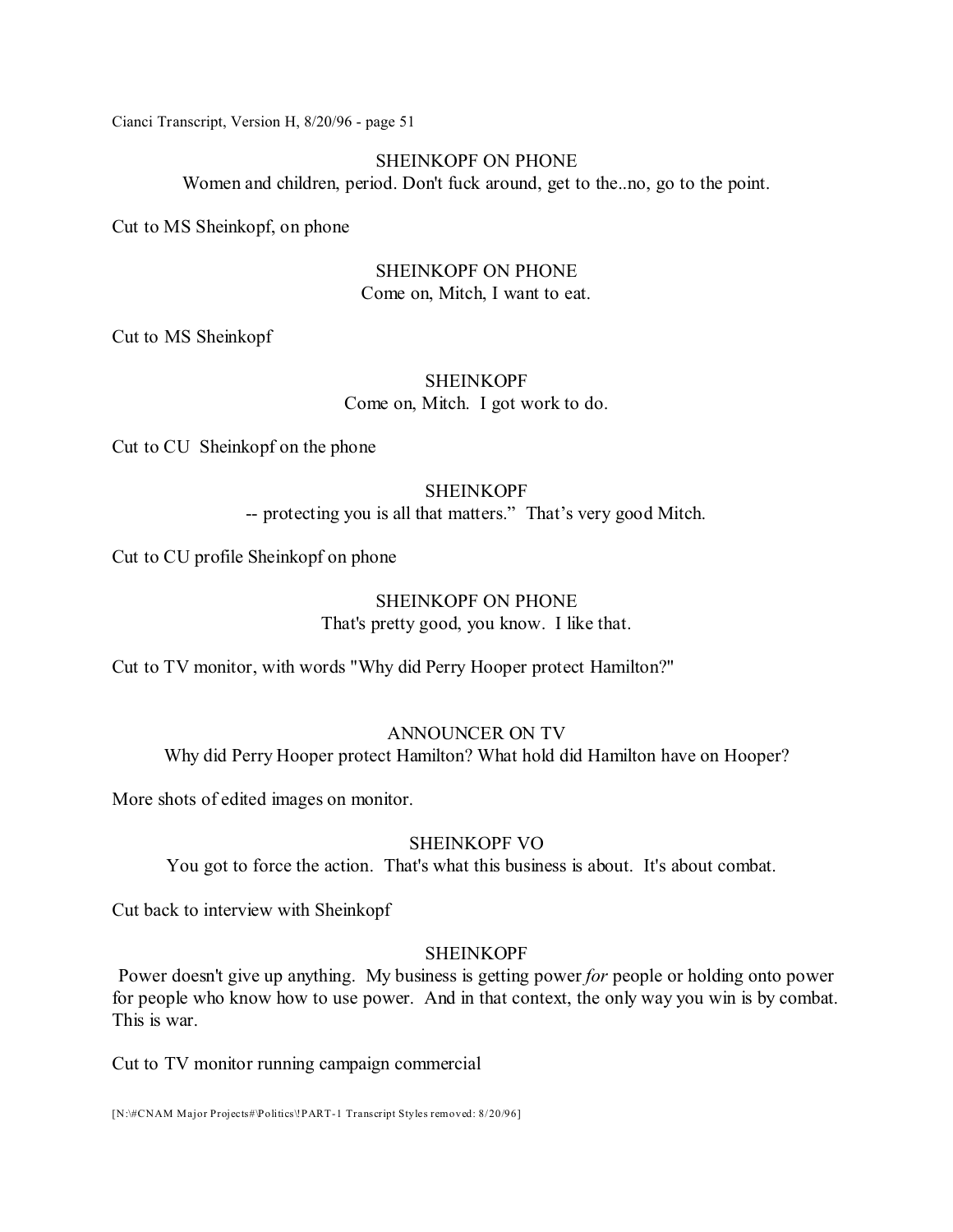SHEINKOPF ON PHONE

Women and children, period. Don't fuck around, get to the..no, go to the point.

Cut to MS Sheinkopf, on phone

SHEINKOPF ON PHONE

Come on, Mitch, I want to eat.

Cut to MS Sheinkopf

SHEINKOPF

Come on, Mitch. I got work to do.

Cut to CU Sheinkopf on the phone

SHEINKOPF

-- protecting you is all that matters." That's very good Mitch.

Cut to CU profile Sheinkopf on phone

SHEINKOPF ON PHONE

That's pretty good, you know. I like that.

Cut to TV monitor, with words "Why did Perry Hooper protect Hamilton?"

ANNOUNCER ON TV

Why did Perry Hooper protect Hamilton? What hold did Hamilton have on Hooper?

More shots of edited images on monitor.

SHEINKOPF VO

You got to force the action. That's what this business is about. It's about combat.

Cut back to interview with Sheinkopf

SHEINKOPF

Power doesn't give up anything. My business is getting power *for* people or holding onto power for people who know how to use power. And in that context, the only way you win is by combat. This is war.

Cut to TV monitor running campaign commercial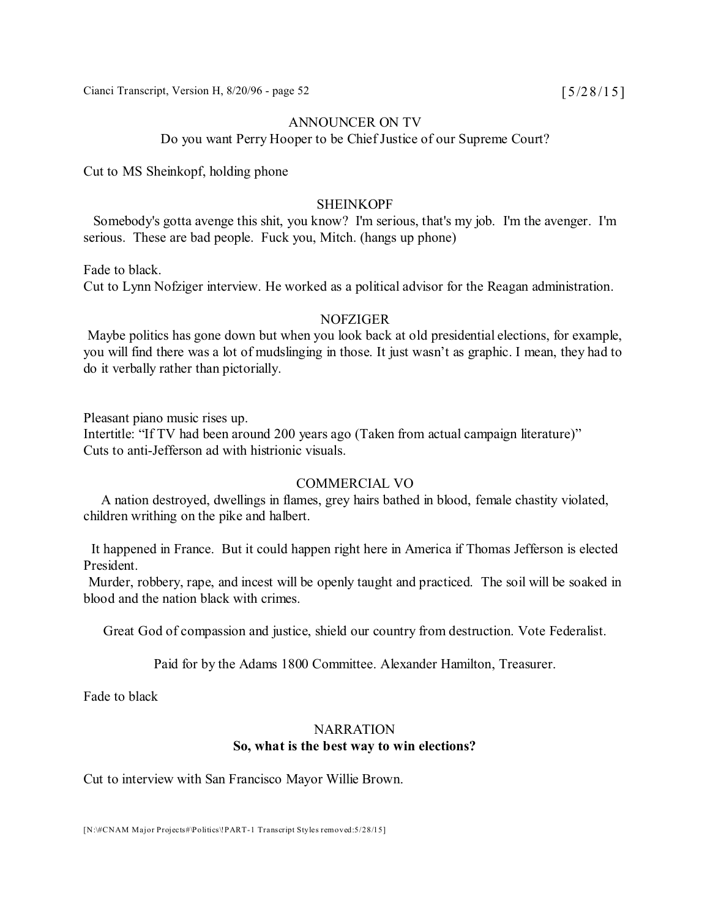ANNOUNCER ON TV

Do you want Perry Hooper to be Chief Justice of our Supreme Court?

Cut to MS Sheinkopf, holding phone

SHEINKOPF

Somebody's gotta avenge this shit, you know? I'm serious, that's my job. I'm the avenger. I'm serious. These are bad people. Fuck you, Mitch. (hangs up phone)

Fade to black.

Cut to Lynn Nofziger interview. He worked as a political advisor for the Reagan administration.

NOFZIGER

Maybe politics has gone down but when you look back at old presidential elections, for example, you will find there was a lot of mudslinging in those. It just wasn't as graphic. I mean, they had to do it verbally rather than pictorially.

Pleasant piano music rises up.

Intertitle: "If TV had been around 200 years ago (Taken from actual campaign literature)"

Cuts to anti-Jefferson ad with histrionic visuals.

COMMERCIAL VO

A nation destroyed, dwellings in flames, grey hairs bathed in blood, female chastity violated, children writhing on the pike and halbert.

It happened in France. But it could happen right here in America if Thomas Jefferson is elected President.

Murder, robbery, rape, and incest will be openly taught and practiced. The soil will be soaked in blood and the nation black with crimes.

Great God of compassion and justice, shield our country from destruction. Vote Federalist.

Paid for by the Adams 1800 Committee. Alexander Hamilton, Treasurer.

Fade to black

NARRATION

**So, what is the best way to win elections?**

Cut to interview with San Francisco Mayor Willie Brown.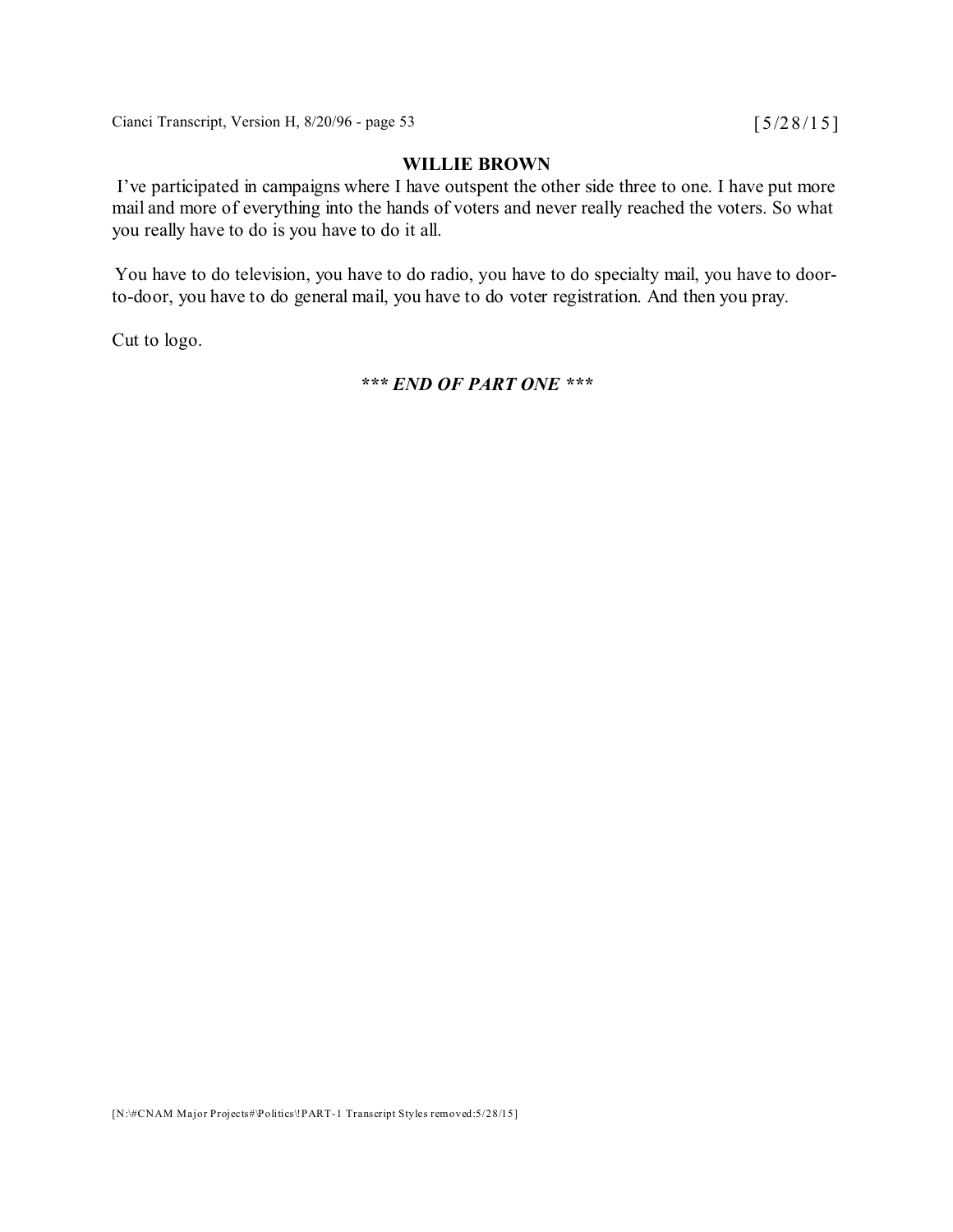**WILLIE BROWN**

I've participated in campaigns where I have outspent the other side three to one. I have put more mail and more of everything into the hands of voters and never really reached the voters. So what you really have to do is you have to do it all.

You have to do television, you have to do radio, you have to do specialty mail, you have to door-to-door, you have to do general mail, you have to do voter registration. And then you pray.

Cut to logo.

***\*\*\* END OF PART ONE \*\*\****